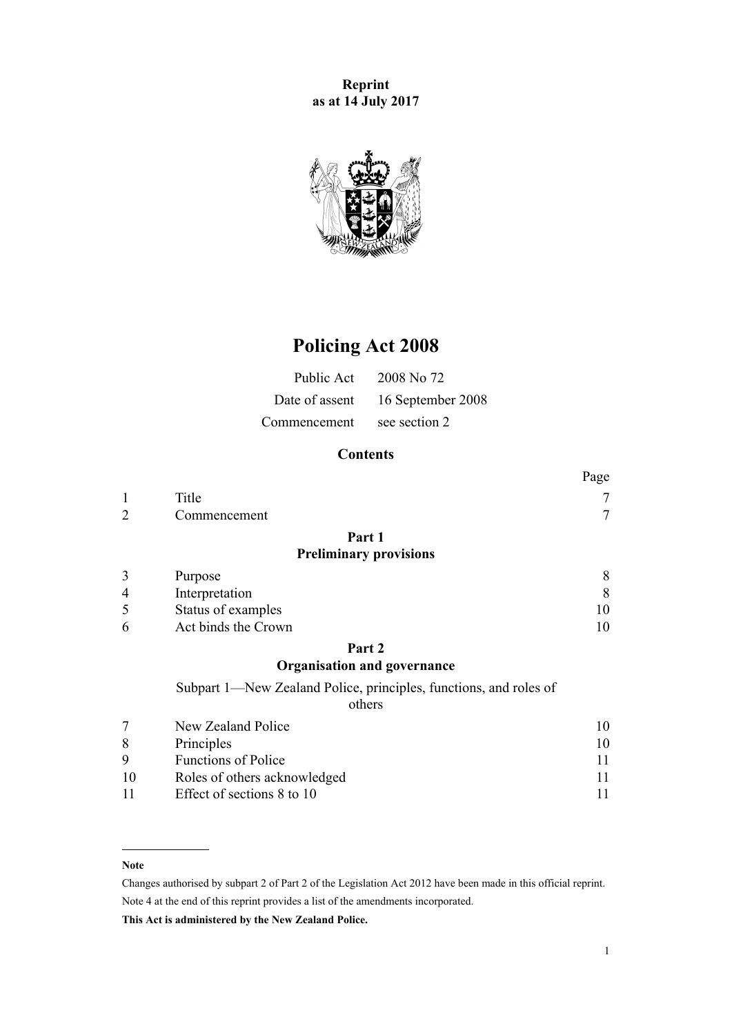**Reprint**
**as at 14 July 2017**

# Policing Act 2008

| | |
|---|---|
| Public Act | 2008 No 72 |
| Date of assent | 16 September 2008 |
| Commencement | see section 2 |

## Contents

| | | Page |
|---|---|---|
| 1 | Title | 7 |
| 2 | Commencement | 7 |
| | **Part 1** **Preliminary provisions** | |
| 3 | Purpose | 8 |
| 4 | Interpretation | 8 |
| 5 | Status of examples | 10 |
| 6 | Act binds the Crown | 10 |
| | **Part 2** **Organisation and governance** | |
| | Subpart 1—New Zealand Police, principles, functions, and roles of others | |
| 7 | New Zealand Police | 10 |
| 8 | Principles | 10 |
| 9 | Functions of Police | 11 |
| 10 | Roles of others acknowledged | 11 |
| 11 | Effect of sections 8 to 10 | 11 |

**Note**

Changes authorised by subpart 2 of Part 2 of the Legislation Act 2012 have been made in this official reprint.

Note 4 at the end of this reprint provides a list of the amendments incorporated.

**This Act is administered by the New Zealand Police.**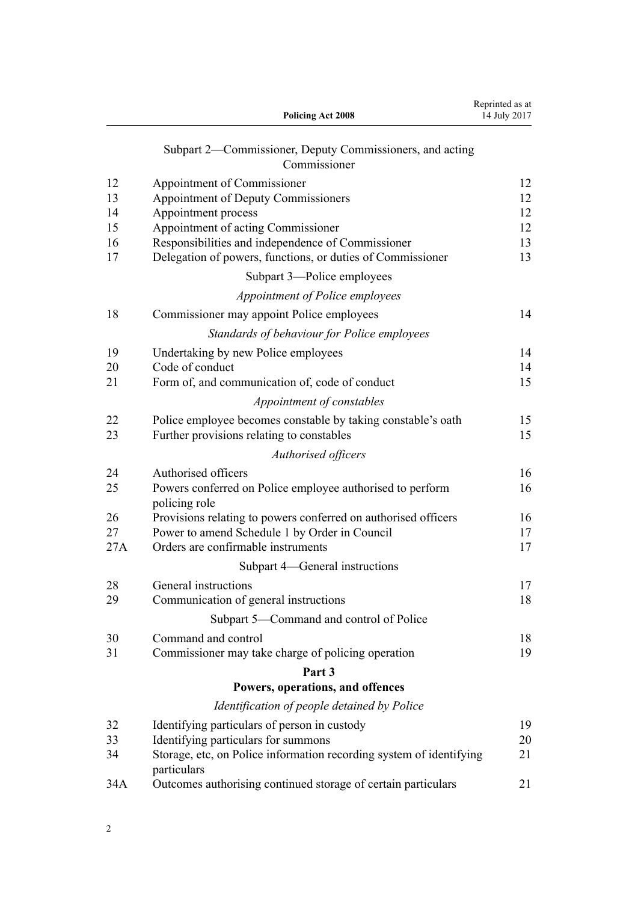Subpart 2—Commissioner, Deputy Commissioners, and acting Commissioner

| | | |
|---|---|---|
| 12 | Appointment of Commissioner | 12 |
| 13 | Appointment of Deputy Commissioners | 12 |
| 14 | Appointment process | 12 |
| 15 | Appointment of acting Commissioner | 12 |
| 16 | Responsibilities and independence of Commissioner | 13 |
| 17 | Delegation of powers, functions, or duties of Commissioner | 13 |

Subpart 3—Police employees

*Appointment of Police employees*

| | | |
|---|---|---|
| 18 | Commissioner may appoint Police employees | 14 |

*Standards of behaviour for Police employees*

| | | |
|---|---|---|
| 19 | Undertaking by new Police employees | 14 |
| 20 | Code of conduct | 14 |
| 21 | Form of, and communication of, code of conduct | 15 |

*Appointment of constables*

| | | |
|---|---|---|
| 22 | Police employee becomes constable by taking constable's oath | 15 |
| 23 | Further provisions relating to constables | 15 |

*Authorised officers*

| | | |
|---|---|---|
| 24 | Authorised officers | 16 |
| 25 | Powers conferred on Police employee authorised to perform policing role | 16 |
| 26 | Provisions relating to powers conferred on authorised officers | 16 |
| 27 | Power to amend Schedule 1 by Order in Council | 17 |
| 27A | Orders are confirmable instruments | 17 |

Subpart 4—General instructions

| | | |
|---|---|---|
| 28 | General instructions | 17 |
| 29 | Communication of general instructions | 18 |

Subpart 5—Command and control of Police

| | | |
|---|---|---|
| 30 | Command and control | 18 |
| 31 | Commissioner may take charge of policing operation | 19 |

**Part 3**
**Powers, operations, and offences**

*Identification of people detained by Police*

| | | |
|---|---|---|
| 32 | Identifying particulars of person in custody | 19 |
| 33 | Identifying particulars for summons | 20 |
| 34 | Storage, etc, on Police information recording system of identifying particulars | 21 |
| 34A | Outcomes authorising continued storage of certain particulars | 21 |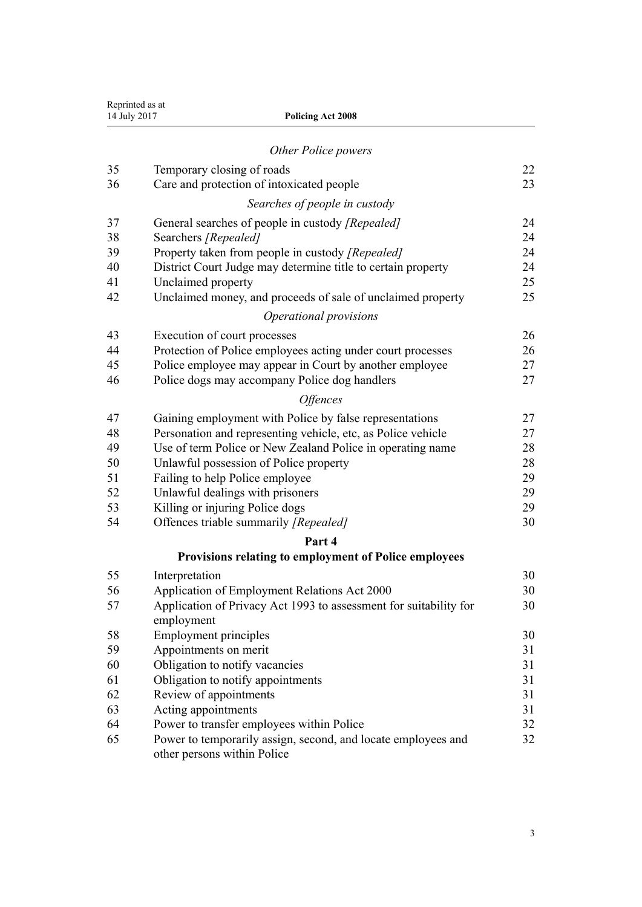*Other Police powers*

| | | |
|---|---|---|
| 35 | Temporary closing of roads | 22 |
| 36 | Care and protection of intoxicated people | 23 |

*Searches of people in custody*

| | | |
|---|---|---|
| 37 | General searches of people in custody *[Repealed]* | 24 |
| 38 | Searchers *[Repealed]* | 24 |
| 39 | Property taken from people in custody *[Repealed]* | 24 |
| 40 | District Court Judge may determine title to certain property | 24 |
| 41 | Unclaimed property | 25 |
| 42 | Unclaimed money, and proceeds of sale of unclaimed property | 25 |

*Operational provisions*

| | | |
|---|---|---|
| 43 | Execution of court processes | 26 |
| 44 | Protection of Police employees acting under court processes | 26 |
| 45 | Police employee may appear in Court by another employee | 27 |
| 46 | Police dogs may accompany Police dog handlers | 27 |

*Offences*

| | | |
|---|---|---|
| 47 | Gaining employment with Police by false representations | 27 |
| 48 | Personation and representing vehicle, etc, as Police vehicle | 27 |
| 49 | Use of term Police or New Zealand Police in operating name | 28 |
| 50 | Unlawful possession of Police property | 28 |
| 51 | Failing to help Police employee | 29 |
| 52 | Unlawful dealings with prisoners | 29 |
| 53 | Killing or injuring Police dogs | 29 |
| 54 | Offences triable summarily *[Repealed]* | 30 |

**Part 4**

**Provisions relating to employment of Police employees**

| | | |
|---|---|---|
| 55 | Interpretation | 30 |
| 56 | Application of Employment Relations Act 2000 | 30 |
| 57 | Application of Privacy Act 1993 to assessment for suitability for employment | 30 |
| 58 | Employment principles | 30 |
| 59 | Appointments on merit | 31 |
| 60 | Obligation to notify vacancies | 31 |
| 61 | Obligation to notify appointments | 31 |
| 62 | Review of appointments | 31 |
| 63 | Acting appointments | 31 |
| 64 | Power to transfer employees within Police | 32 |
| 65 | Power to temporarily assign, second, and locate employees and other persons within Police | 32 |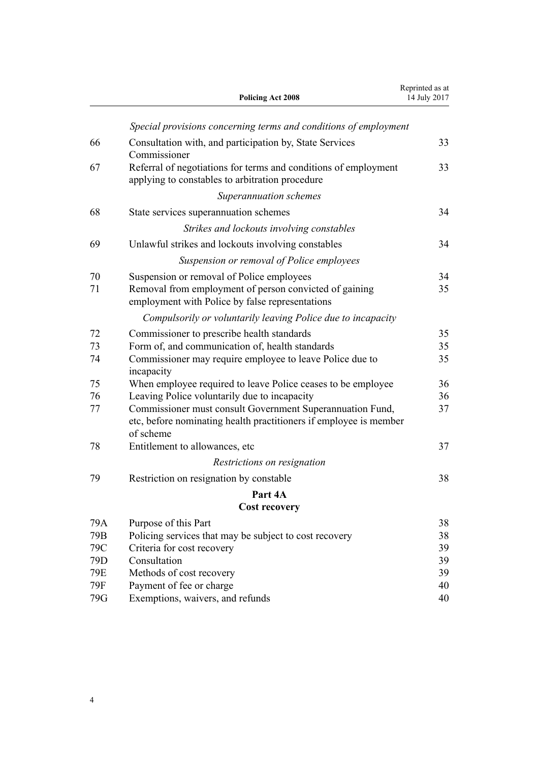*Special provisions concerning terms and conditions of employment*

| | | |
|---|---|---|
| 66 | Consultation with, and participation by, State Services Commissioner | 33 |
| 67 | Referral of negotiations for terms and conditions of employment applying to constables to arbitration procedure | 33 |

*Superannuation schemes*

| | | |
|---|---|---|
| 68 | State services superannuation schemes | 34 |

*Strikes and lockouts involving constables*

| | | |
|---|---|---|
| 69 | Unlawful strikes and lockouts involving constables | 34 |

*Suspension or removal of Police employees*

| | | |
|---|---|---|
| 70 | Suspension or removal of Police employees | 34 |
| 71 | Removal from employment of person convicted of gaining employment with Police by false representations | 35 |

*Compulsorily or voluntarily leaving Police due to incapacity*

| | | |
|---|---|---|
| 72 | Commissioner to prescribe health standards | 35 |
| 73 | Form of, and communication of, health standards | 35 |
| 74 | Commissioner may require employee to leave Police due to incapacity | 35 |
| 75 | When employee required to leave Police ceases to be employee | 36 |
| 76 | Leaving Police voluntarily due to incapacity | 36 |
| 77 | Commissioner must consult Government Superannuation Fund, etc, before nominating health practitioners if employee is member of scheme | 37 |
| 78 | Entitlement to allowances, etc | 37 |

*Restrictions on resignation*

| | | |
|---|---|---|
| 79 | Restriction on resignation by constable | 38 |

**Part 4A**
**Cost recovery**

| | | |
|---|---|---|
| 79A | Purpose of this Part | 38 |
| 79B | Policing services that may be subject to cost recovery | 38 |
| 79C | Criteria for cost recovery | 39 |
| 79D | Consultation | 39 |
| 79E | Methods of cost recovery | 39 |
| 79F | Payment of fee or charge | 40 |
| 79G | Exemptions, waivers, and refunds | 40 |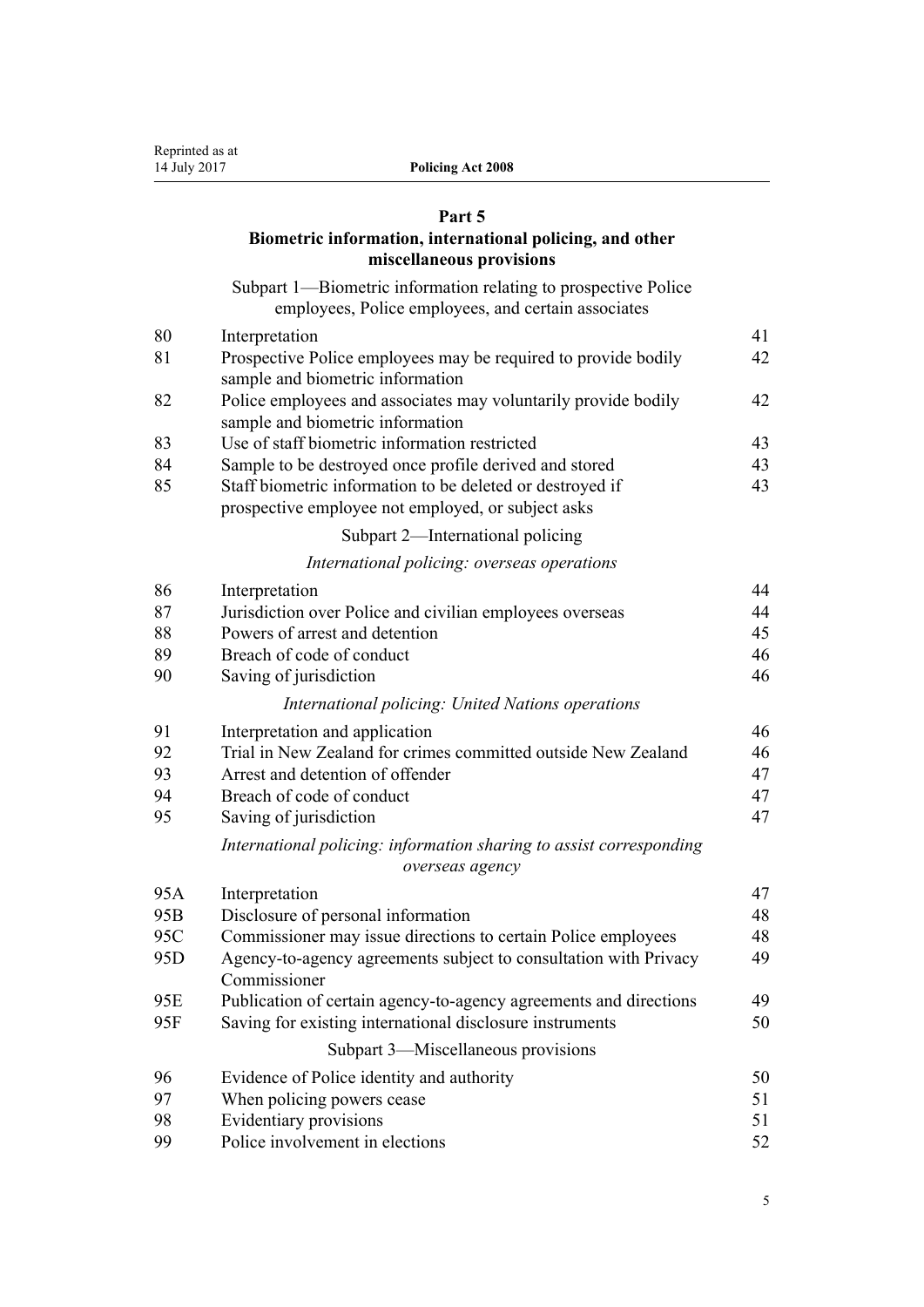## Part 5
## Biometric information, international policing, and other miscellaneous provisions

### Subpart 1—Biometric information relating to prospective Police employees, Police employees, and certain associates

| | | |
|---|---|---|
| 80 | Interpretation | 41 |
| 81 | Prospective Police employees may be required to provide bodily sample and biometric information | 42 |
| 82 | Police employees and associates may voluntarily provide bodily sample and biometric information | 42 |
| 83 | Use of staff biometric information restricted | 43 |
| 84 | Sample to be destroyed once profile derived and stored | 43 |
| 85 | Staff biometric information to be deleted or destroyed if prospective employee not employed, or subject asks | 43 |

### Subpart 2—International policing

*International policing: overseas operations*

| | | |
|---|---|---|
| 86 | Interpretation | 44 |
| 87 | Jurisdiction over Police and civilian employees overseas | 44 |
| 88 | Powers of arrest and detention | 45 |
| 89 | Breach of code of conduct | 46 |
| 90 | Saving of jurisdiction | 46 |

*International policing: United Nations operations*

| | | |
|---|---|---|
| 91 | Interpretation and application | 46 |
| 92 | Trial in New Zealand for crimes committed outside New Zealand | 46 |
| 93 | Arrest and detention of offender | 47 |
| 94 | Breach of code of conduct | 47 |
| 95 | Saving of jurisdiction | 47 |

*International policing: information sharing to assist corresponding overseas agency*

| | | |
|---|---|---|
| 95A | Interpretation | 47 |
| 95B | Disclosure of personal information | 48 |
| 95C | Commissioner may issue directions to certain Police employees | 48 |
| 95D | Agency-to-agency agreements subject to consultation with Privacy Commissioner | 49 |
| 95E | Publication of certain agency-to-agency agreements and directions | 49 |
| 95F | Saving for existing international disclosure instruments | 50 |

### Subpart 3—Miscellaneous provisions

| | | |
|---|---|---|
| 96 | Evidence of Police identity and authority | 50 |
| 97 | When policing powers cease | 51 |
| 98 | Evidentiary provisions | 51 |
| 99 | Police involvement in elections | 52 |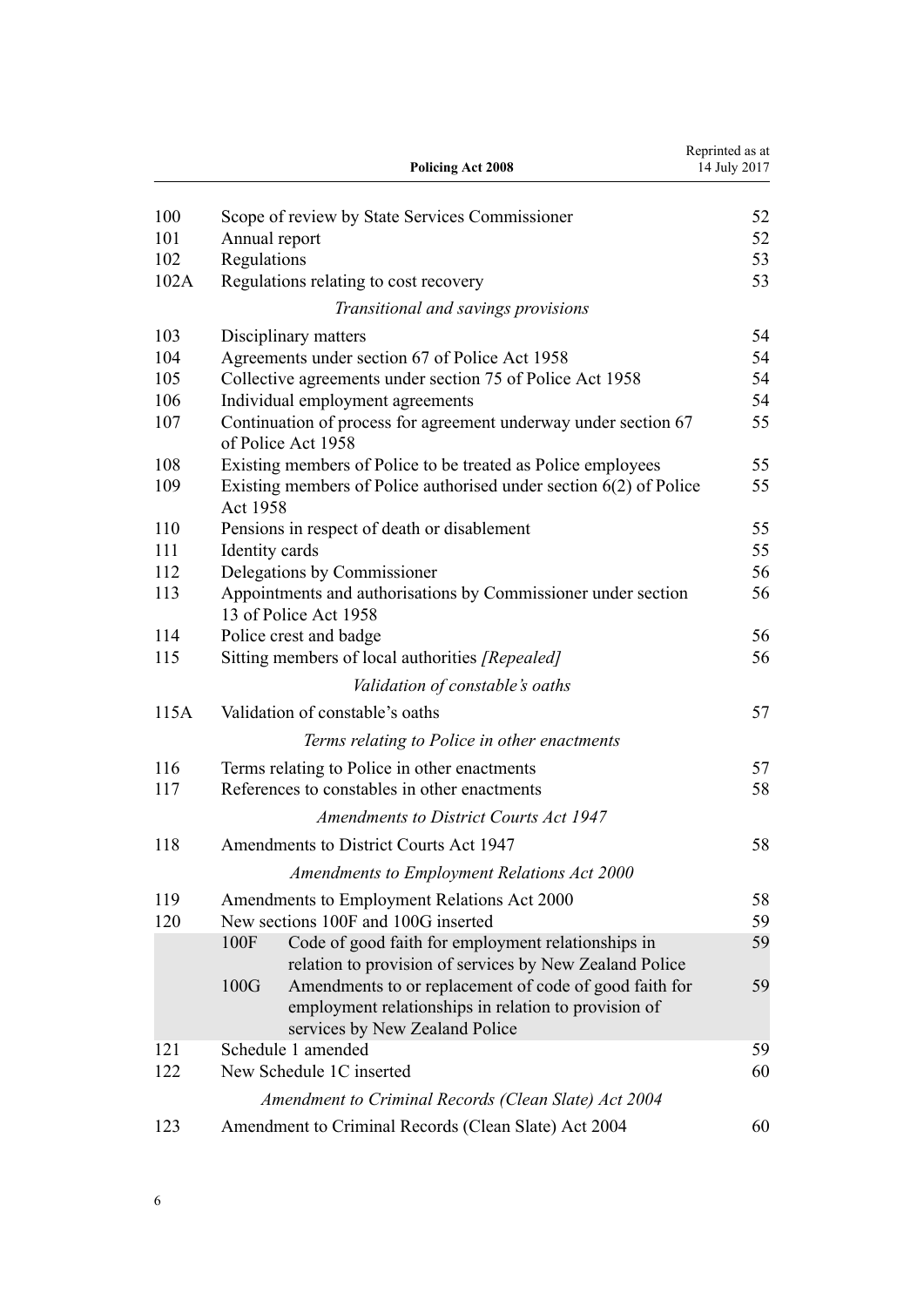| | | |
|---|---|---|
| 100 | Scope of review by State Services Commissioner | 52 |
| 101 | Annual report | 52 |
| 102 | Regulations | 53 |
| 102A | Regulations relating to cost recovery | 53 |
| | *Transitional and savings provisions* | |
| 103 | Disciplinary matters | 54 |
| 104 | Agreements under section 67 of Police Act 1958 | 54 |
| 105 | Collective agreements under section 75 of Police Act 1958 | 54 |
| 106 | Individual employment agreements | 54 |
| 107 | Continuation of process for agreement underway under section 67 of Police Act 1958 | 55 |
| 108 | Existing members of Police to be treated as Police employees | 55 |
| 109 | Existing members of Police authorised under section 6(2) of Police Act 1958 | 55 |
| 110 | Pensions in respect of death or disablement | 55 |
| 111 | Identity cards | 55 |
| 112 | Delegations by Commissioner | 56 |
| 113 | Appointments and authorisations by Commissioner under section 13 of Police Act 1958 | 56 |
| 114 | Police crest and badge | 56 |
| 115 | Sitting members of local authorities *[Repealed]* | 56 |
| | *Validation of constable's oaths* | |
| 115A | Validation of constable's oaths | 57 |
| | *Terms relating to Police in other enactments* | |
| 116 | Terms relating to Police in other enactments | 57 |
| 117 | References to constables in other enactments | 58 |
| | *Amendments to District Courts Act 1947* | |
| 118 | Amendments to District Courts Act 1947 | 58 |
| | *Amendments to Employment Relations Act 2000* | |
| 119 | Amendments to Employment Relations Act 2000 | 58 |
| 120 | New sections 100F and 100G inserted | 59 |
| | 100F Code of good faith for employment relationships in relation to provision of services by New Zealand Police | 59 |
| | 100G Amendments to or replacement of code of good faith for employment relationships in relation to provision of services by New Zealand Police | 59 |
| 121 | Schedule 1 amended | 59 |
| 122 | New Schedule 1C inserted | 60 |
| | *Amendment to Criminal Records (Clean Slate) Act 2004* | |
| 123 | Amendment to Criminal Records (Clean Slate) Act 2004 | 60 |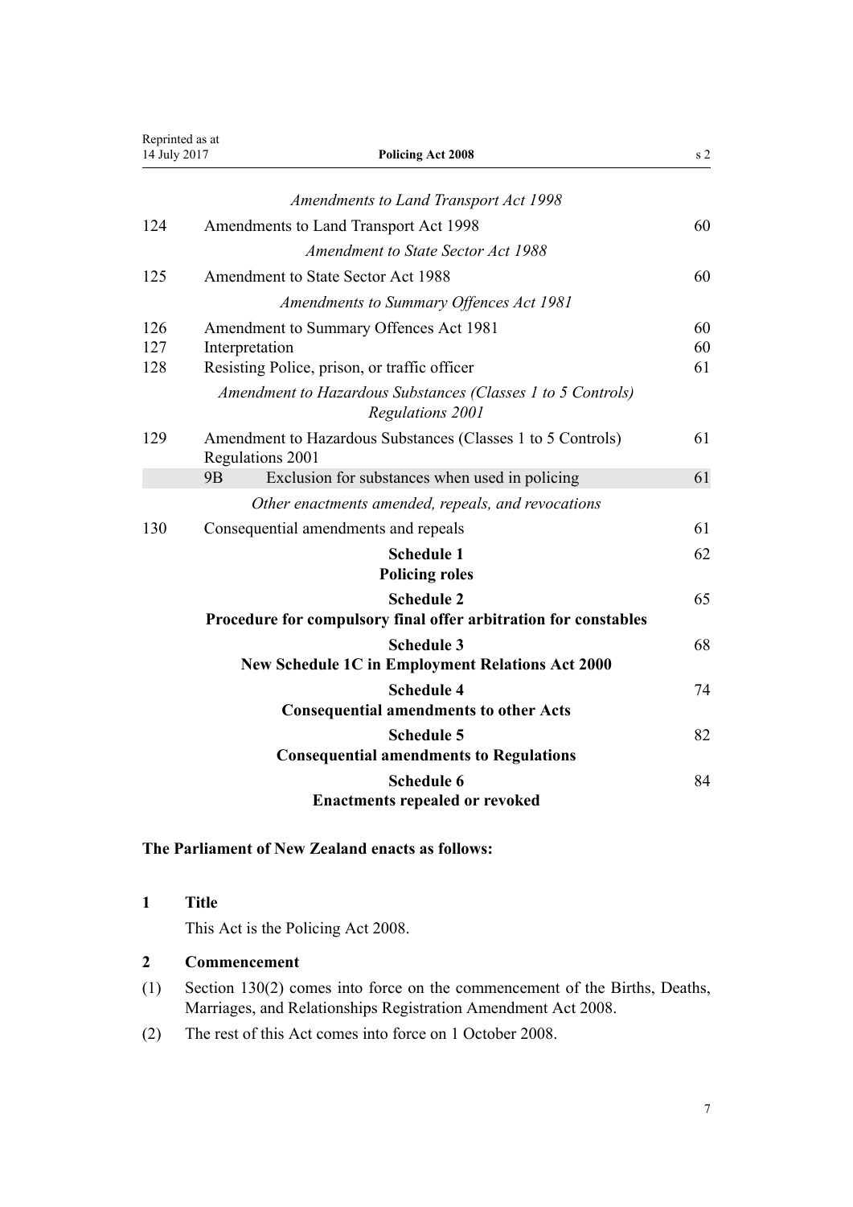| | | |
|---|---|---|
| | *Amendments to Land Transport Act 1998* | |
| 124 | Amendments to Land Transport Act 1998 | 60 |
| | *Amendment to State Sector Act 1988* | |
| 125 | Amendment to State Sector Act 1988 | 60 |
| | *Amendments to Summary Offences Act 1981* | |
| 126 | Amendment to Summary Offences Act 1981 | 60 |
| 127 | Interpretation | 60 |
| 128 | Resisting Police, prison, or traffic officer | 61 |
| | *Amendment to Hazardous Substances (Classes 1 to 5 Controls) Regulations 2001* | |
| 129 | Amendment to Hazardous Substances (Classes 1 to 5 Controls) Regulations 2001 | 61 |
| | 9B Exclusion for substances when used in policing | 61 |
| | *Other enactments amended, repeals, and revocations* | |
| 130 | Consequential amendments and repeals | 61 |
| | **Schedule 1** **Policing roles** | 62 |
| | **Schedule 2** **Procedure for compulsory final offer arbitration for constables** | 65 |
| | **Schedule 3** **New Schedule 1C in Employment Relations Act 2000** | 68 |
| | **Schedule 4** **Consequential amendments to other Acts** | 74 |
| | **Schedule 5** **Consequential amendments to Regulations** | 82 |
| | **Schedule 6** **Enactments repealed or revoked** | 84 |

**The Parliament of New Zealand enacts as follows:**

## 1 Title

This Act is the Policing Act 2008.

## 2 Commencement

(1) Section 130(2) comes into force on the commencement of the Births, Deaths, Marriages, and Relationships Registration Amendment Act 2008.

(2) The rest of this Act comes into force on 1 October 2008.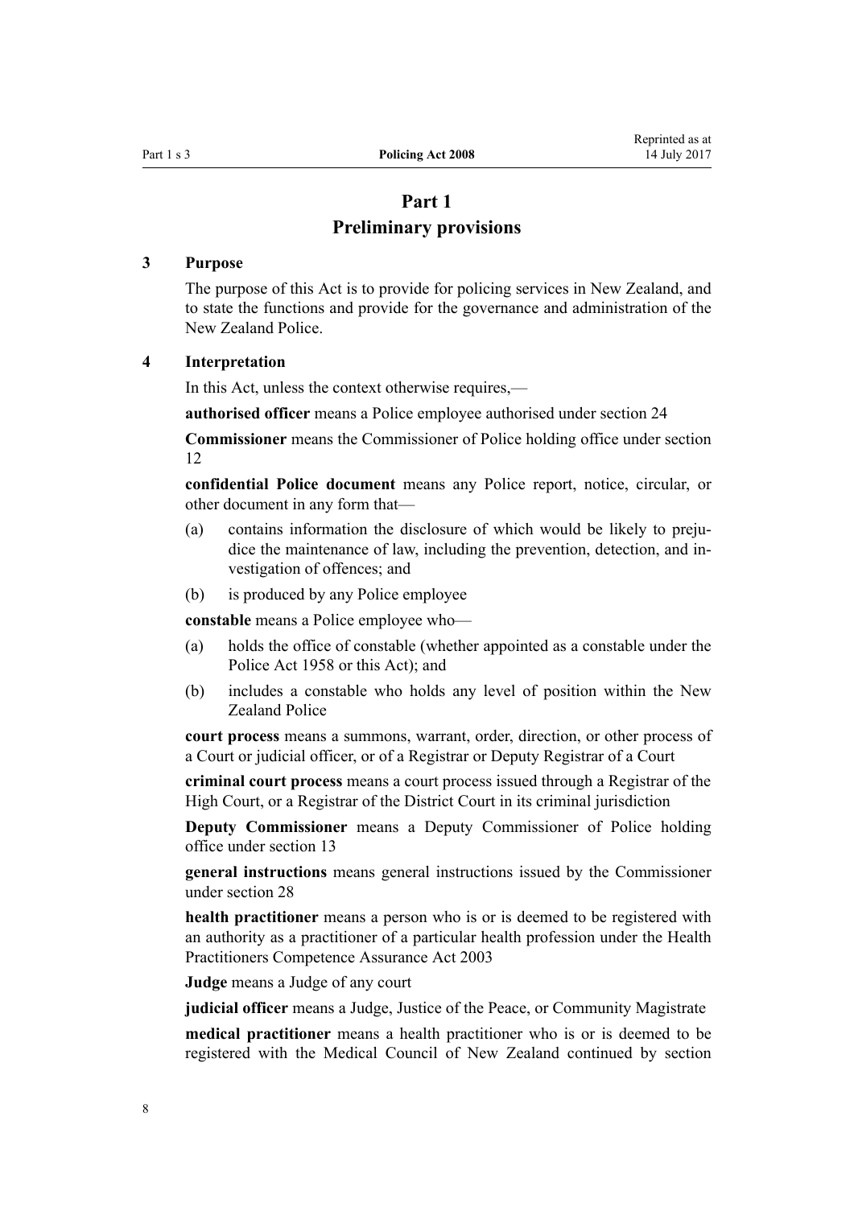# Part 1
## Preliminary provisions

### 3 Purpose

The purpose of this Act is to provide for policing services in New Zealand, and to state the functions and provide for the governance and administration of the New Zealand Police.

### 4 Interpretation

In this Act, unless the context otherwise requires,—

**authorised officer** means a Police employee authorised under section 24

**Commissioner** means the Commissioner of Police holding office under section 12

**confidential Police document** means any Police report, notice, circular, or other document in any form that—

- (a) contains information the disclosure of which would be likely to prejudice the maintenance of law, including the prevention, detection, and investigation of offences; and
- (b) is produced by any Police employee

**constable** means a Police employee who—

- (a) holds the office of constable (whether appointed as a constable under the Police Act 1958 or this Act); and
- (b) includes a constable who holds any level of position within the New Zealand Police

**court process** means a summons, warrant, order, direction, or other process of a Court or judicial officer, or of a Registrar or Deputy Registrar of a Court

**criminal court process** means a court process issued through a Registrar of the High Court, or a Registrar of the District Court in its criminal jurisdiction

**Deputy Commissioner** means a Deputy Commissioner of Police holding office under section 13

**general instructions** means general instructions issued by the Commissioner under section 28

**health practitioner** means a person who is or is deemed to be registered with an authority as a practitioner of a particular health profession under the Health Practitioners Competence Assurance Act 2003

**Judge** means a Judge of any court

**judicial officer** means a Judge, Justice of the Peace, or Community Magistrate

**medical practitioner** means a health practitioner who is or is deemed to be registered with the Medical Council of New Zealand continued by section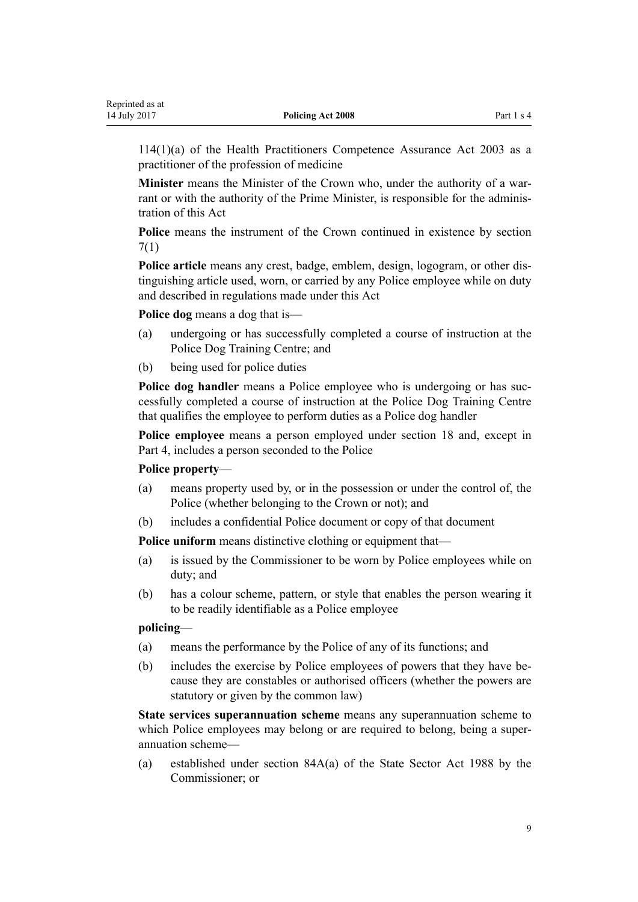114(1)(a) of the Health Practitioners Competence Assurance Act 2003 as a practitioner of the profession of medicine

**Minister** means the Minister of the Crown who, under the authority of a warrant or with the authority of the Prime Minister, is responsible for the administration of this Act

**Police** means the instrument of the Crown continued in existence by section 7(1)

**Police article** means any crest, badge, emblem, design, logogram, or other distinguishing article used, worn, or carried by any Police employee while on duty and described in regulations made under this Act

**Police dog** means a dog that is—

(a) undergoing or has successfully completed a course of instruction at the Police Dog Training Centre; and

(b) being used for police duties

**Police dog handler** means a Police employee who is undergoing or has successfully completed a course of instruction at the Police Dog Training Centre that qualifies the employee to perform duties as a Police dog handler

**Police employee** means a person employed under section 18 and, except in Part 4, includes a person seconded to the Police

**Police property**—

(a) means property used by, or in the possession or under the control of, the Police (whether belonging to the Crown or not); and

(b) includes a confidential Police document or copy of that document

**Police uniform** means distinctive clothing or equipment that—

(a) is issued by the Commissioner to be worn by Police employees while on duty; and

(b) has a colour scheme, pattern, or style that enables the person wearing it to be readily identifiable as a Police employee

**policing**—

(a) means the performance by the Police of any of its functions; and

(b) includes the exercise by Police employees of powers that they have because they are constables or authorised officers (whether the powers are statutory or given by the common law)

**State services superannuation scheme** means any superannuation scheme to which Police employees may belong or are required to belong, being a superannuation scheme—

(a) established under section 84A(a) of the State Sector Act 1988 by the Commissioner; or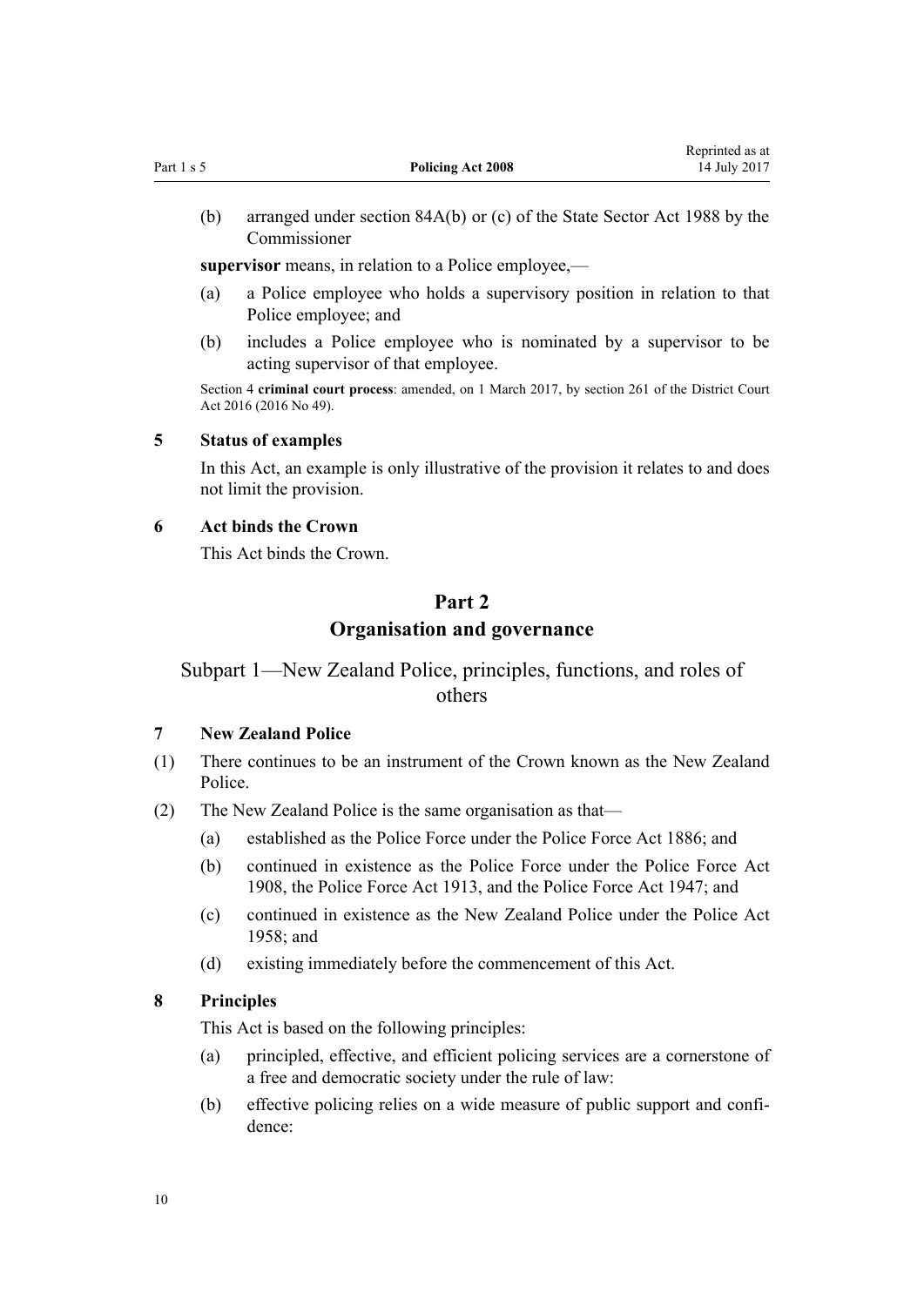(b) arranged under section 84A(b) or (c) of the State Sector Act 1988 by the Commissioner

**supervisor** means, in relation to a Police employee,—

(a) a Police employee who holds a supervisory position in relation to that Police employee; and

(b) includes a Police employee who is nominated by a supervisor to be acting supervisor of that employee.

Section 4 **criminal court process**: amended, on 1 March 2017, by section 261 of the District Court Act 2016 (2016 No 49).

### 5 Status of examples

In this Act, an example is only illustrative of the provision it relates to and does not limit the provision.

### 6 Act binds the Crown

This Act binds the Crown.

# Part 2
# Organisation and governance

## Subpart 1—New Zealand Police, principles, functions, and roles of others

### 7 New Zealand Police

(1) There continues to be an instrument of the Crown known as the New Zealand Police.

(2) The New Zealand Police is the same organisation as that—

(a) established as the Police Force under the Police Force Act 1886; and

(b) continued in existence as the Police Force under the Police Force Act 1908, the Police Force Act 1913, and the Police Force Act 1947; and

(c) continued in existence as the New Zealand Police under the Police Act 1958; and

(d) existing immediately before the commencement of this Act.

### 8 Principles

This Act is based on the following principles:

(a) principled, effective, and efficient policing services are a cornerstone of a free and democratic society under the rule of law:

(b) effective policing relies on a wide measure of public support and confidence: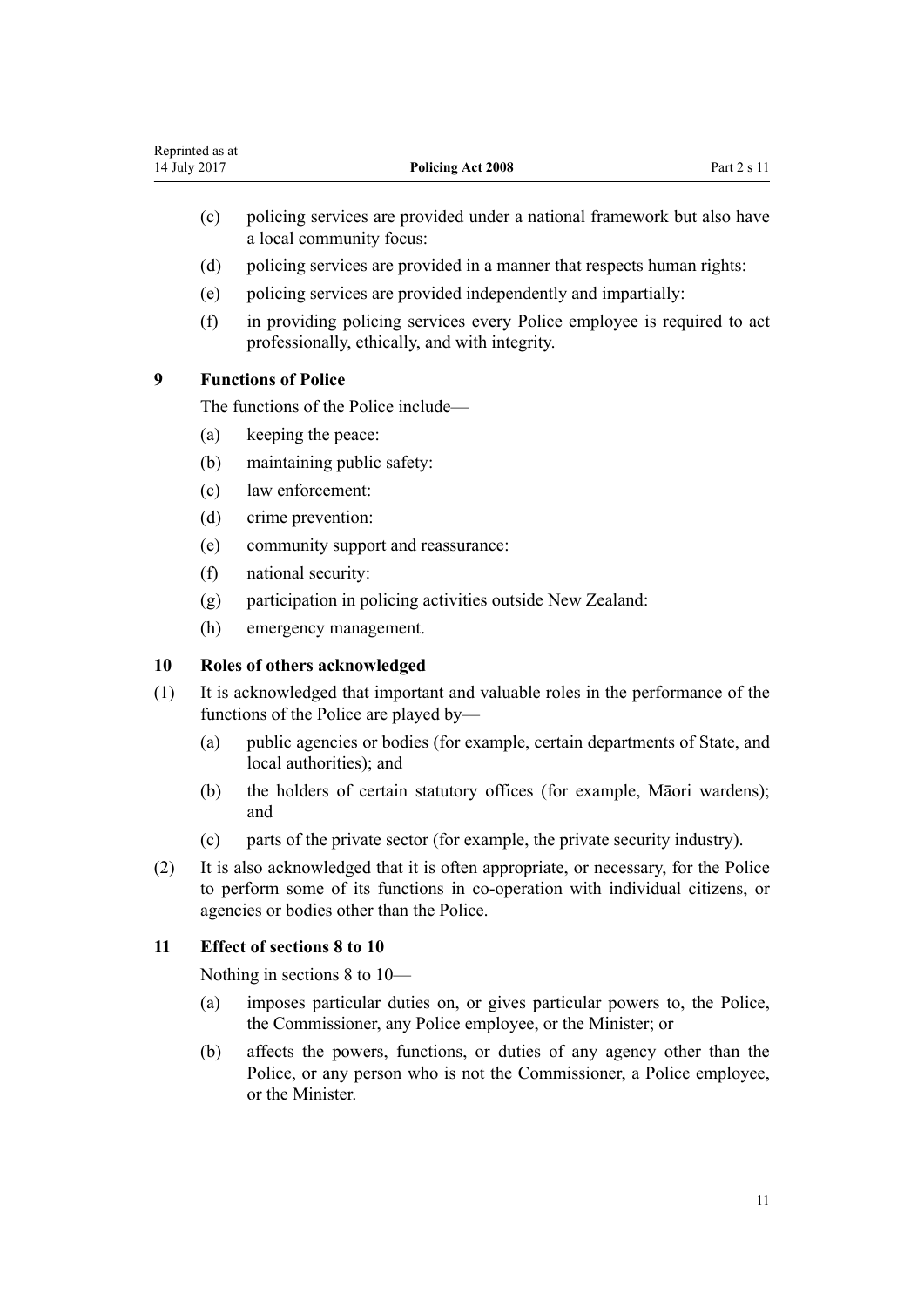(c) policing services are provided under a national framework but also have a local community focus:

(d) policing services are provided in a manner that respects human rights:

(e) policing services are provided independently and impartially:

(f) in providing policing services every Police employee is required to act professionally, ethically, and with integrity.

### 9 Functions of Police

The functions of the Police include—

(a) keeping the peace:

(b) maintaining public safety:

(c) law enforcement:

(d) crime prevention:

(e) community support and reassurance:

(f) national security:

(g) participation in policing activities outside New Zealand:

(h) emergency management.

### 10 Roles of others acknowledged

(1) It is acknowledged that important and valuable roles in the performance of the functions of the Police are played by—

(a) public agencies or bodies (for example, certain departments of State, and local authorities); and

(b) the holders of certain statutory offices (for example, Māori wardens); and

(c) parts of the private sector (for example, the private security industry).

(2) It is also acknowledged that it is often appropriate, or necessary, for the Police to perform some of its functions in co-operation with individual citizens, or agencies or bodies other than the Police.

### 11 Effect of sections 8 to 10

Nothing in sections 8 to 10—

(a) imposes particular duties on, or gives particular powers to, the Police, the Commissioner, any Police employee, or the Minister; or

(b) affects the powers, functions, or duties of any agency other than the Police, or any person who is not the Commissioner, a Police employee, or the Minister.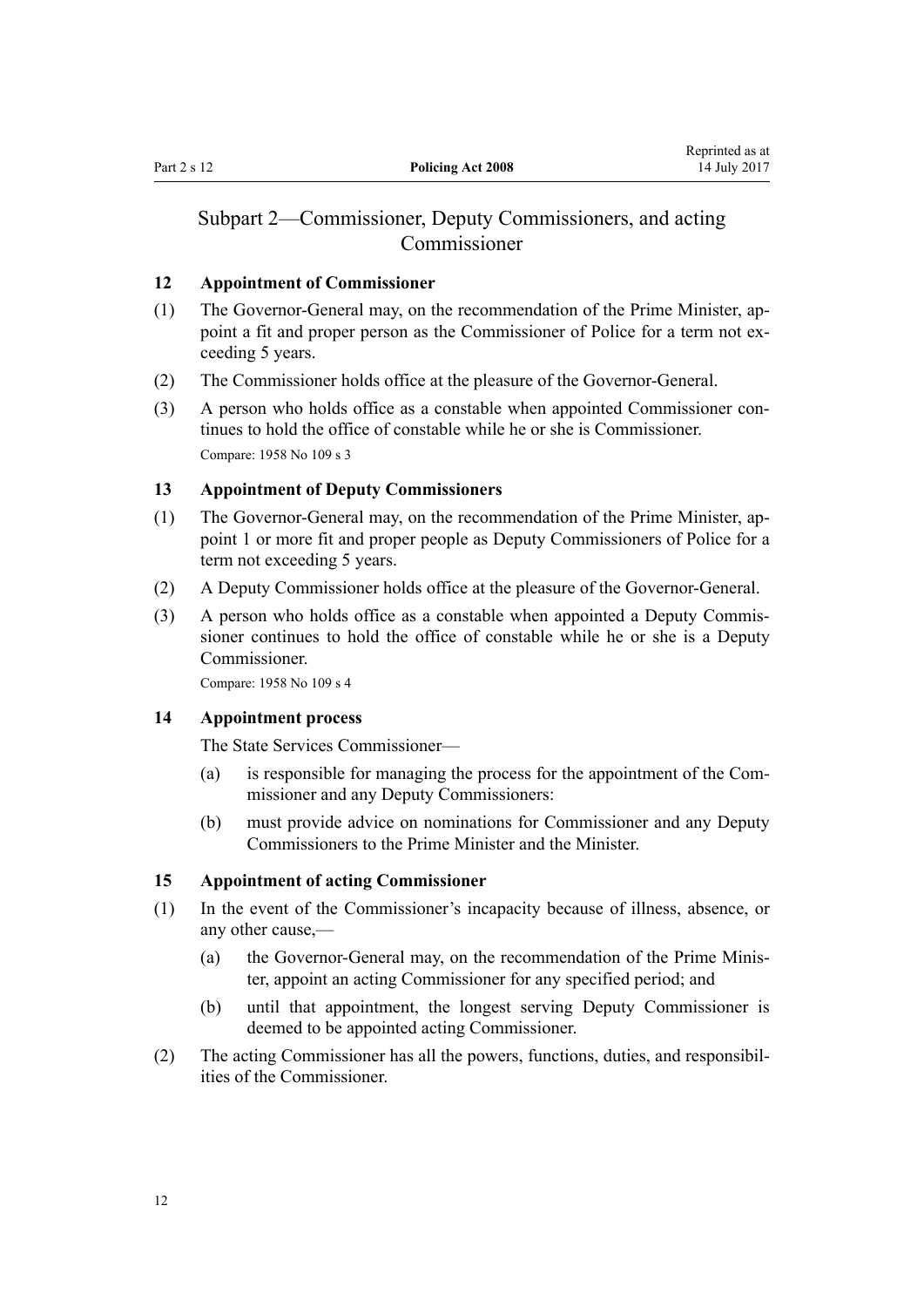## Subpart 2—Commissioner, Deputy Commissioners, and acting Commissioner

### 12 Appointment of Commissioner

(1) The Governor-General may, on the recommendation of the Prime Minister, appoint a fit and proper person as the Commissioner of Police for a term not exceeding 5 years.

(2) The Commissioner holds office at the pleasure of the Governor-General.

(3) A person who holds office as a constable when appointed Commissioner continues to hold the office of constable while he or she is Commissioner.

Compare: 1958 No 109 s 3

### 13 Appointment of Deputy Commissioners

(1) The Governor-General may, on the recommendation of the Prime Minister, appoint 1 or more fit and proper people as Deputy Commissioners of Police for a term not exceeding 5 years.

(2) A Deputy Commissioner holds office at the pleasure of the Governor-General.

(3) A person who holds office as a constable when appointed a Deputy Commissioner continues to hold the office of constable while he or she is a Deputy Commissioner.

Compare: 1958 No 109 s 4

### 14 Appointment process

The State Services Commissioner—

(a) is responsible for managing the process for the appointment of the Commissioner and any Deputy Commissioners:

(b) must provide advice on nominations for Commissioner and any Deputy Commissioners to the Prime Minister and the Minister.

### 15 Appointment of acting Commissioner

(1) In the event of the Commissioner's incapacity because of illness, absence, or any other cause,—

(a) the Governor-General may, on the recommendation of the Prime Minister, appoint an acting Commissioner for any specified period; and

(b) until that appointment, the longest serving Deputy Commissioner is deemed to be appointed acting Commissioner.

(2) The acting Commissioner has all the powers, functions, duties, and responsibilities of the Commissioner.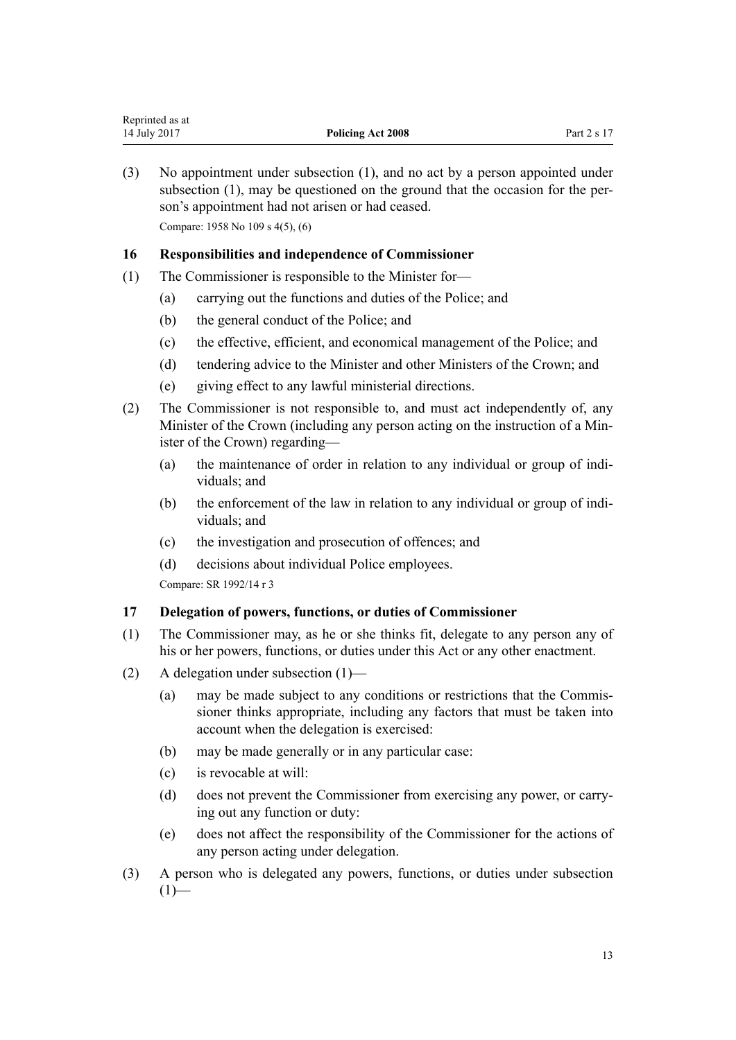(3) No appointment under subsection (1), and no act by a person appointed under subsection (1), may be questioned on the ground that the occasion for the person's appointment had not arisen or had ceased.

Compare: 1958 No 109 s 4(5), (6)

### 16 Responsibilities and independence of Commissioner

(1) The Commissioner is responsible to the Minister for—

- (a) carrying out the functions and duties of the Police; and
- (b) the general conduct of the Police; and
- (c) the effective, efficient, and economical management of the Police; and
- (d) tendering advice to the Minister and other Ministers of the Crown; and
- (e) giving effect to any lawful ministerial directions.

(2) The Commissioner is not responsible to, and must act independently of, any Minister of the Crown (including any person acting on the instruction of a Minister of the Crown) regarding—

- (a) the maintenance of order in relation to any individual or group of individuals; and
- (b) the enforcement of the law in relation to any individual or group of individuals; and
- (c) the investigation and prosecution of offences; and
- (d) decisions about individual Police employees.

Compare: SR 1992/14 r 3

### 17 Delegation of powers, functions, or duties of Commissioner

(1) The Commissioner may, as he or she thinks fit, delegate to any person any of his or her powers, functions, or duties under this Act or any other enactment.

(2) A delegation under subsection (1)—

- (a) may be made subject to any conditions or restrictions that the Commissioner thinks appropriate, including any factors that must be taken into account when the delegation is exercised:
- (b) may be made generally or in any particular case:
- (c) is revocable at will:
- (d) does not prevent the Commissioner from exercising any power, or carrying out any function or duty:
- (e) does not affect the responsibility of the Commissioner for the actions of any person acting under delegation.

(3) A person who is delegated any powers, functions, or duties under subsection (1)—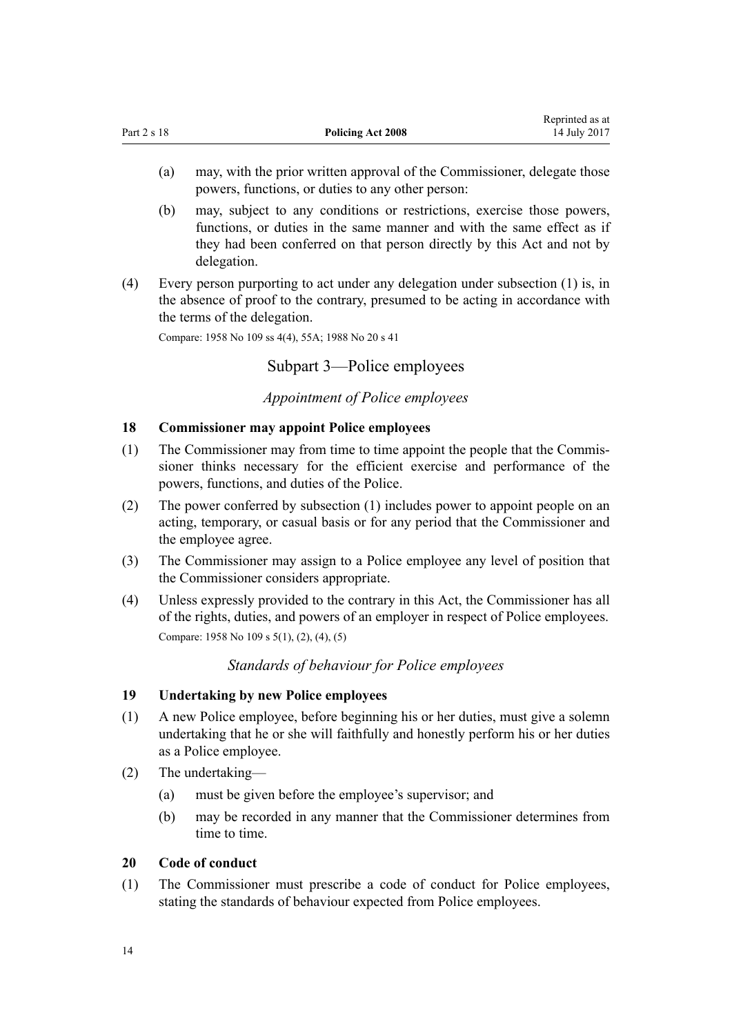(a) may, with the prior written approval of the Commissioner, delegate those powers, functions, or duties to any other person:

(b) may, subject to any conditions or restrictions, exercise those powers, functions, or duties in the same manner and with the same effect as if they had been conferred on that person directly by this Act and not by delegation.

(4) Every person purporting to act under any delegation under subsection (1) is, in the absence of proof to the contrary, presumed to be acting in accordance with the terms of the delegation.

Compare: 1958 No 109 ss 4(4), 55A; 1988 No 20 s 41

## Subpart 3—Police employees

### *Appointment of Police employees*

#### 18 Commissioner may appoint Police employees

(1) The Commissioner may from time to time appoint the people that the Commissioner thinks necessary for the efficient exercise and performance of the powers, functions, and duties of the Police.

(2) The power conferred by subsection (1) includes power to appoint people on an acting, temporary, or casual basis or for any period that the Commissioner and the employee agree.

(3) The Commissioner may assign to a Police employee any level of position that the Commissioner considers appropriate.

(4) Unless expressly provided to the contrary in this Act, the Commissioner has all of the rights, duties, and powers of an employer in respect of Police employees.

Compare: 1958 No 109 s 5(1), (2), (4), (5)

### *Standards of behaviour for Police employees*

#### 19 Undertaking by new Police employees

(1) A new Police employee, before beginning his or her duties, must give a solemn undertaking that he or she will faithfully and honestly perform his or her duties as a Police employee.

(2) The undertaking—

(a) must be given before the employee's supervisor; and

(b) may be recorded in any manner that the Commissioner determines from time to time.

#### 20 Code of conduct

(1) The Commissioner must prescribe a code of conduct for Police employees, stating the standards of behaviour expected from Police employees.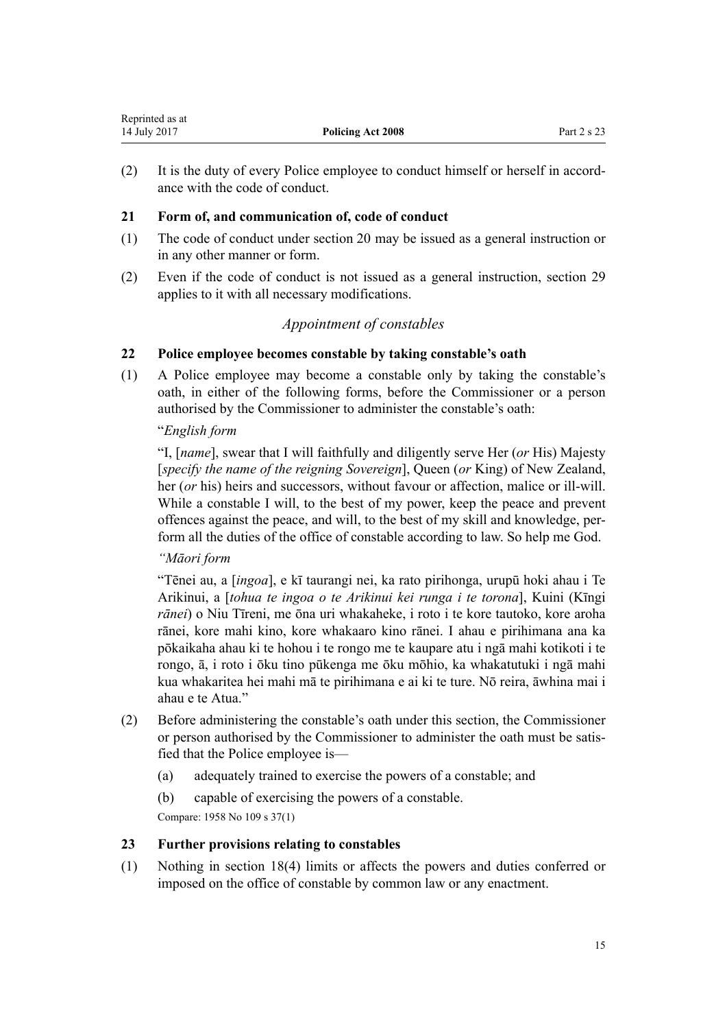(2) It is the duty of every Police employee to conduct himself or herself in accordance with the code of conduct.

### 21 Form of, and communication of, code of conduct

(1) The code of conduct under section 20 may be issued as a general instruction or in any other manner or form.

(2) Even if the code of conduct is not issued as a general instruction, section 29 applies to it with all necessary modifications.

## *Appointment of constables*

### 22 Police employee becomes constable by taking constable's oath

(1) A Police employee may become a constable only by taking the constable's oath, in either of the following forms, before the Commissioner or a person authorised by the Commissioner to administer the constable's oath:

"*English form*

"I, [*name*], swear that I will faithfully and diligently serve Her (*or* His) Majesty [*specify the name of the reigning Sovereign*], Queen (*or* King) of New Zealand, her (*or* his) heirs and successors, without favour or affection, malice or ill-will. While a constable I will, to the best of my power, keep the peace and prevent offences against the peace, and will, to the best of my skill and knowledge, perform all the duties of the office of constable according to law. So help me God.

*"Māori form*

"Tēnei au, a [*ingoa*], e kī taurangi nei, ka rato pirihonga, urupū hoki ahau i Te Arikinui, a [*tohua te ingoa o te Arikinui kei runga i te torona*], Kuini (Kīngi *rānei*) o Niu Tīreni, me ōna uri whakaheke, i roto i te kore tautoko, kore aroha rānei, kore mahi kino, kore whakaaro kino rānei. I ahau e pirihimana ana ka pōkaikaha ahau ki te hohou i te rongo me te kaupare atu i ngā mahi kotikoti i te rongo, ā, i roto i ōku tino pūkenga me ōku mōhio, ka whakatutuki i ngā mahi kua whakaritea hei mahi mā te pirihimana e ai ki te ture. Nō reira, āwhina mai i ahau e te Atua."

(2) Before administering the constable's oath under this section, the Commissioner or person authorised by the Commissioner to administer the oath must be satisfied that the Police employee is—

(a) adequately trained to exercise the powers of a constable; and

(b) capable of exercising the powers of a constable.

Compare: 1958 No 109 s 37(1)

### 23 Further provisions relating to constables

(1) Nothing in section 18(4) limits or affects the powers and duties conferred or imposed on the office of constable by common law or any enactment.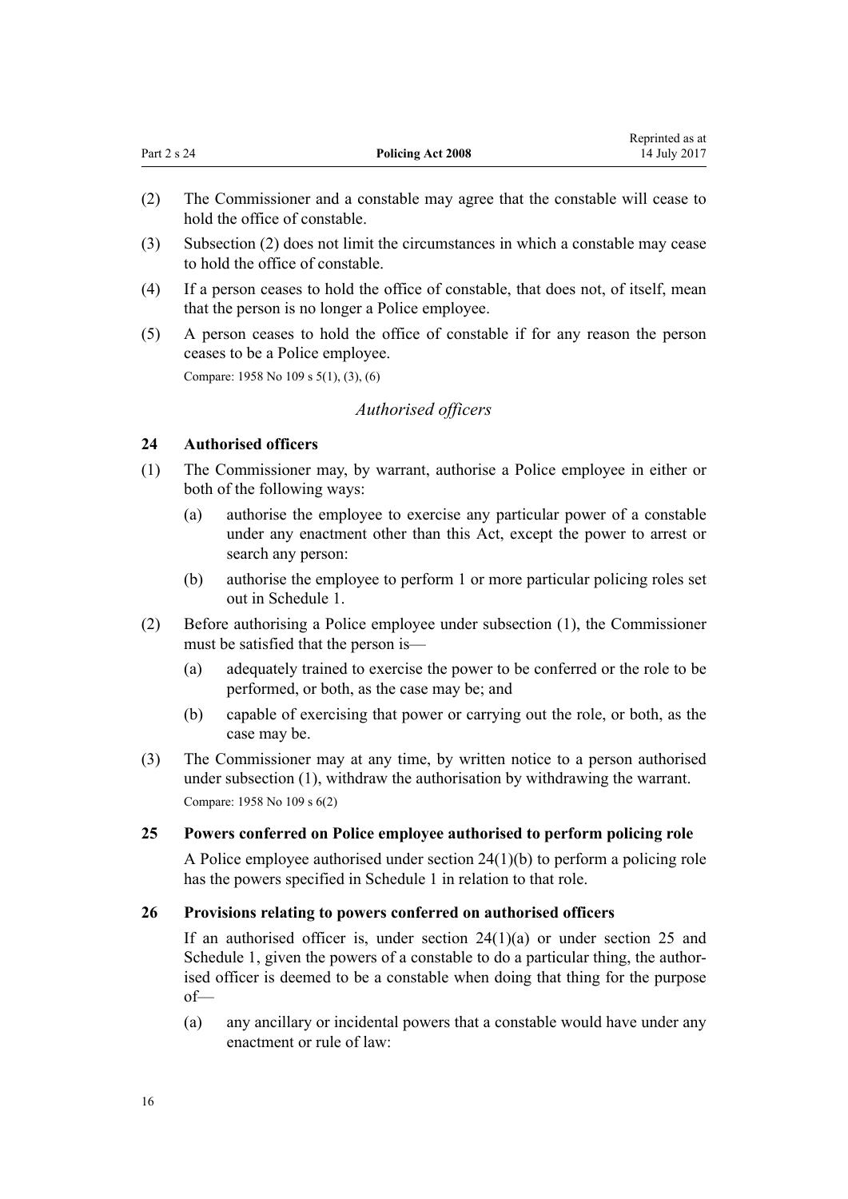(2) The Commissioner and a constable may agree that the constable will cease to hold the office of constable.

(3) Subsection (2) does not limit the circumstances in which a constable may cease to hold the office of constable.

(4) If a person ceases to hold the office of constable, that does not, of itself, mean that the person is no longer a Police employee.

(5) A person ceases to hold the office of constable if for any reason the person ceases to be a Police employee.

Compare: 1958 No 109 s 5(1), (3), (6)

*Authorised officers*

### 24 Authorised officers

(1) The Commissioner may, by warrant, authorise a Police employee in either or both of the following ways:

  (a) authorise the employee to exercise any particular power of a constable under any enactment other than this Act, except the power to arrest or search any person:

  (b) authorise the employee to perform 1 or more particular policing roles set out in Schedule 1.

(2) Before authorising a Police employee under subsection (1), the Commissioner must be satisfied that the person is—

  (a) adequately trained to exercise the power to be conferred or the role to be performed, or both, as the case may be; and

  (b) capable of exercising that power or carrying out the role, or both, as the case may be.

(3) The Commissioner may at any time, by written notice to a person authorised under subsection (1), withdraw the authorisation by withdrawing the warrant.

Compare: 1958 No 109 s 6(2)

### 25 Powers conferred on Police employee authorised to perform policing role

A Police employee authorised under section 24(1)(b) to perform a policing role has the powers specified in Schedule 1 in relation to that role.

### 26 Provisions relating to powers conferred on authorised officers

If an authorised officer is, under section 24(1)(a) or under section 25 and Schedule 1, given the powers of a constable to do a particular thing, the authorised officer is deemed to be a constable when doing that thing for the purpose of—

  (a) any ancillary or incidental powers that a constable would have under any enactment or rule of law: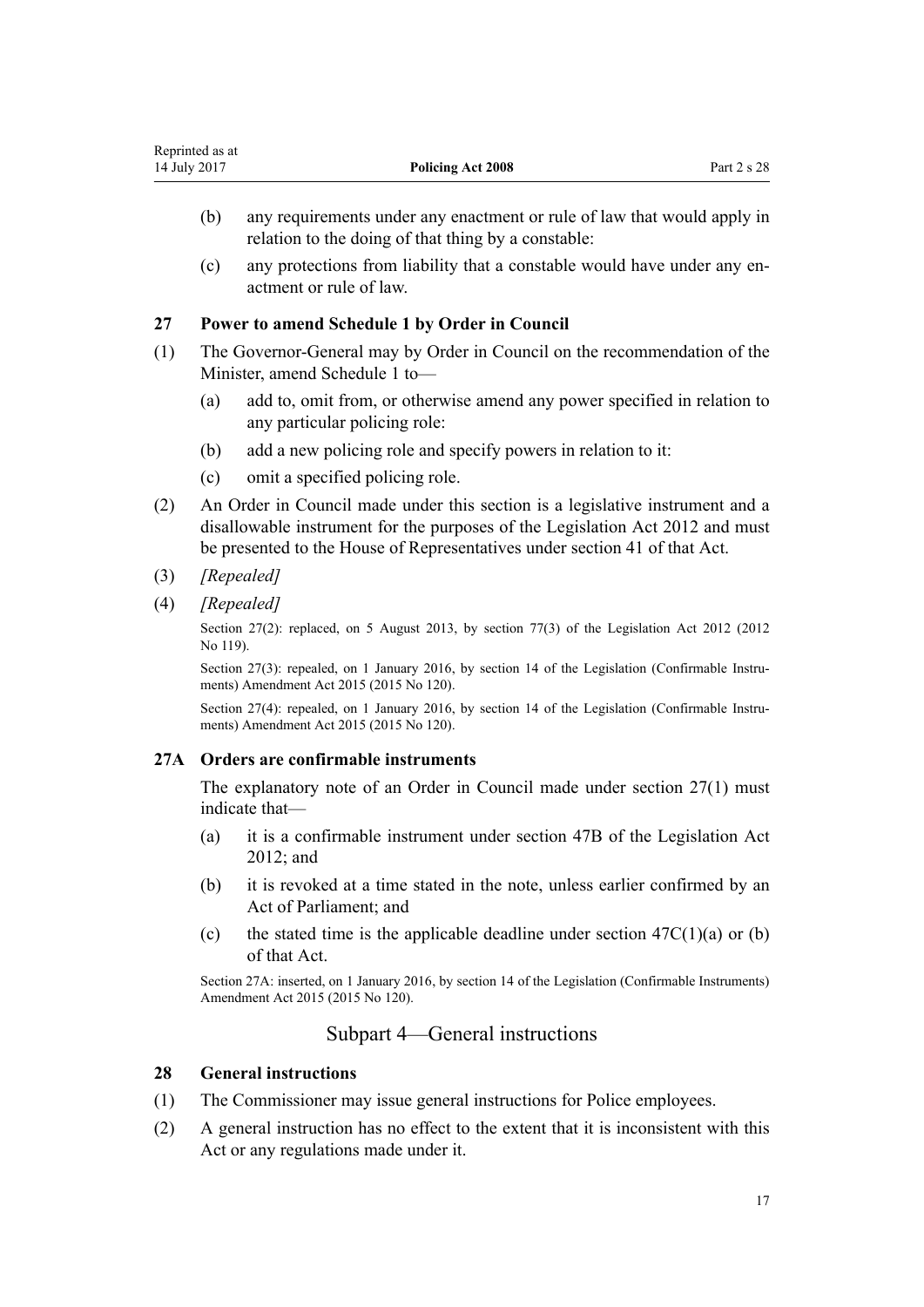(b) any requirements under any enactment or rule of law that would apply in relation to the doing of that thing by a constable:

(c) any protections from liability that a constable would have under any enactment or rule of law.

### 27 Power to amend Schedule 1 by Order in Council

(1) The Governor-General may by Order in Council on the recommendation of the Minister, amend Schedule 1 to—

(a) add to, omit from, or otherwise amend any power specified in relation to any particular policing role:

(b) add a new policing role and specify powers in relation to it:

(c) omit a specified policing role.

(2) An Order in Council made under this section is a legislative instrument and a disallowable instrument for the purposes of the Legislation Act 2012 and must be presented to the House of Representatives under section 41 of that Act.

(3) *[Repealed]*

(4) *[Repealed]*

Section 27(2): replaced, on 5 August 2013, by section 77(3) of the Legislation Act 2012 (2012 No 119).

Section 27(3): repealed, on 1 January 2016, by section 14 of the Legislation (Confirmable Instruments) Amendment Act 2015 (2015 No 120).

Section 27(4): repealed, on 1 January 2016, by section 14 of the Legislation (Confirmable Instruments) Amendment Act 2015 (2015 No 120).

### 27A Orders are confirmable instruments

The explanatory note of an Order in Council made under section 27(1) must indicate that—

(a) it is a confirmable instrument under section 47B of the Legislation Act 2012; and

(b) it is revoked at a time stated in the note, unless earlier confirmed by an Act of Parliament; and

(c) the stated time is the applicable deadline under section 47C(1)(a) or (b) of that Act.

Section 27A: inserted, on 1 January 2016, by section 14 of the Legislation (Confirmable Instruments) Amendment Act 2015 (2015 No 120).

## Subpart 4—General instructions

### 28 General instructions

(1) The Commissioner may issue general instructions for Police employees.

(2) A general instruction has no effect to the extent that it is inconsistent with this Act or any regulations made under it.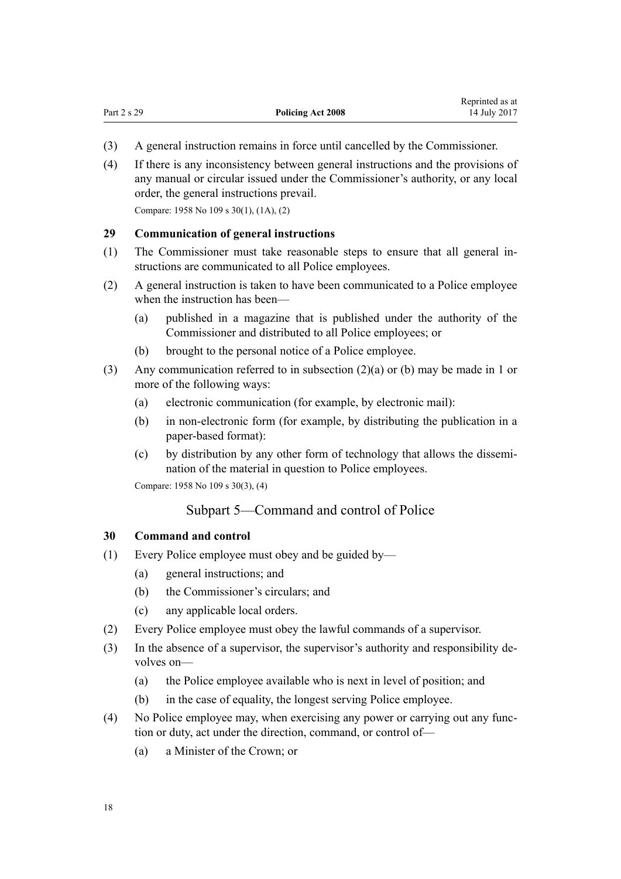(3) A general instruction remains in force until cancelled by the Commissioner.

(4) If there is any inconsistency between general instructions and the provisions of any manual or circular issued under the Commissioner's authority, or any local order, the general instructions prevail.

Compare: 1958 No 109 s 30(1), (1A), (2)

### 29 Communication of general instructions

(1) The Commissioner must take reasonable steps to ensure that all general instructions are communicated to all Police employees.

(2) A general instruction is taken to have been communicated to a Police employee when the instruction has been—

  (a) published in a magazine that is published under the authority of the Commissioner and distributed to all Police employees; or

  (b) brought to the personal notice of a Police employee.

(3) Any communication referred to in subsection (2)(a) or (b) may be made in 1 or more of the following ways:

  (a) electronic communication (for example, by electronic mail):

  (b) in non-electronic form (for example, by distributing the publication in a paper-based format):

  (c) by distribution by any other form of technology that allows the dissemination of the material in question to Police employees.

Compare: 1958 No 109 s 30(3), (4)

## Subpart 5—Command and control of Police

### 30 Command and control

(1) Every Police employee must obey and be guided by—

  (a) general instructions; and

  (b) the Commissioner's circulars; and

  (c) any applicable local orders.

(2) Every Police employee must obey the lawful commands of a supervisor.

(3) In the absence of a supervisor, the supervisor's authority and responsibility devolves on—

  (a) the Police employee available who is next in level of position; and

  (b) in the case of equality, the longest serving Police employee.

(4) No Police employee may, when exercising any power or carrying out any function or duty, act under the direction, command, or control of—

  (a) a Minister of the Crown; or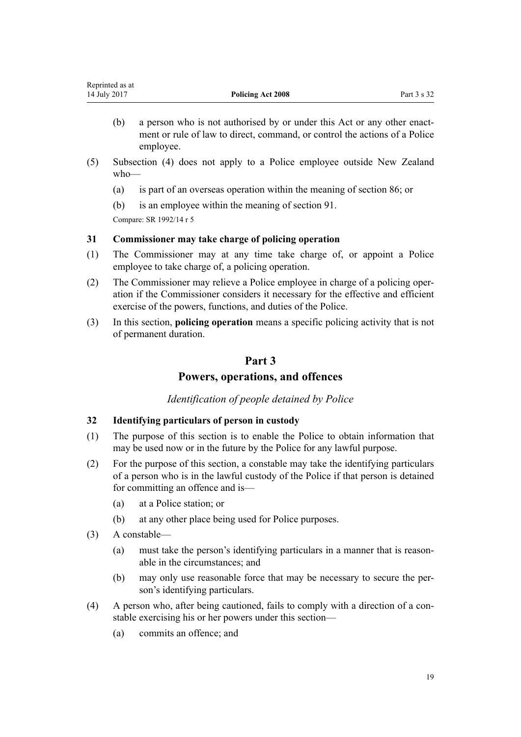(b) a person who is not authorised by or under this Act or any other enactment or rule of law to direct, command, or control the actions of a Police employee.

(5) Subsection (4) does not apply to a Police employee outside New Zealand who—

(a) is part of an overseas operation within the meaning of section 86; or

(b) is an employee within the meaning of section 91.

Compare: SR 1992/14 r 5

### 31 Commissioner may take charge of policing operation

(1) The Commissioner may at any time take charge of, or appoint a Police employee to take charge of, a policing operation.

(2) The Commissioner may relieve a Police employee in charge of a policing operation if the Commissioner considers it necessary for the effective and efficient exercise of the powers, functions, and duties of the Police.

(3) In this section, **policing operation** means a specific policing activity that is not of permanent duration.

## Part 3
## Powers, operations, and offences

*Identification of people detained by Police*

### 32 Identifying particulars of person in custody

(1) The purpose of this section is to enable the Police to obtain information that may be used now or in the future by the Police for any lawful purpose.

(2) For the purpose of this section, a constable may take the identifying particulars of a person who is in the lawful custody of the Police if that person is detained for committing an offence and is—

(a) at a Police station; or

(b) at any other place being used for Police purposes.

(3) A constable—

(a) must take the person's identifying particulars in a manner that is reasonable in the circumstances; and

(b) may only use reasonable force that may be necessary to secure the person's identifying particulars.

(4) A person who, after being cautioned, fails to comply with a direction of a constable exercising his or her powers under this section—

(a) commits an offence; and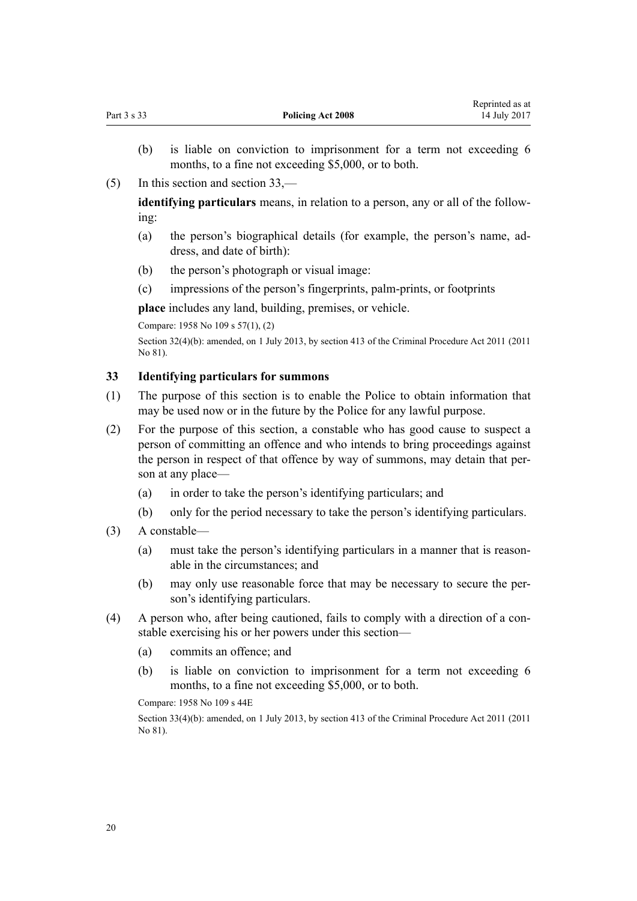(b) is liable on conviction to imprisonment for a term not exceeding 6 months, to a fine not exceeding $5,000, or to both.

(5) In this section and section 33,—

**identifying particulars** means, in relation to a person, any or all of the following:

(a) the person's biographical details (for example, the person's name, address, and date of birth):

(b) the person's photograph or visual image:

(c) impressions of the person's fingerprints, palm-prints, or footprints

**place** includes any land, building, premises, or vehicle.

Compare: 1958 No 109 s 57(1), (2)

Section 32(4)(b): amended, on 1 July 2013, by section 413 of the Criminal Procedure Act 2011 (2011 No 81).

### 33 Identifying particulars for summons

(1) The purpose of this section is to enable the Police to obtain information that may be used now or in the future by the Police for any lawful purpose.

(2) For the purpose of this section, a constable who has good cause to suspect a person of committing an offence and who intends to bring proceedings against the person in respect of that offence by way of summons, may detain that person at any place—

(a) in order to take the person's identifying particulars; and

(b) only for the period necessary to take the person's identifying particulars.

(3) A constable—

(a) must take the person's identifying particulars in a manner that is reasonable in the circumstances; and

(b) may only use reasonable force that may be necessary to secure the person's identifying particulars.

(4) A person who, after being cautioned, fails to comply with a direction of a constable exercising his or her powers under this section—

(a) commits an offence; and

(b) is liable on conviction to imprisonment for a term not exceeding 6 months, to a fine not exceeding $5,000, or to both.

Compare: 1958 No 109 s 44E

Section 33(4)(b): amended, on 1 July 2013, by section 413 of the Criminal Procedure Act 2011 (2011 No 81).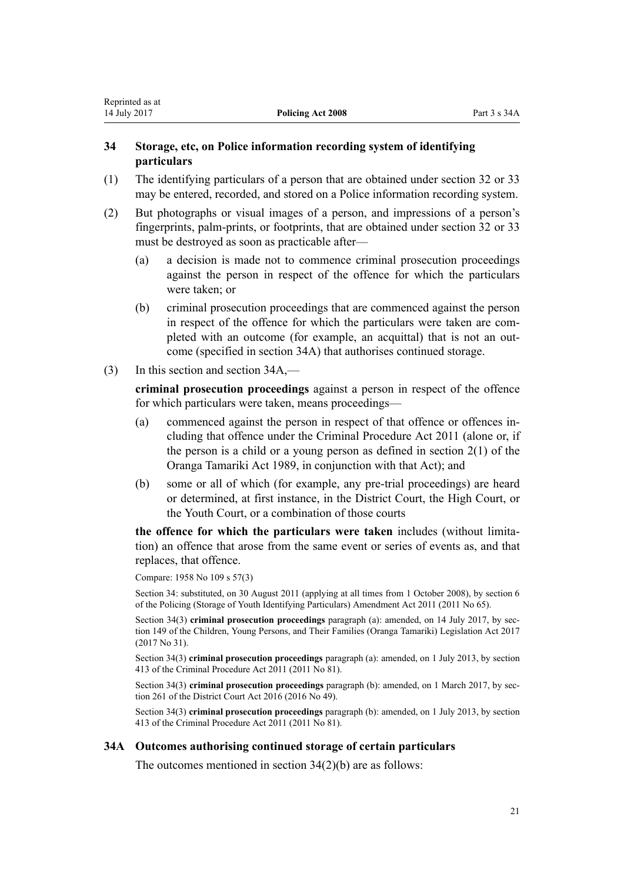## 34 Storage, etc, on Police information recording system of identifying particulars

(1) The identifying particulars of a person that are obtained under section 32 or 33 may be entered, recorded, and stored on a Police information recording system.

(2) But photographs or visual images of a person, and impressions of a person's fingerprints, palm-prints, or footprints, that are obtained under section 32 or 33 must be destroyed as soon as practicable after—

(a) a decision is made not to commence criminal prosecution proceedings against the person in respect of the offence for which the particulars were taken; or

(b) criminal prosecution proceedings that are commenced against the person in respect of the offence for which the particulars were taken are completed with an outcome (for example, an acquittal) that is not an outcome (specified in section 34A) that authorises continued storage.

(3) In this section and section 34A,—

**criminal prosecution proceedings** against a person in respect of the offence for which particulars were taken, means proceedings—

(a) commenced against the person in respect of that offence or offences including that offence under the Criminal Procedure Act 2011 (alone or, if the person is a child or a young person as defined in section 2(1) of the Oranga Tamariki Act 1989, in conjunction with that Act); and

(b) some or all of which (for example, any pre-trial proceedings) are heard or determined, at first instance, in the District Court, the High Court, or the Youth Court, or a combination of those courts

**the offence for which the particulars were taken** includes (without limitation) an offence that arose from the same event or series of events as, and that replaces, that offence.

Compare: 1958 No 109 s 57(3)

Section 34: substituted, on 30 August 2011 (applying at all times from 1 October 2008), by section 6 of the Policing (Storage of Youth Identifying Particulars) Amendment Act 2011 (2011 No 65).

Section 34(3) **criminal prosecution proceedings** paragraph (a): amended, on 14 July 2017, by section 149 of the Children, Young Persons, and Their Families (Oranga Tamariki) Legislation Act 2017 (2017 No 31).

Section 34(3) **criminal prosecution proceedings** paragraph (a): amended, on 1 July 2013, by section 413 of the Criminal Procedure Act 2011 (2011 No 81).

Section 34(3) **criminal prosecution proceedings** paragraph (b): amended, on 1 March 2017, by section 261 of the District Court Act 2016 (2016 No 49).

Section 34(3) **criminal prosecution proceedings** paragraph (b): amended, on 1 July 2013, by section 413 of the Criminal Procedure Act 2011 (2011 No 81).

## 34A Outcomes authorising continued storage of certain particulars

The outcomes mentioned in section 34(2)(b) are as follows: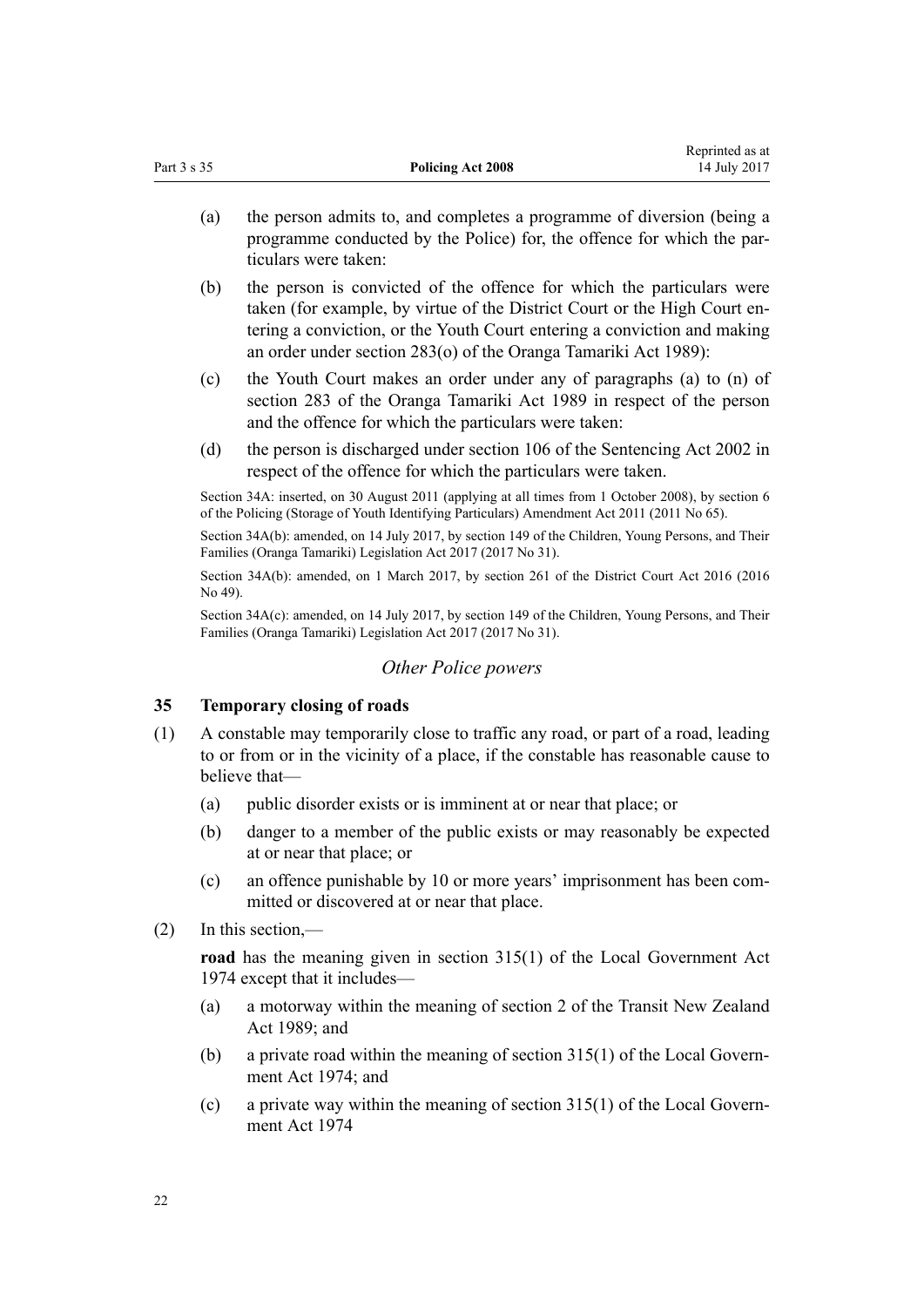(a) the person admits to, and completes a programme of diversion (being a programme conducted by the Police) for, the offence for which the particulars were taken:

(b) the person is convicted of the offence for which the particulars were taken (for example, by virtue of the District Court or the High Court entering a conviction, or the Youth Court entering a conviction and making an order under section 283(o) of the Oranga Tamariki Act 1989):

(c) the Youth Court makes an order under any of paragraphs (a) to (n) of section 283 of the Oranga Tamariki Act 1989 in respect of the person and the offence for which the particulars were taken:

(d) the person is discharged under section 106 of the Sentencing Act 2002 in respect of the offence for which the particulars were taken.

Section 34A: inserted, on 30 August 2011 (applying at all times from 1 October 2008), by section 6 of the Policing (Storage of Youth Identifying Particulars) Amendment Act 2011 (2011 No 65).

Section 34A(b): amended, on 14 July 2017, by section 149 of the Children, Young Persons, and Their Families (Oranga Tamariki) Legislation Act 2017 (2017 No 31).

Section 34A(b): amended, on 1 March 2017, by section 261 of the District Court Act 2016 (2016 No 49).

Section 34A(c): amended, on 14 July 2017, by section 149 of the Children, Young Persons, and Their Families (Oranga Tamariki) Legislation Act 2017 (2017 No 31).

*Other Police powers*

### 35 Temporary closing of roads

(1) A constable may temporarily close to traffic any road, or part of a road, leading to or from or in the vicinity of a place, if the constable has reasonable cause to believe that—

(a) public disorder exists or is imminent at or near that place; or

(b) danger to a member of the public exists or may reasonably be expected at or near that place; or

(c) an offence punishable by 10 or more years' imprisonment has been committed or discovered at or near that place.

(2) In this section,—

**road** has the meaning given in section 315(1) of the Local Government Act 1974 except that it includes—

(a) a motorway within the meaning of section 2 of the Transit New Zealand Act 1989; and

(b) a private road within the meaning of section 315(1) of the Local Government Act 1974; and

(c) a private way within the meaning of section 315(1) of the Local Government Act 1974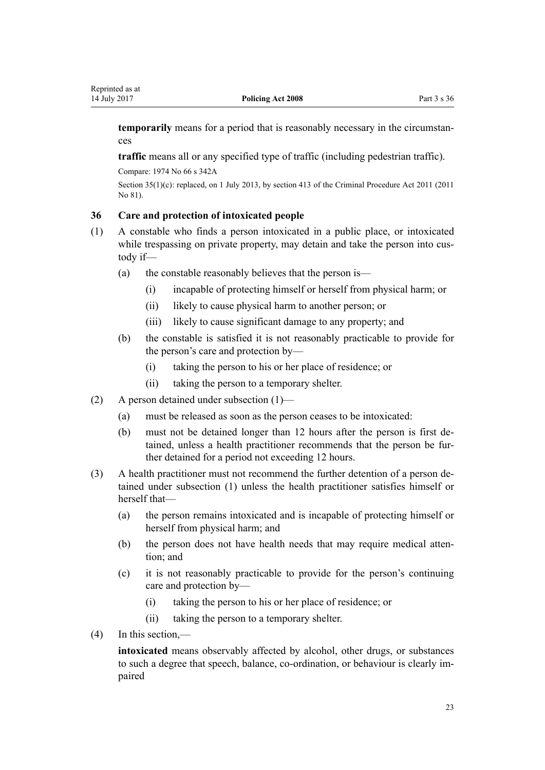**temporarily** means for a period that is reasonably necessary in the circumstances

**traffic** means all or any specified type of traffic (including pedestrian traffic).

Compare: 1974 No 66 s 342A

Section 35(1)(c): replaced, on 1 July 2013, by section 413 of the Criminal Procedure Act 2011 (2011 No 81).

### 36 Care and protection of intoxicated people

(1) A constable who finds a person intoxicated in a public place, or intoxicated while trespassing on private property, may detain and take the person into custody if—

  (a) the constable reasonably believes that the person is—

    (i) incapable of protecting himself or herself from physical harm; or

    (ii) likely to cause physical harm to another person; or

    (iii) likely to cause significant damage to any property; and

  (b) the constable is satisfied it is not reasonably practicable to provide for the person's care and protection by—

    (i) taking the person to his or her place of residence; or

    (ii) taking the person to a temporary shelter.

(2) A person detained under subsection (1)—

  (a) must be released as soon as the person ceases to be intoxicated:

  (b) must not be detained longer than 12 hours after the person is first detained, unless a health practitioner recommends that the person be further detained for a period not exceeding 12 hours.

(3) A health practitioner must not recommend the further detention of a person detained under subsection (1) unless the health practitioner satisfies himself or herself that—

  (a) the person remains intoxicated and is incapable of protecting himself or herself from physical harm; and

  (b) the person does not have health needs that may require medical attention; and

  (c) it is not reasonably practicable to provide for the person's continuing care and protection by—

    (i) taking the person to his or her place of residence; or

    (ii) taking the person to a temporary shelter.

(4) In this section,—

**intoxicated** means observably affected by alcohol, other drugs, or substances to such a degree that speech, balance, co-ordination, or behaviour is clearly impaired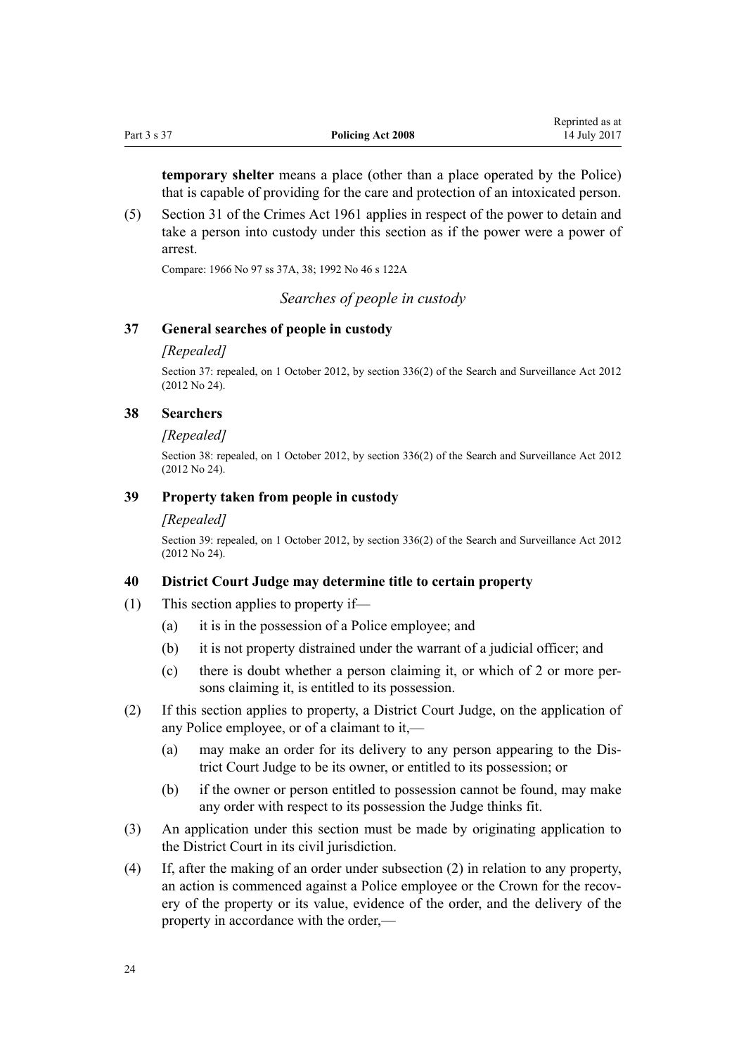**temporary shelter** means a place (other than a place operated by the Police) that is capable of providing for the care and protection of an intoxicated person.

(5) Section 31 of the Crimes Act 1961 applies in respect of the power to detain and take a person into custody under this section as if the power were a power of arrest.

Compare: 1966 No 97 ss 37A, 38; 1992 No 46 s 122A

*Searches of people in custody*

### 37 General searches of people in custody

*[Repealed]*

Section 37: repealed, on 1 October 2012, by section 336(2) of the Search and Surveillance Act 2012 (2012 No 24).

### 38 Searchers

*[Repealed]*

Section 38: repealed, on 1 October 2012, by section 336(2) of the Search and Surveillance Act 2012 (2012 No 24).

### 39 Property taken from people in custody

*[Repealed]*

Section 39: repealed, on 1 October 2012, by section 336(2) of the Search and Surveillance Act 2012 (2012 No 24).

### 40 District Court Judge may determine title to certain property

(1) This section applies to property if—

(a) it is in the possession of a Police employee; and

(b) it is not property distrained under the warrant of a judicial officer; and

(c) there is doubt whether a person claiming it, or which of 2 or more persons claiming it, is entitled to its possession.

(2) If this section applies to property, a District Court Judge, on the application of any Police employee, or of a claimant to it,—

(a) may make an order for its delivery to any person appearing to the District Court Judge to be its owner, or entitled to its possession; or

(b) if the owner or person entitled to possession cannot be found, may make any order with respect to its possession the Judge thinks fit.

(3) An application under this section must be made by originating application to the District Court in its civil jurisdiction.

(4) If, after the making of an order under subsection (2) in relation to any property, an action is commenced against a Police employee or the Crown for the recovery of the property or its value, evidence of the order, and the delivery of the property in accordance with the order,—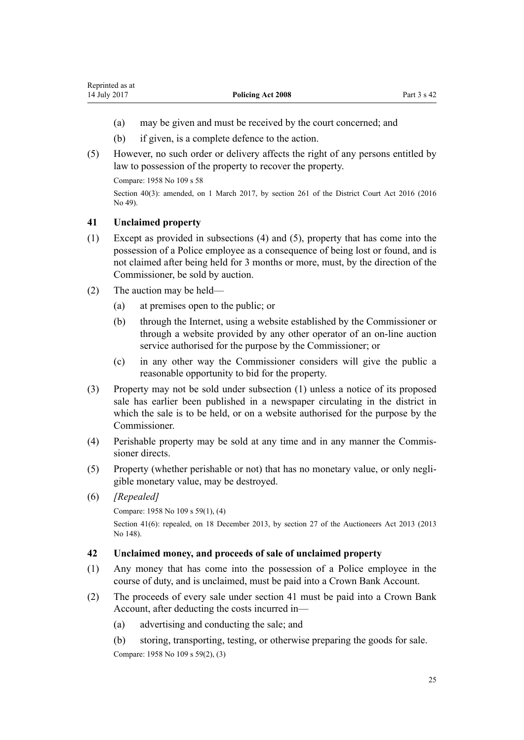(a) may be given and must be received by the court concerned; and

(b) if given, is a complete defence to the action.

(5) However, no such order or delivery affects the right of any persons entitled by law to possession of the property to recover the property.

Compare: 1958 No 109 s 58

Section 40(3): amended, on 1 March 2017, by section 261 of the District Court Act 2016 (2016 No 49).

### 41 Unclaimed property

(1) Except as provided in subsections (4) and (5), property that has come into the possession of a Police employee as a consequence of being lost or found, and is not claimed after being held for 3 months or more, must, by the direction of the Commissioner, be sold by auction.

(2) The auction may be held—

(a) at premises open to the public; or

(b) through the Internet, using a website established by the Commissioner or through a website provided by any other operator of an on-line auction service authorised for the purpose by the Commissioner; or

(c) in any other way the Commissioner considers will give the public a reasonable opportunity to bid for the property.

(3) Property may not be sold under subsection (1) unless a notice of its proposed sale has earlier been published in a newspaper circulating in the district in which the sale is to be held, or on a website authorised for the purpose by the Commissioner.

(4) Perishable property may be sold at any time and in any manner the Commissioner directs.

(5) Property (whether perishable or not) that has no monetary value, or only negligible monetary value, may be destroyed.

(6) *[Repealed]*

Compare: 1958 No 109 s 59(1), (4)

Section 41(6): repealed, on 18 December 2013, by section 27 of the Auctioneers Act 2013 (2013 No 148).

### 42 Unclaimed money, and proceeds of sale of unclaimed property

(1) Any money that has come into the possession of a Police employee in the course of duty, and is unclaimed, must be paid into a Crown Bank Account.

(2) The proceeds of every sale under section 41 must be paid into a Crown Bank Account, after deducting the costs incurred in—

(a) advertising and conducting the sale; and

(b) storing, transporting, testing, or otherwise preparing the goods for sale.

Compare: 1958 No 109 s 59(2), (3)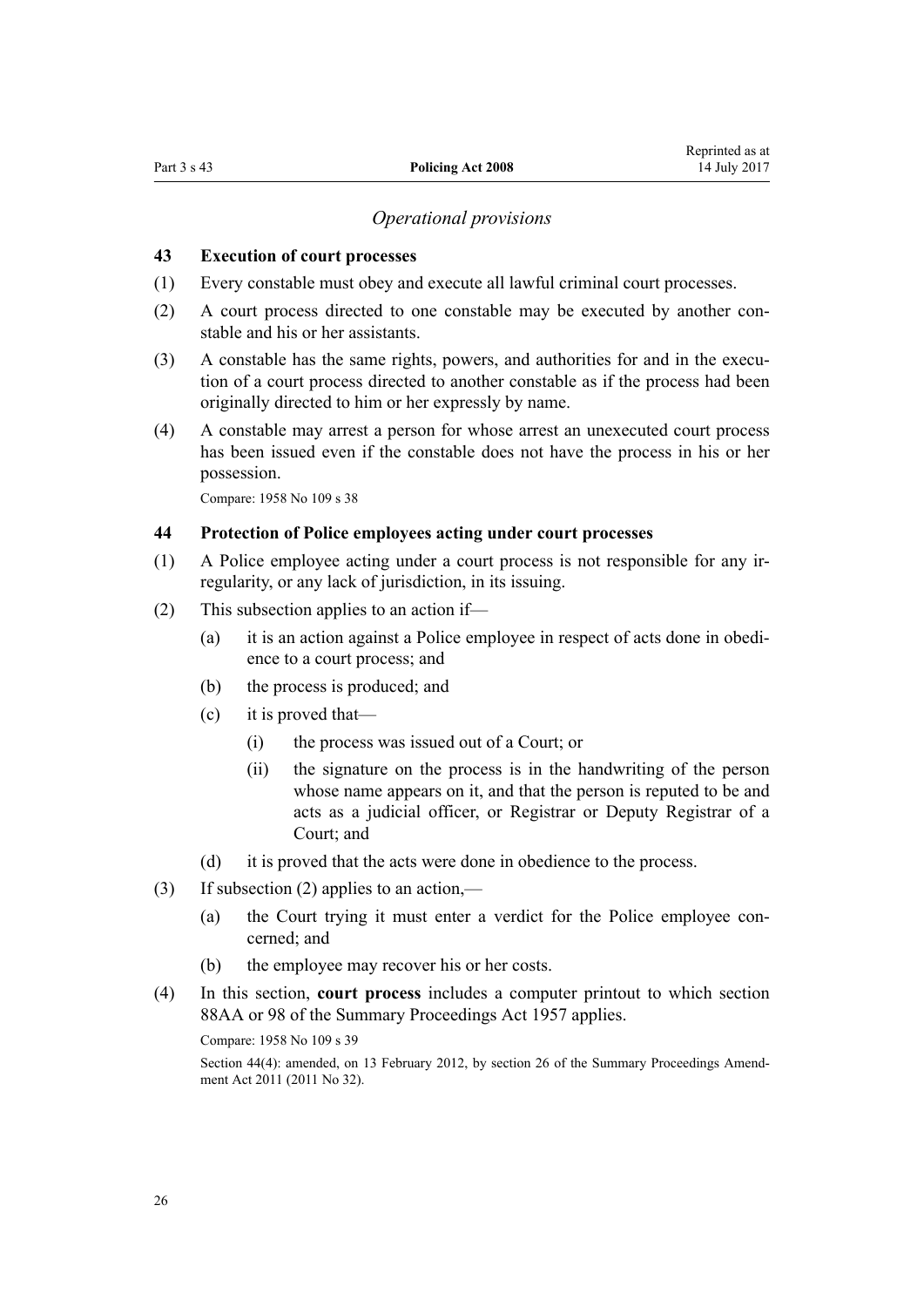## *Operational provisions*

### 43 Execution of court processes

(1) Every constable must obey and execute all lawful criminal court processes.

(2) A court process directed to one constable may be executed by another constable and his or her assistants.

(3) A constable has the same rights, powers, and authorities for and in the execution of a court process directed to another constable as if the process had been originally directed to him or her expressly by name.

(4) A constable may arrest a person for whose arrest an unexecuted court process has been issued even if the constable does not have the process in his or her possession.

Compare: 1958 No 109 s 38

### 44 Protection of Police employees acting under court processes

(1) A Police employee acting under a court process is not responsible for any irregularity, or any lack of jurisdiction, in its issuing.

(2) This subsection applies to an action if—

- (a) it is an action against a Police employee in respect of acts done in obedience to a court process; and
- (b) the process is produced; and
- (c) it is proved that—
  - (i) the process was issued out of a Court; or
  - (ii) the signature on the process is in the handwriting of the person whose name appears on it, and that the person is reputed to be and acts as a judicial officer, or Registrar or Deputy Registrar of a Court; and
- (d) it is proved that the acts were done in obedience to the process.

(3) If subsection (2) applies to an action,—

- (a) the Court trying it must enter a verdict for the Police employee concerned; and
- (b) the employee may recover his or her costs.

(4) In this section, **court process** includes a computer printout to which section 88AA or 98 of the Summary Proceedings Act 1957 applies.

Compare: 1958 No 109 s 39

Section 44(4): amended, on 13 February 2012, by section 26 of the Summary Proceedings Amendment Act 2011 (2011 No 32).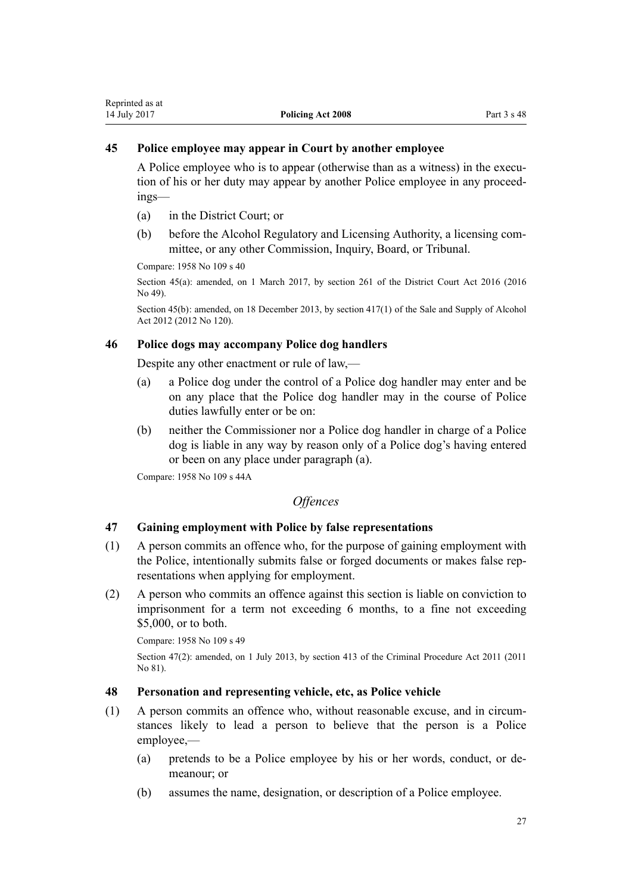### 45 Police employee may appear in Court by another employee

A Police employee who is to appear (otherwise than as a witness) in the execution of his or her duty may appear by another Police employee in any proceedings—

(a) in the District Court; or

(b) before the Alcohol Regulatory and Licensing Authority, a licensing committee, or any other Commission, Inquiry, Board, or Tribunal.

Compare: 1958 No 109 s 40

Section 45(a): amended, on 1 March 2017, by section 261 of the District Court Act 2016 (2016 No 49).

Section 45(b): amended, on 18 December 2013, by section 417(1) of the Sale and Supply of Alcohol Act 2012 (2012 No 120).

### 46 Police dogs may accompany Police dog handlers

Despite any other enactment or rule of law,—

(a) a Police dog under the control of a Police dog handler may enter and be on any place that the Police dog handler may in the course of Police duties lawfully enter or be on:

(b) neither the Commissioner nor a Police dog handler in charge of a Police dog is liable in any way by reason only of a Police dog's having entered or been on any place under paragraph (a).

Compare: 1958 No 109 s 44A

## *Offences*

### 47 Gaining employment with Police by false representations

(1) A person commits an offence who, for the purpose of gaining employment with the Police, intentionally submits false or forged documents or makes false representations when applying for employment.

(2) A person who commits an offence against this section is liable on conviction to imprisonment for a term not exceeding 6 months, to a fine not exceeding $5,000, or to both.

Compare: 1958 No 109 s 49

Section 47(2): amended, on 1 July 2013, by section 413 of the Criminal Procedure Act 2011 (2011 No 81).

### 48 Personation and representing vehicle, etc, as Police vehicle

(1) A person commits an offence who, without reasonable excuse, and in circumstances likely to lead a person to believe that the person is a Police employee,—

(a) pretends to be a Police employee by his or her words, conduct, or demeanour; or

(b) assumes the name, designation, or description of a Police employee.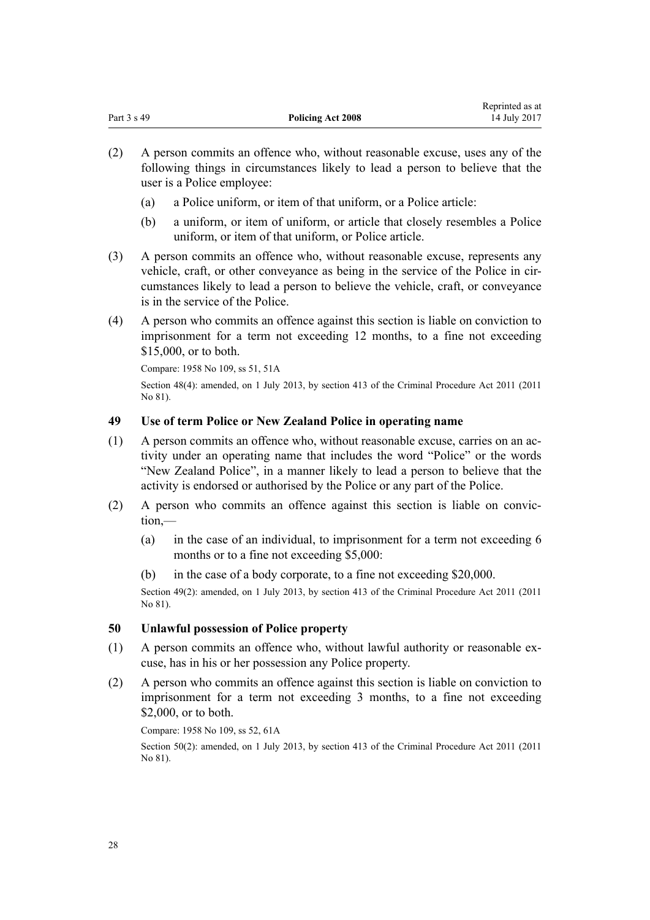(2) A person commits an offence who, without reasonable excuse, uses any of the following things in circumstances likely to lead a person to believe that the user is a Police employee:

- (a) a Police uniform, or item of that uniform, or a Police article:
- (b) a uniform, or item of uniform, or article that closely resembles a Police uniform, or item of that uniform, or Police article.

(3) A person commits an offence who, without reasonable excuse, represents any vehicle, craft, or other conveyance as being in the service of the Police in circumstances likely to lead a person to believe the vehicle, craft, or conveyance is in the service of the Police.

(4) A person who commits an offence against this section is liable on conviction to imprisonment for a term not exceeding 12 months, to a fine not exceeding $15,000, or to both.

Compare: 1958 No 109, ss 51, 51A

Section 48(4): amended, on 1 July 2013, by section 413 of the Criminal Procedure Act 2011 (2011 No 81).

### 49 Use of term Police or New Zealand Police in operating name

(1) A person commits an offence who, without reasonable excuse, carries on an activity under an operating name that includes the word "Police" or the words "New Zealand Police", in a manner likely to lead a person to believe that the activity is endorsed or authorised by the Police or any part of the Police.

(2) A person who commits an offence against this section is liable on conviction,—

- (a) in the case of an individual, to imprisonment for a term not exceeding 6 months or to a fine not exceeding $5,000:
- (b) in the case of a body corporate, to a fine not exceeding $20,000.

Section 49(2): amended, on 1 July 2013, by section 413 of the Criminal Procedure Act 2011 (2011 No 81).

### 50 Unlawful possession of Police property

(1) A person commits an offence who, without lawful authority or reasonable excuse, has in his or her possession any Police property.

(2) A person who commits an offence against this section is liable on conviction to imprisonment for a term not exceeding 3 months, to a fine not exceeding $2,000, or to both.

Compare: 1958 No 109, ss 52, 61A

Section 50(2): amended, on 1 July 2013, by section 413 of the Criminal Procedure Act 2011 (2011 No 81).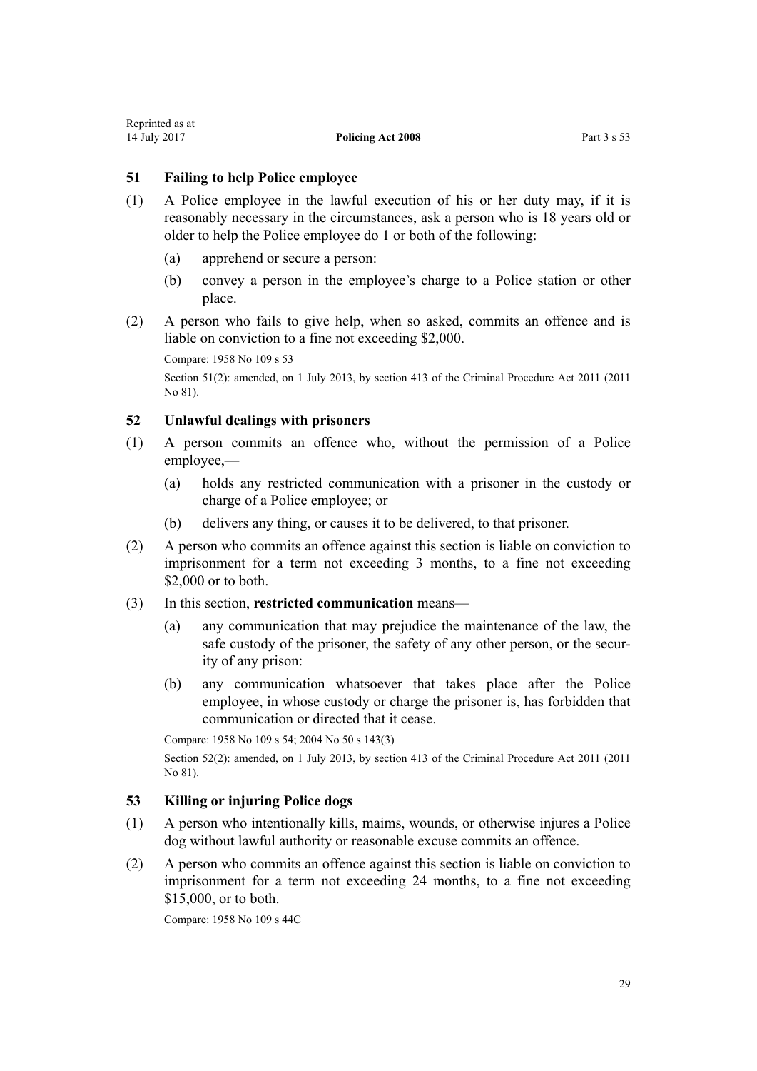## 51 Failing to help Police employee

(1) A Police employee in the lawful execution of his or her duty may, if it is reasonably necessary in the circumstances, ask a person who is 18 years old or older to help the Police employee do 1 or both of the following:

- (a) apprehend or secure a person:
- (b) convey a person in the employee's charge to a Police station or other place.

(2) A person who fails to give help, when so asked, commits an offence and is liable on conviction to a fine not exceeding $2,000.

Compare: 1958 No 109 s 53

Section 51(2): amended, on 1 July 2013, by section 413 of the Criminal Procedure Act 2011 (2011 No 81).

## 52 Unlawful dealings with prisoners

(1) A person commits an offence who, without the permission of a Police employee,—

- (a) holds any restricted communication with a prisoner in the custody or charge of a Police employee; or
- (b) delivers any thing, or causes it to be delivered, to that prisoner.

(2) A person who commits an offence against this section is liable on conviction to imprisonment for a term not exceeding 3 months, to a fine not exceeding $2,000 or to both.

(3) In this section, **restricted communication** means—

- (a) any communication that may prejudice the maintenance of the law, the safe custody of the prisoner, the safety of any other person, or the security of any prison:
- (b) any communication whatsoever that takes place after the Police employee, in whose custody or charge the prisoner is, has forbidden that communication or directed that it cease.

Compare: 1958 No 109 s 54; 2004 No 50 s 143(3)

Section 52(2): amended, on 1 July 2013, by section 413 of the Criminal Procedure Act 2011 (2011 No 81).

## 53 Killing or injuring Police dogs

(1) A person who intentionally kills, maims, wounds, or otherwise injures a Police dog without lawful authority or reasonable excuse commits an offence.

(2) A person who commits an offence against this section is liable on conviction to imprisonment for a term not exceeding 24 months, to a fine not exceeding $15,000, or to both.

Compare: 1958 No 109 s 44C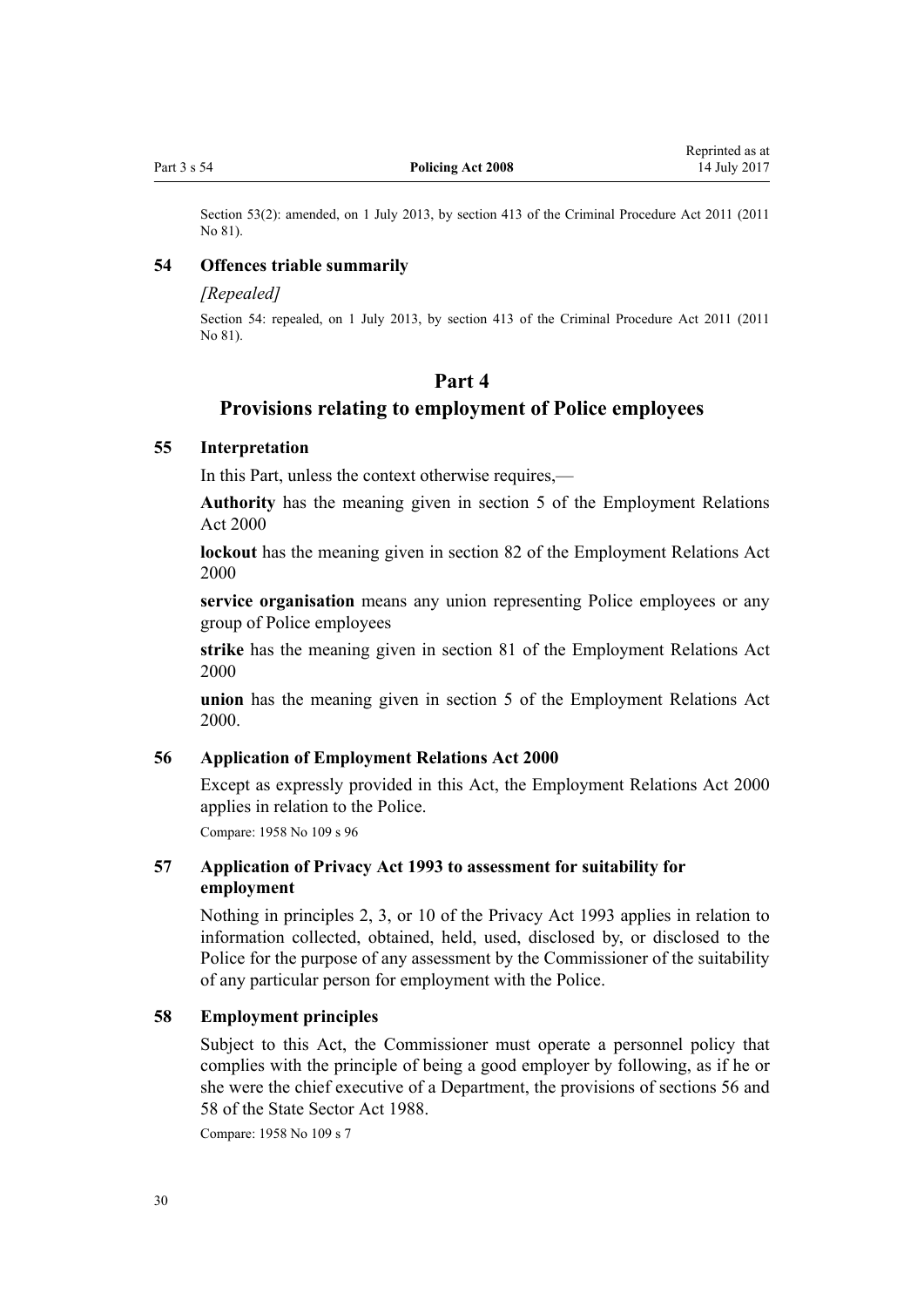Section 53(2): amended, on 1 July 2013, by section 413 of the Criminal Procedure Act 2011 (2011 No 81).

### 54 Offences triable summarily

*[Repealed]*

Section 54: repealed, on 1 July 2013, by section 413 of the Criminal Procedure Act 2011 (2011 No 81).

## Part 4
## Provisions relating to employment of Police employees

### 55 Interpretation

In this Part, unless the context otherwise requires,—

**Authority** has the meaning given in section 5 of the Employment Relations Act 2000

**lockout** has the meaning given in section 82 of the Employment Relations Act 2000

**service organisation** means any union representing Police employees or any group of Police employees

**strike** has the meaning given in section 81 of the Employment Relations Act 2000

**union** has the meaning given in section 5 of the Employment Relations Act 2000.

### 56 Application of Employment Relations Act 2000

Except as expressly provided in this Act, the Employment Relations Act 2000 applies in relation to the Police.

Compare: 1958 No 109 s 96

### 57 Application of Privacy Act 1993 to assessment for suitability for employment

Nothing in principles 2, 3, or 10 of the Privacy Act 1993 applies in relation to information collected, obtained, held, used, disclosed by, or disclosed to the Police for the purpose of any assessment by the Commissioner of the suitability of any particular person for employment with the Police.

### 58 Employment principles

Subject to this Act, the Commissioner must operate a personnel policy that complies with the principle of being a good employer by following, as if he or she were the chief executive of a Department, the provisions of sections 56 and 58 of the State Sector Act 1988.

Compare: 1958 No 109 s 7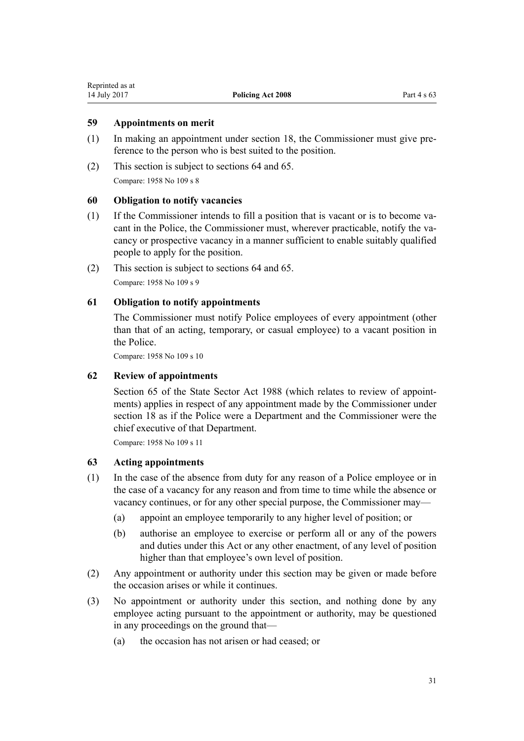### 59 Appointments on merit

(1) In making an appointment under section 18, the Commissioner must give preference to the person who is best suited to the position.

(2) This section is subject to sections 64 and 65.

Compare: 1958 No 109 s 8

### 60 Obligation to notify vacancies

(1) If the Commissioner intends to fill a position that is vacant or is to become vacant in the Police, the Commissioner must, wherever practicable, notify the vacancy or prospective vacancy in a manner sufficient to enable suitably qualified people to apply for the position.

(2) This section is subject to sections 64 and 65.

Compare: 1958 No 109 s 9

### 61 Obligation to notify appointments

The Commissioner must notify Police employees of every appointment (other than that of an acting, temporary, or casual employee) to a vacant position in the Police.

Compare: 1958 No 109 s 10

### 62 Review of appointments

Section 65 of the State Sector Act 1988 (which relates to review of appointments) applies in respect of any appointment made by the Commissioner under section 18 as if the Police were a Department and the Commissioner were the chief executive of that Department.

Compare: 1958 No 109 s 11

### 63 Acting appointments

(1) In the case of the absence from duty for any reason of a Police employee or in the case of a vacancy for any reason and from time to time while the absence or vacancy continues, or for any other special purpose, the Commissioner may—

- (a) appoint an employee temporarily to any higher level of position; or
- (b) authorise an employee to exercise or perform all or any of the powers and duties under this Act or any other enactment, of any level of position higher than that employee's own level of position.

(2) Any appointment or authority under this section may be given or made before the occasion arises or while it continues.

(3) No appointment or authority under this section, and nothing done by any employee acting pursuant to the appointment or authority, may be questioned in any proceedings on the ground that—

- (a) the occasion has not arisen or had ceased; or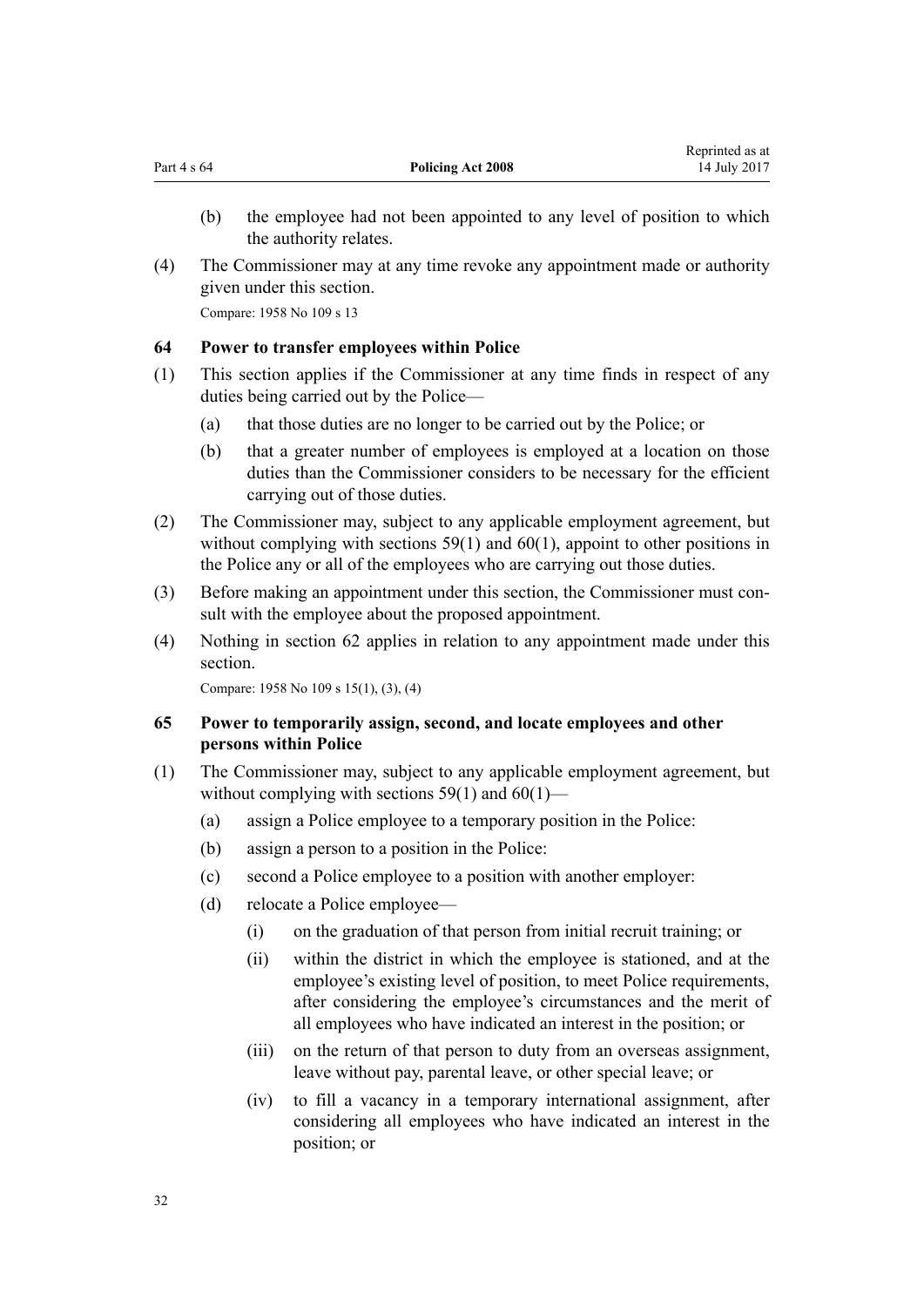(b) the employee had not been appointed to any level of position to which the authority relates.

(4) The Commissioner may at any time revoke any appointment made or authority given under this section.

Compare: 1958 No 109 s 13

### 64 Power to transfer employees within Police

(1) This section applies if the Commissioner at any time finds in respect of any duties being carried out by the Police—

(a) that those duties are no longer to be carried out by the Police; or

(b) that a greater number of employees is employed at a location on those duties than the Commissioner considers to be necessary for the efficient carrying out of those duties.

(2) The Commissioner may, subject to any applicable employment agreement, but without complying with sections 59(1) and 60(1), appoint to other positions in the Police any or all of the employees who are carrying out those duties.

(3) Before making an appointment under this section, the Commissioner must consult with the employee about the proposed appointment.

(4) Nothing in section 62 applies in relation to any appointment made under this section.

Compare: 1958 No 109 s 15(1), (3), (4)

### 65 Power to temporarily assign, second, and locate employees and other persons within Police

(1) The Commissioner may, subject to any applicable employment agreement, but without complying with sections 59(1) and 60(1)—

(a) assign a Police employee to a temporary position in the Police:

(b) assign a person to a position in the Police:

(c) second a Police employee to a position with another employer:

(d) relocate a Police employee—

(i) on the graduation of that person from initial recruit training; or

(ii) within the district in which the employee is stationed, and at the employee's existing level of position, to meet Police requirements, after considering the employee's circumstances and the merit of all employees who have indicated an interest in the position; or

(iii) on the return of that person to duty from an overseas assignment, leave without pay, parental leave, or other special leave; or

(iv) to fill a vacancy in a temporary international assignment, after considering all employees who have indicated an interest in the position; or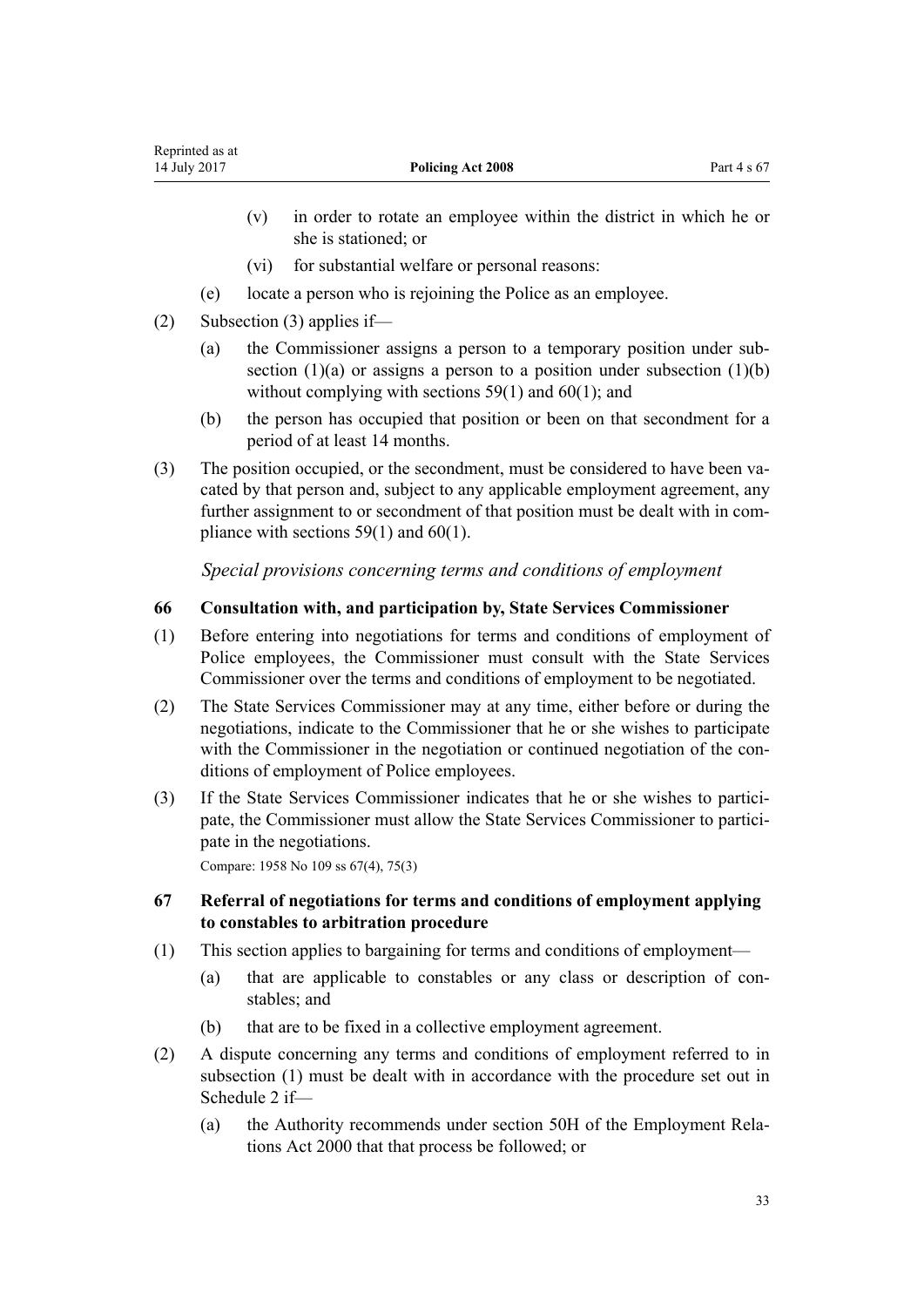(v) in order to rotate an employee within the district in which he or she is stationed; or

(vi) for substantial welfare or personal reasons:

(e) locate a person who is rejoining the Police as an employee.

(2) Subsection (3) applies if—

(a) the Commissioner assigns a person to a temporary position under subsection (1)(a) or assigns a person to a position under subsection (1)(b) without complying with sections 59(1) and 60(1); and

(b) the person has occupied that position or been on that secondment for a period of at least 14 months.

(3) The position occupied, or the secondment, must be considered to have been vacated by that person and, subject to any applicable employment agreement, any further assignment to or secondment of that position must be dealt with in compliance with sections 59(1) and 60(1).

*Special provisions concerning terms and conditions of employment*

### 66 Consultation with, and participation by, State Services Commissioner

(1) Before entering into negotiations for terms and conditions of employment of Police employees, the Commissioner must consult with the State Services Commissioner over the terms and conditions of employment to be negotiated.

(2) The State Services Commissioner may at any time, either before or during the negotiations, indicate to the Commissioner that he or she wishes to participate with the Commissioner in the negotiation or continued negotiation of the conditions of employment of Police employees.

(3) If the State Services Commissioner indicates that he or she wishes to participate, the Commissioner must allow the State Services Commissioner to participate in the negotiations.

Compare: 1958 No 109 ss 67(4), 75(3)

### 67 Referral of negotiations for terms and conditions of employment applying to constables to arbitration procedure

(1) This section applies to bargaining for terms and conditions of employment—

(a) that are applicable to constables or any class or description of constables; and

(b) that are to be fixed in a collective employment agreement.

(2) A dispute concerning any terms and conditions of employment referred to in subsection (1) must be dealt with in accordance with the procedure set out in Schedule 2 if—

(a) the Authority recommends under section 50H of the Employment Relations Act 2000 that that process be followed; or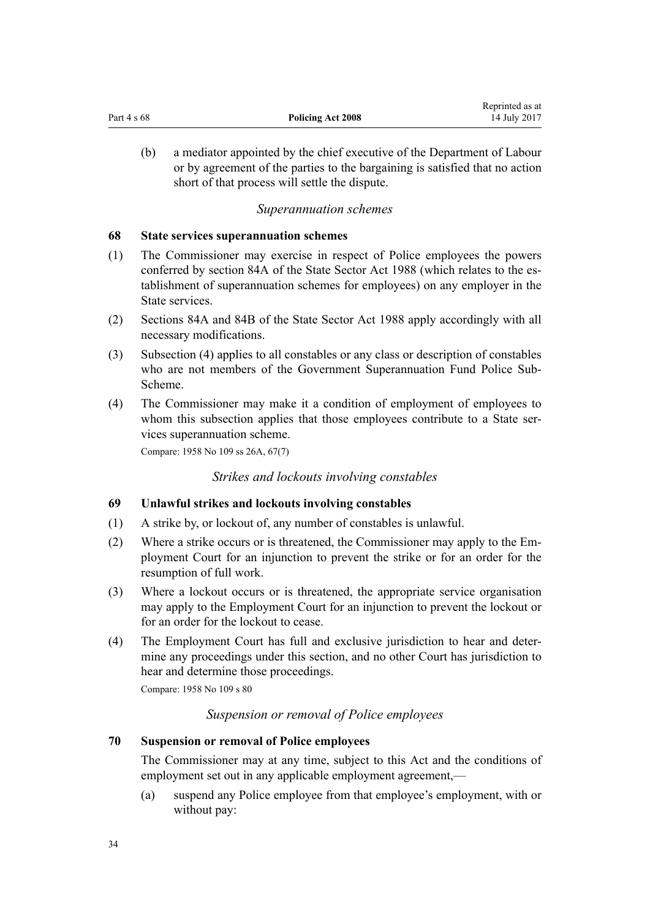(b) a mediator appointed by the chief executive of the Department of Labour or by agreement of the parties to the bargaining is satisfied that no action short of that process will settle the dispute.

*Superannuation schemes*

**68 State services superannuation schemes**

(1) The Commissioner may exercise in respect of Police employees the powers conferred by section 84A of the State Sector Act 1988 (which relates to the establishment of superannuation schemes for employees) on any employer in the State services.

(2) Sections 84A and 84B of the State Sector Act 1988 apply accordingly with all necessary modifications.

(3) Subsection (4) applies to all constables or any class or description of constables who are not members of the Government Superannuation Fund Police Sub-Scheme.

(4) The Commissioner may make it a condition of employment of employees to whom this subsection applies that those employees contribute to a State services superannuation scheme.

Compare: 1958 No 109 ss 26A, 67(7)

*Strikes and lockouts involving constables*

**69 Unlawful strikes and lockouts involving constables**

(1) A strike by, or lockout of, any number of constables is unlawful.

(2) Where a strike occurs or is threatened, the Commissioner may apply to the Employment Court for an injunction to prevent the strike or for an order for the resumption of full work.

(3) Where a lockout occurs or is threatened, the appropriate service organisation may apply to the Employment Court for an injunction to prevent the lockout or for an order for the lockout to cease.

(4) The Employment Court has full and exclusive jurisdiction to hear and determine any proceedings under this section, and no other Court has jurisdiction to hear and determine those proceedings.

Compare: 1958 No 109 s 80

*Suspension or removal of Police employees*

**70 Suspension or removal of Police employees**

The Commissioner may at any time, subject to this Act and the conditions of employment set out in any applicable employment agreement,—

(a) suspend any Police employee from that employee's employment, with or without pay: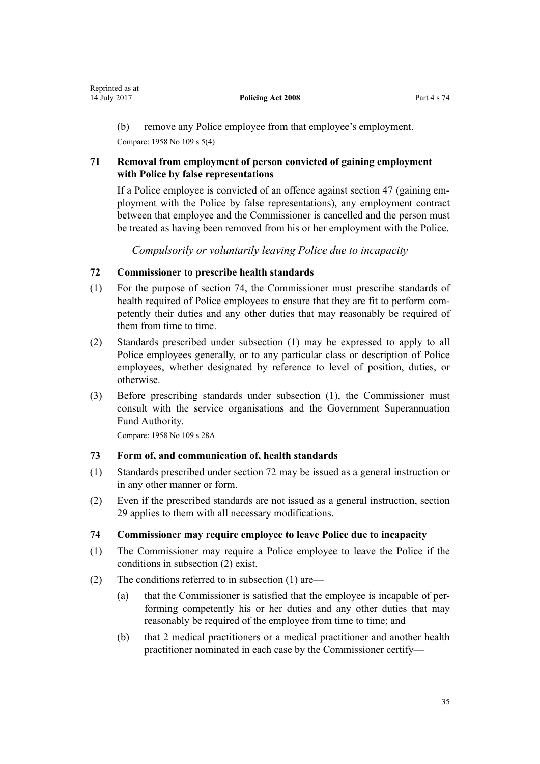(b) remove any Police employee from that employee's employment.

Compare: 1958 No 109 s 5(4)

### 71 Removal from employment of person convicted of gaining employment with Police by false representations

If a Police employee is convicted of an offence against section 47 (gaining employment with the Police by false representations), any employment contract between that employee and the Commissioner is cancelled and the person must be treated as having been removed from his or her employment with the Police.

*Compulsorily or voluntarily leaving Police due to incapacity*

### 72 Commissioner to prescribe health standards

(1) For the purpose of section 74, the Commissioner must prescribe standards of health required of Police employees to ensure that they are fit to perform competently their duties and any other duties that may reasonably be required of them from time to time.

(2) Standards prescribed under subsection (1) may be expressed to apply to all Police employees generally, or to any particular class or description of Police employees, whether designated by reference to level of position, duties, or otherwise.

(3) Before prescribing standards under subsection (1), the Commissioner must consult with the service organisations and the Government Superannuation Fund Authority.

Compare: 1958 No 109 s 28A

### 73 Form of, and communication of, health standards

(1) Standards prescribed under section 72 may be issued as a general instruction or in any other manner or form.

(2) Even if the prescribed standards are not issued as a general instruction, section 29 applies to them with all necessary modifications.

### 74 Commissioner may require employee to leave Police due to incapacity

(1) The Commissioner may require a Police employee to leave the Police if the conditions in subsection (2) exist.

(2) The conditions referred to in subsection (1) are—

(a) that the Commissioner is satisfied that the employee is incapable of performing competently his or her duties and any other duties that may reasonably be required of the employee from time to time; and

(b) that 2 medical practitioners or a medical practitioner and another health practitioner nominated in each case by the Commissioner certify—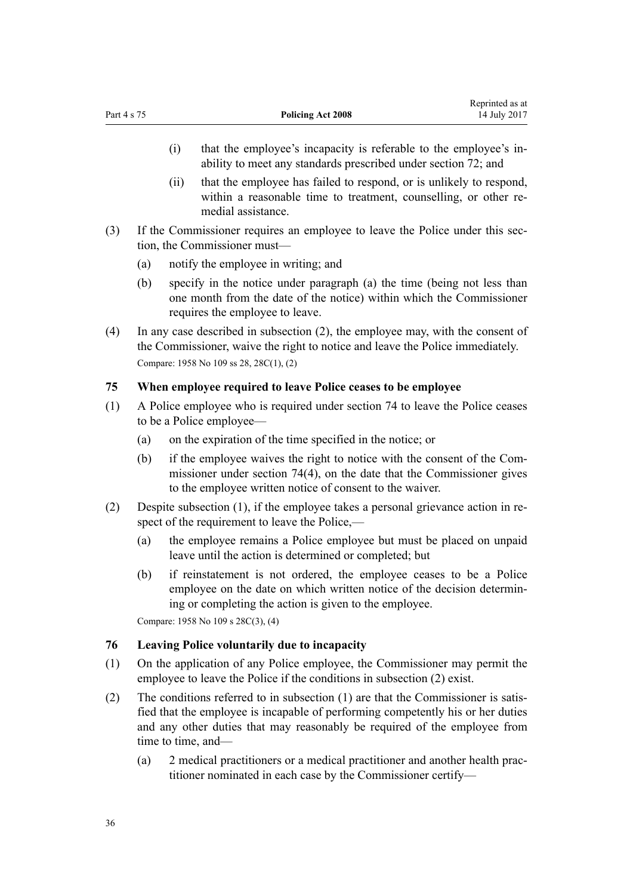(i) that the employee's incapacity is referable to the employee's inability to meet any standards prescribed under section 72; and

(ii) that the employee has failed to respond, or is unlikely to respond, within a reasonable time to treatment, counselling, or other remedial assistance.

(3) If the Commissioner requires an employee to leave the Police under this section, the Commissioner must—

(a) notify the employee in writing; and

(b) specify in the notice under paragraph (a) the time (being not less than one month from the date of the notice) within which the Commissioner requires the employee to leave.

(4) In any case described in subsection (2), the employee may, with the consent of the Commissioner, waive the right to notice and leave the Police immediately.

Compare: 1958 No 109 ss 28, 28C(1), (2)

### 75 When employee required to leave Police ceases to be employee

(1) A Police employee who is required under section 74 to leave the Police ceases to be a Police employee—

(a) on the expiration of the time specified in the notice; or

(b) if the employee waives the right to notice with the consent of the Commissioner under section 74(4), on the date that the Commissioner gives to the employee written notice of consent to the waiver.

(2) Despite subsection (1), if the employee takes a personal grievance action in respect of the requirement to leave the Police,—

(a) the employee remains a Police employee but must be placed on unpaid leave until the action is determined or completed; but

(b) if reinstatement is not ordered, the employee ceases to be a Police employee on the date on which written notice of the decision determining or completing the action is given to the employee.

Compare: 1958 No 109 s 28C(3), (4)

### 76 Leaving Police voluntarily due to incapacity

(1) On the application of any Police employee, the Commissioner may permit the employee to leave the Police if the conditions in subsection (2) exist.

(2) The conditions referred to in subsection (1) are that the Commissioner is satisfied that the employee is incapable of performing competently his or her duties and any other duties that may reasonably be required of the employee from time to time, and—

(a) 2 medical practitioners or a medical practitioner and another health practitioner nominated in each case by the Commissioner certify—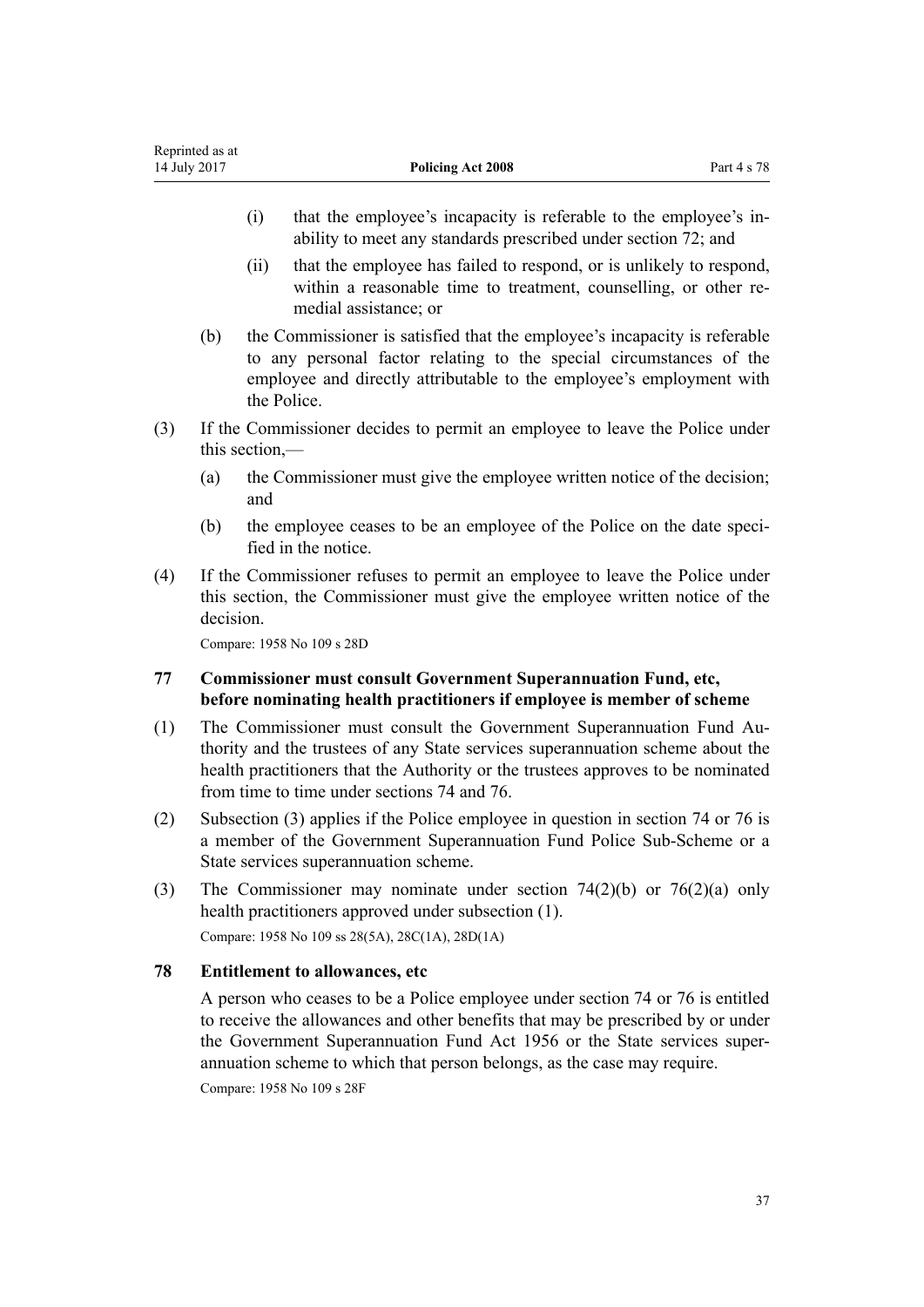(i) that the employee's incapacity is referable to the employee's inability to meet any standards prescribed under section 72; and

(ii) that the employee has failed to respond, or is unlikely to respond, within a reasonable time to treatment, counselling, or other remedial assistance; or

(b) the Commissioner is satisfied that the employee's incapacity is referable to any personal factor relating to the special circumstances of the employee and directly attributable to the employee's employment with the Police.

(3) If the Commissioner decides to permit an employee to leave the Police under this section,—

(a) the Commissioner must give the employee written notice of the decision; and

(b) the employee ceases to be an employee of the Police on the date specified in the notice.

(4) If the Commissioner refuses to permit an employee to leave the Police under this section, the Commissioner must give the employee written notice of the decision.

Compare: 1958 No 109 s 28D

### 77 Commissioner must consult Government Superannuation Fund, etc, before nominating health practitioners if employee is member of scheme

(1) The Commissioner must consult the Government Superannuation Fund Authority and the trustees of any State services superannuation scheme about the health practitioners that the Authority or the trustees approves to be nominated from time to time under sections 74 and 76.

(2) Subsection (3) applies if the Police employee in question in section 74 or 76 is a member of the Government Superannuation Fund Police Sub-Scheme or a State services superannuation scheme.

(3) The Commissioner may nominate under section 74(2)(b) or 76(2)(a) only health practitioners approved under subsection (1).

Compare: 1958 No 109 ss 28(5A), 28C(1A), 28D(1A)

### 78 Entitlement to allowances, etc

A person who ceases to be a Police employee under section 74 or 76 is entitled to receive the allowances and other benefits that may be prescribed by or under the Government Superannuation Fund Act 1956 or the State services superannuation scheme to which that person belongs, as the case may require.

Compare: 1958 No 109 s 28F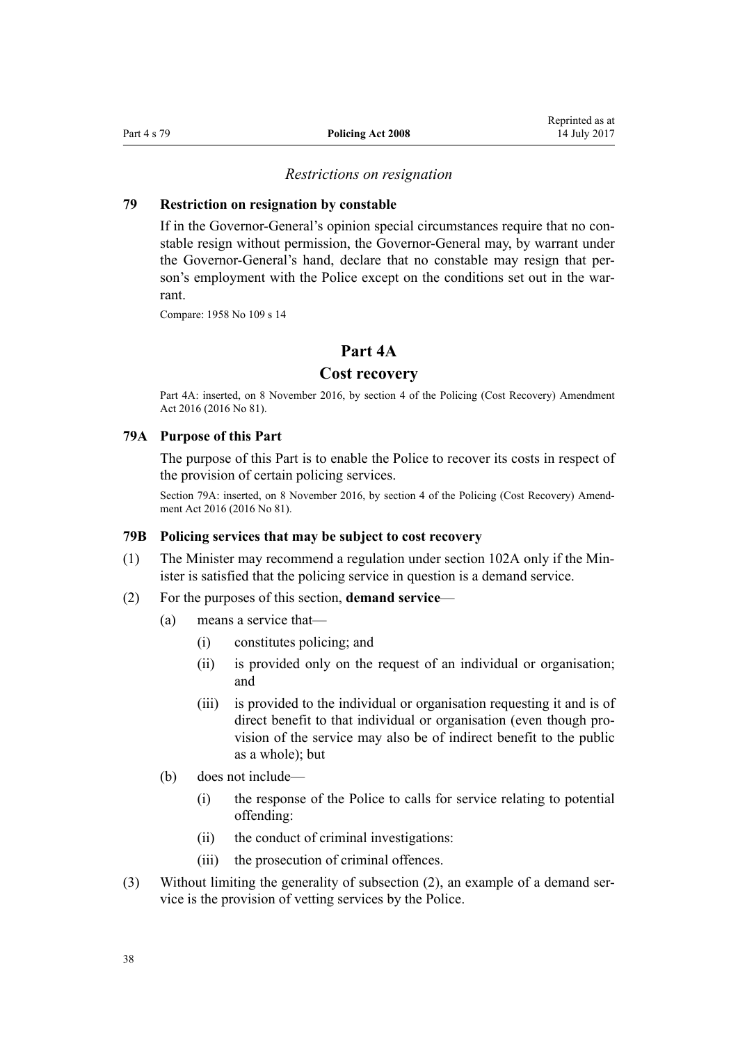*Restrictions on resignation*

### 79 Restriction on resignation by constable

If in the Governor-General's opinion special circumstances require that no constable resign without permission, the Governor-General may, by warrant under the Governor-General's hand, declare that no constable may resign that person's employment with the Police except on the conditions set out in the warrant.

Compare: 1958 No 109 s 14

## Part 4A
## Cost recovery

Part 4A: inserted, on 8 November 2016, by section 4 of the Policing (Cost Recovery) Amendment Act 2016 (2016 No 81).

### 79A Purpose of this Part

The purpose of this Part is to enable the Police to recover its costs in respect of the provision of certain policing services.

Section 79A: inserted, on 8 November 2016, by section 4 of the Policing (Cost Recovery) Amendment Act 2016 (2016 No 81).

### 79B Policing services that may be subject to cost recovery

(1) The Minister may recommend a regulation under section 102A only if the Minister is satisfied that the policing service in question is a demand service.

(2) For the purposes of this section, **demand service**—

- (a) means a service that—
  - (i) constitutes policing; and
  - (ii) is provided only on the request of an individual or organisation; and
  - (iii) is provided to the individual or organisation requesting it and is of direct benefit to that individual or organisation (even though provision of the service may also be of indirect benefit to the public as a whole); but
- (b) does not include—
  - (i) the response of the Police to calls for service relating to potential offending:
  - (ii) the conduct of criminal investigations:
  - (iii) the prosecution of criminal offences.

(3) Without limiting the generality of subsection (2), an example of a demand service is the provision of vetting services by the Police.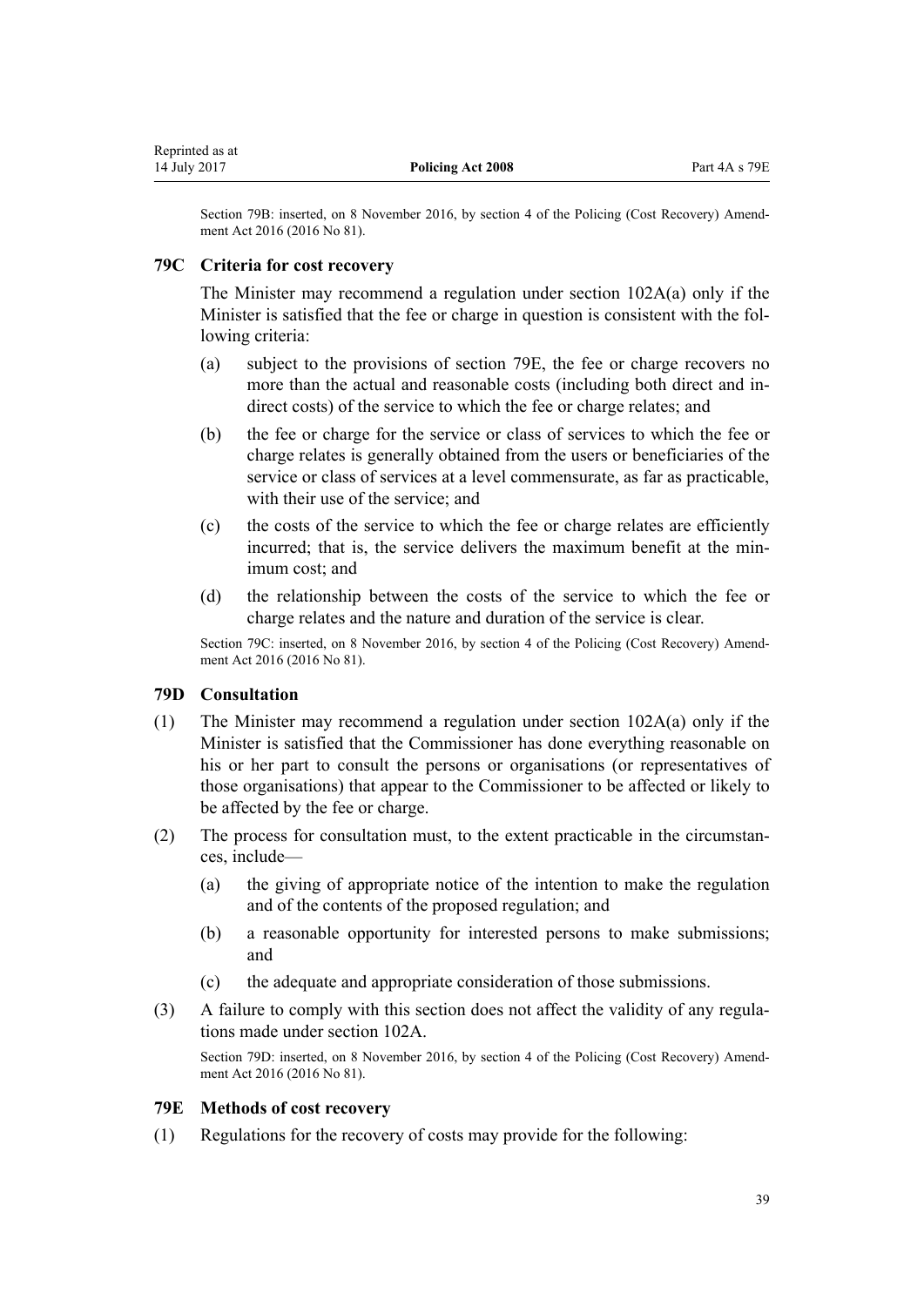Section 79B: inserted, on 8 November 2016, by section 4 of the Policing (Cost Recovery) Amendment Act 2016 (2016 No 81).

### 79C Criteria for cost recovery

The Minister may recommend a regulation under section 102A(a) only if the Minister is satisfied that the fee or charge in question is consistent with the following criteria:

(a) subject to the provisions of section 79E, the fee or charge recovers no more than the actual and reasonable costs (including both direct and indirect costs) of the service to which the fee or charge relates; and

(b) the fee or charge for the service or class of services to which the fee or charge relates is generally obtained from the users or beneficiaries of the service or class of services at a level commensurate, as far as practicable, with their use of the service; and

(c) the costs of the service to which the fee or charge relates are efficiently incurred; that is, the service delivers the maximum benefit at the minimum cost; and

(d) the relationship between the costs of the service to which the fee or charge relates and the nature and duration of the service is clear.

Section 79C: inserted, on 8 November 2016, by section 4 of the Policing (Cost Recovery) Amendment Act 2016 (2016 No 81).

### 79D Consultation

(1) The Minister may recommend a regulation under section 102A(a) only if the Minister is satisfied that the Commissioner has done everything reasonable on his or her part to consult the persons or organisations (or representatives of those organisations) that appear to the Commissioner to be affected or likely to be affected by the fee or charge.

(2) The process for consultation must, to the extent practicable in the circumstances, include—

(a) the giving of appropriate notice of the intention to make the regulation and of the contents of the proposed regulation; and

(b) a reasonable opportunity for interested persons to make submissions; and

(c) the adequate and appropriate consideration of those submissions.

(3) A failure to comply with this section does not affect the validity of any regulations made under section 102A.

Section 79D: inserted, on 8 November 2016, by section 4 of the Policing (Cost Recovery) Amendment Act 2016 (2016 No 81).

### 79E Methods of cost recovery

(1) Regulations for the recovery of costs may provide for the following: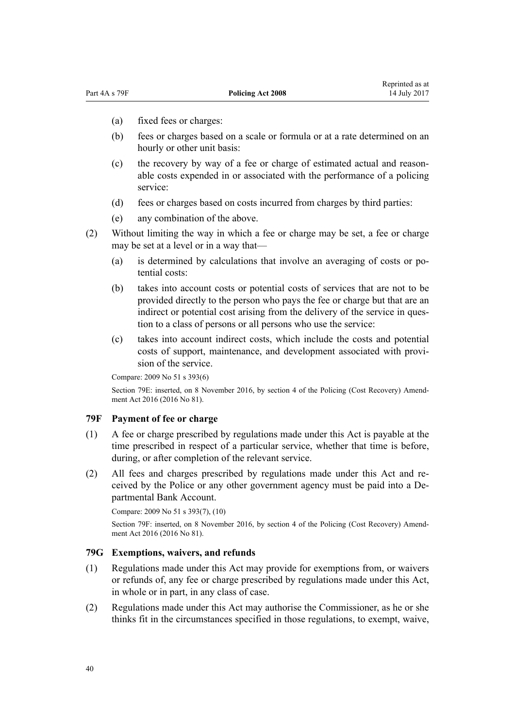(a) fixed fees or charges:

(b) fees or charges based on a scale or formula or at a rate determined on an hourly or other unit basis:

(c) the recovery by way of a fee or charge of estimated actual and reasonable costs expended in or associated with the performance of a policing service:

(d) fees or charges based on costs incurred from charges by third parties:

(e) any combination of the above.

(2) Without limiting the way in which a fee or charge may be set, a fee or charge may be set at a level or in a way that—

(a) is determined by calculations that involve an averaging of costs or potential costs:

(b) takes into account costs or potential costs of services that are not to be provided directly to the person who pays the fee or charge but that are an indirect or potential cost arising from the delivery of the service in question to a class of persons or all persons who use the service:

(c) takes into account indirect costs, which include the costs and potential costs of support, maintenance, and development associated with provision of the service.

Compare: 2009 No 51 s 393(6)

Section 79E: inserted, on 8 November 2016, by section 4 of the Policing (Cost Recovery) Amendment Act 2016 (2016 No 81).

### 79F Payment of fee or charge

(1) A fee or charge prescribed by regulations made under this Act is payable at the time prescribed in respect of a particular service, whether that time is before, during, or after completion of the relevant service.

(2) All fees and charges prescribed by regulations made under this Act and received by the Police or any other government agency must be paid into a Departmental Bank Account.

Compare: 2009 No 51 s 393(7), (10)

Section 79F: inserted, on 8 November 2016, by section 4 of the Policing (Cost Recovery) Amendment Act 2016 (2016 No 81).

### 79G Exemptions, waivers, and refunds

(1) Regulations made under this Act may provide for exemptions from, or waivers or refunds of, any fee or charge prescribed by regulations made under this Act, in whole or in part, in any class of case.

(2) Regulations made under this Act may authorise the Commissioner, as he or she thinks fit in the circumstances specified in those regulations, to exempt, waive,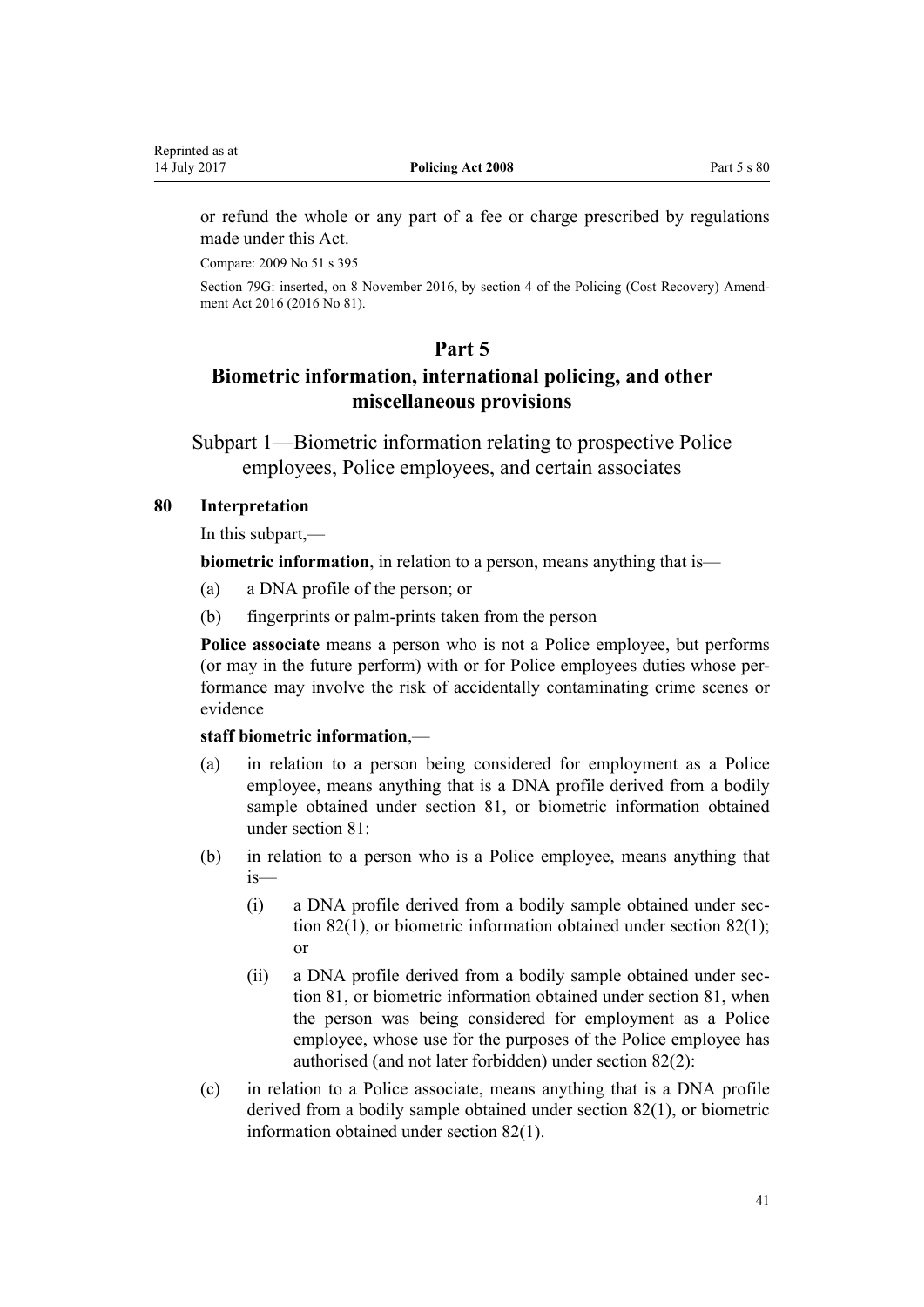or refund the whole or any part of a fee or charge prescribed by regulations made under this Act.

Compare: 2009 No 51 s 395

Section 79G: inserted, on 8 November 2016, by section 4 of the Policing (Cost Recovery) Amendment Act 2016 (2016 No 81).

# Part 5
# Biometric information, international policing, and other miscellaneous provisions

## Subpart 1—Biometric information relating to prospective Police employees, Police employees, and certain associates

### 80 Interpretation

In this subpart,—

**biometric information**, in relation to a person, means anything that is—

(a) a DNA profile of the person; or

(b) fingerprints or palm-prints taken from the person

**Police associate** means a person who is not a Police employee, but performs (or may in the future perform) with or for Police employees duties whose performance may involve the risk of accidentally contaminating crime scenes or evidence

**staff biometric information**,—

(a) in relation to a person being considered for employment as a Police employee, means anything that is a DNA profile derived from a bodily sample obtained under section 81, or biometric information obtained under section 81:

(b) in relation to a person who is a Police employee, means anything that is—

 (i) a DNA profile derived from a bodily sample obtained under section 82(1), or biometric information obtained under section 82(1); or

 (ii) a DNA profile derived from a bodily sample obtained under section 81, or biometric information obtained under section 81, when the person was being considered for employment as a Police employee, whose use for the purposes of the Police employee has authorised (and not later forbidden) under section 82(2):

(c) in relation to a Police associate, means anything that is a DNA profile derived from a bodily sample obtained under section 82(1), or biometric information obtained under section 82(1).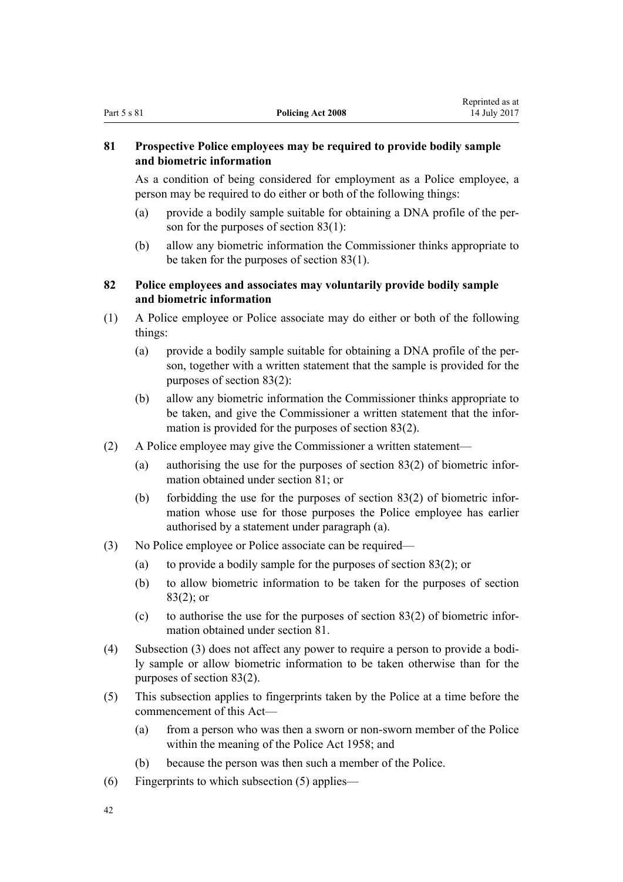### 81 Prospective Police employees may be required to provide bodily sample and biometric information

As a condition of being considered for employment as a Police employee, a person may be required to do either or both of the following things:

(a) provide a bodily sample suitable for obtaining a DNA profile of the person for the purposes of section 83(1):

(b) allow any biometric information the Commissioner thinks appropriate to be taken for the purposes of section 83(1).

### 82 Police employees and associates may voluntarily provide bodily sample and biometric information

(1) A Police employee or Police associate may do either or both of the following things:

(a) provide a bodily sample suitable for obtaining a DNA profile of the person, together with a written statement that the sample is provided for the purposes of section 83(2):

(b) allow any biometric information the Commissioner thinks appropriate to be taken, and give the Commissioner a written statement that the information is provided for the purposes of section 83(2).

(2) A Police employee may give the Commissioner a written statement—

(a) authorising the use for the purposes of section 83(2) of biometric information obtained under section 81; or

(b) forbidding the use for the purposes of section 83(2) of biometric information whose use for those purposes the Police employee has earlier authorised by a statement under paragraph (a).

(3) No Police employee or Police associate can be required—

(a) to provide a bodily sample for the purposes of section 83(2); or

(b) to allow biometric information to be taken for the purposes of section 83(2); or

(c) to authorise the use for the purposes of section 83(2) of biometric information obtained under section 81.

(4) Subsection (3) does not affect any power to require a person to provide a bodily sample or allow biometric information to be taken otherwise than for the purposes of section 83(2).

(5) This subsection applies to fingerprints taken by the Police at a time before the commencement of this Act—

(a) from a person who was then a sworn or non-sworn member of the Police within the meaning of the Police Act 1958; and

(b) because the person was then such a member of the Police.

(6) Fingerprints to which subsection (5) applies—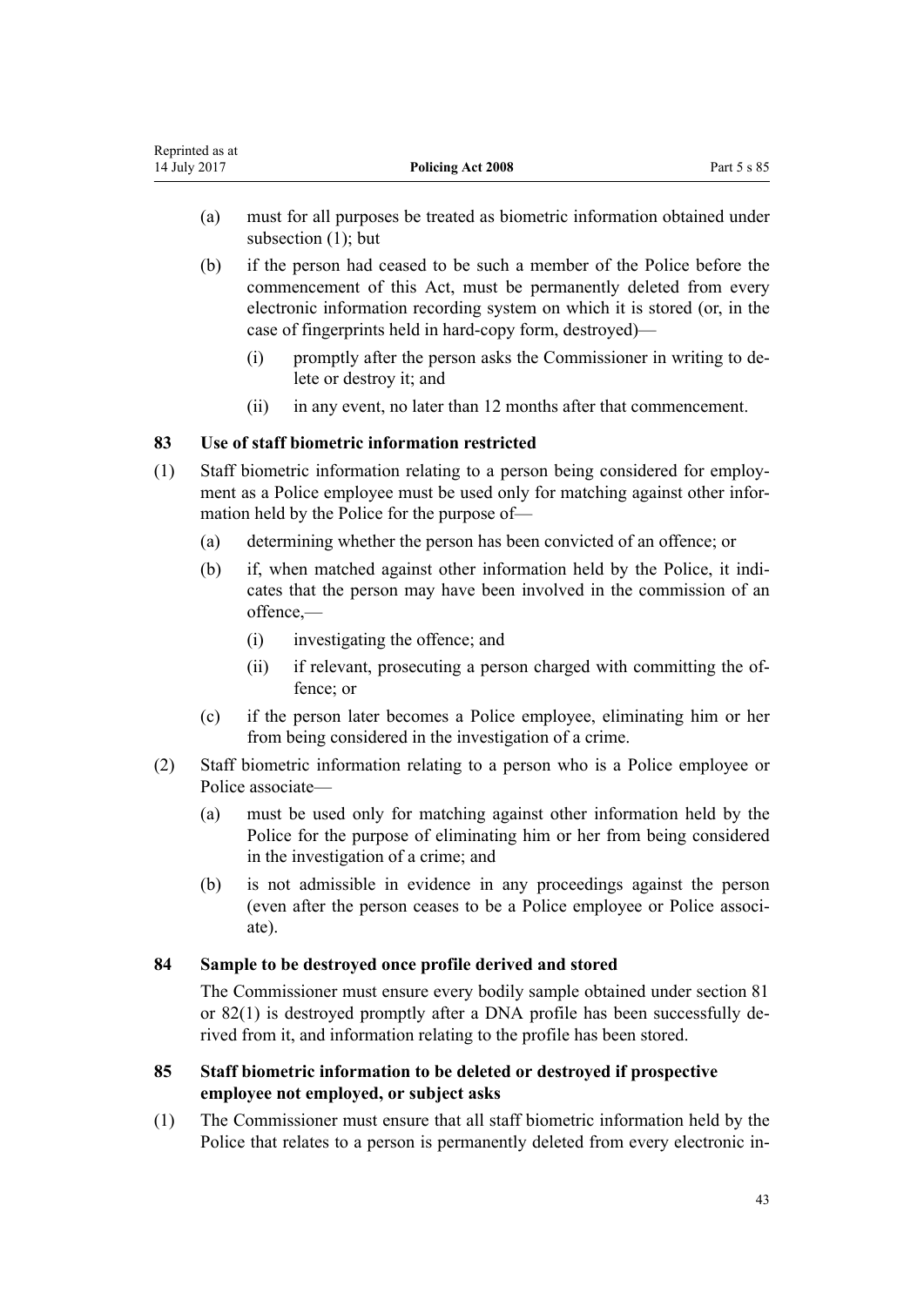(a) must for all purposes be treated as biometric information obtained under subsection (1); but

(b) if the person had ceased to be such a member of the Police before the commencement of this Act, must be permanently deleted from every electronic information recording system on which it is stored (or, in the case of fingerprints held in hard-copy form, destroyed)—

   (i) promptly after the person asks the Commissioner in writing to delete or destroy it; and

   (ii) in any event, no later than 12 months after that commencement.

### 83 Use of staff biometric information restricted

(1) Staff biometric information relating to a person being considered for employment as a Police employee must be used only for matching against other information held by the Police for the purpose of—

   (a) determining whether the person has been convicted of an offence; or

   (b) if, when matched against other information held by the Police, it indicates that the person may have been involved in the commission of an offence,—

      (i) investigating the offence; and

      (ii) if relevant, prosecuting a person charged with committing the offence; or

   (c) if the person later becomes a Police employee, eliminating him or her from being considered in the investigation of a crime.

(2) Staff biometric information relating to a person who is a Police employee or Police associate—

   (a) must be used only for matching against other information held by the Police for the purpose of eliminating him or her from being considered in the investigation of a crime; and

   (b) is not admissible in evidence in any proceedings against the person (even after the person ceases to be a Police employee or Police associate).

### 84 Sample to be destroyed once profile derived and stored

The Commissioner must ensure every bodily sample obtained under section 81 or 82(1) is destroyed promptly after a DNA profile has been successfully derived from it, and information relating to the profile has been stored.

### 85 Staff biometric information to be deleted or destroyed if prospective employee not employed, or subject asks

(1) The Commissioner must ensure that all staff biometric information held by the Police that relates to a person is permanently deleted from every electronic in-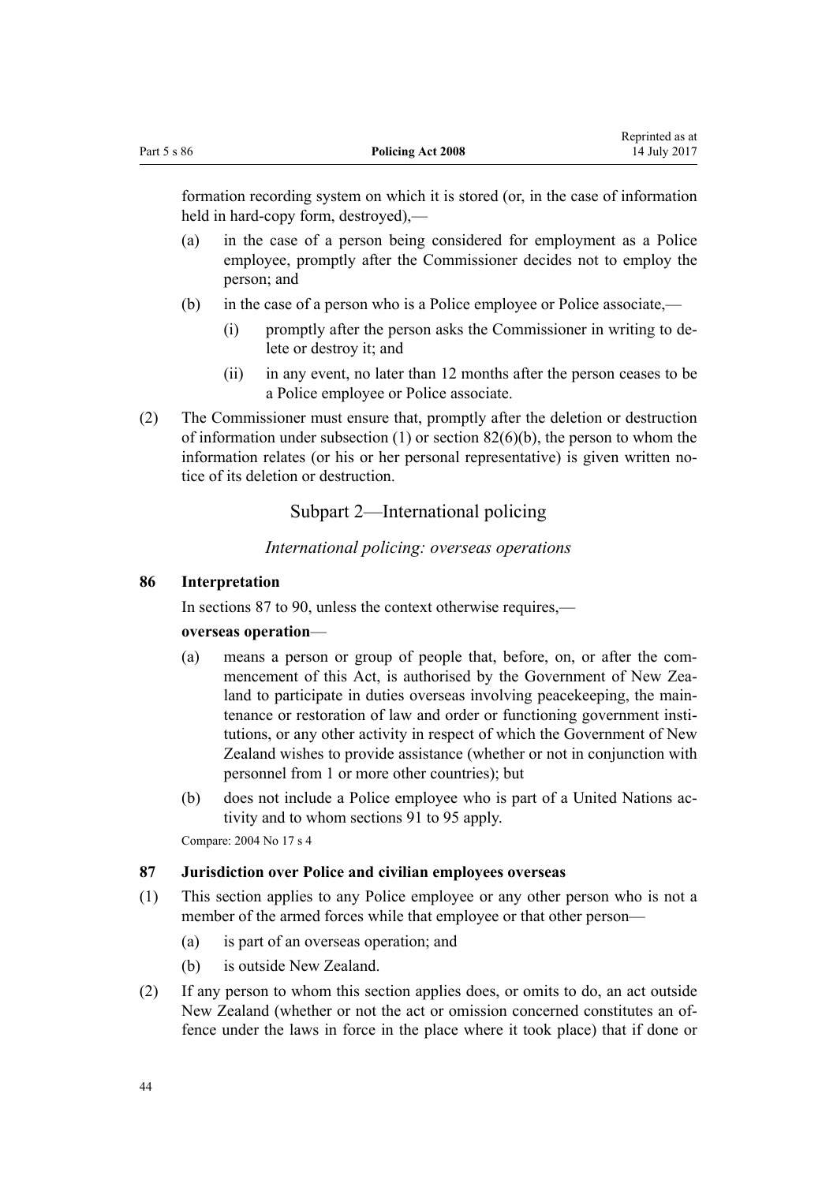formation recording system on which it is stored (or, in the case of information held in hard-copy form, destroyed),—

(a) in the case of a person being considered for employment as a Police employee, promptly after the Commissioner decides not to employ the person; and

(b) in the case of a person who is a Police employee or Police associate,—

  (i) promptly after the person asks the Commissioner in writing to delete or destroy it; and

  (ii) in any event, no later than 12 months after the person ceases to be a Police employee or Police associate.

(2) The Commissioner must ensure that, promptly after the deletion or destruction of information under subsection (1) or section 82(6)(b), the person to whom the information relates (or his or her personal representative) is given written notice of its deletion or destruction.

## Subpart 2—International policing

### *International policing: overseas operations*

### 86 Interpretation

In sections 87 to 90, unless the context otherwise requires,—

**overseas operation**—

(a) means a person or group of people that, before, on, or after the commencement of this Act, is authorised by the Government of New Zealand to participate in duties overseas involving peacekeeping, the maintenance or restoration of law and order or functioning government institutions, or any other activity in respect of which the Government of New Zealand wishes to provide assistance (whether or not in conjunction with personnel from 1 or more other countries); but

(b) does not include a Police employee who is part of a United Nations activity and to whom sections 91 to 95 apply.

Compare: 2004 No 17 s 4

### 87 Jurisdiction over Police and civilian employees overseas

(1) This section applies to any Police employee or any other person who is not a member of the armed forces while that employee or that other person—

(a) is part of an overseas operation; and

(b) is outside New Zealand.

(2) If any person to whom this section applies does, or omits to do, an act outside New Zealand (whether or not the act or omission concerned constitutes an offence under the laws in force in the place where it took place) that if done or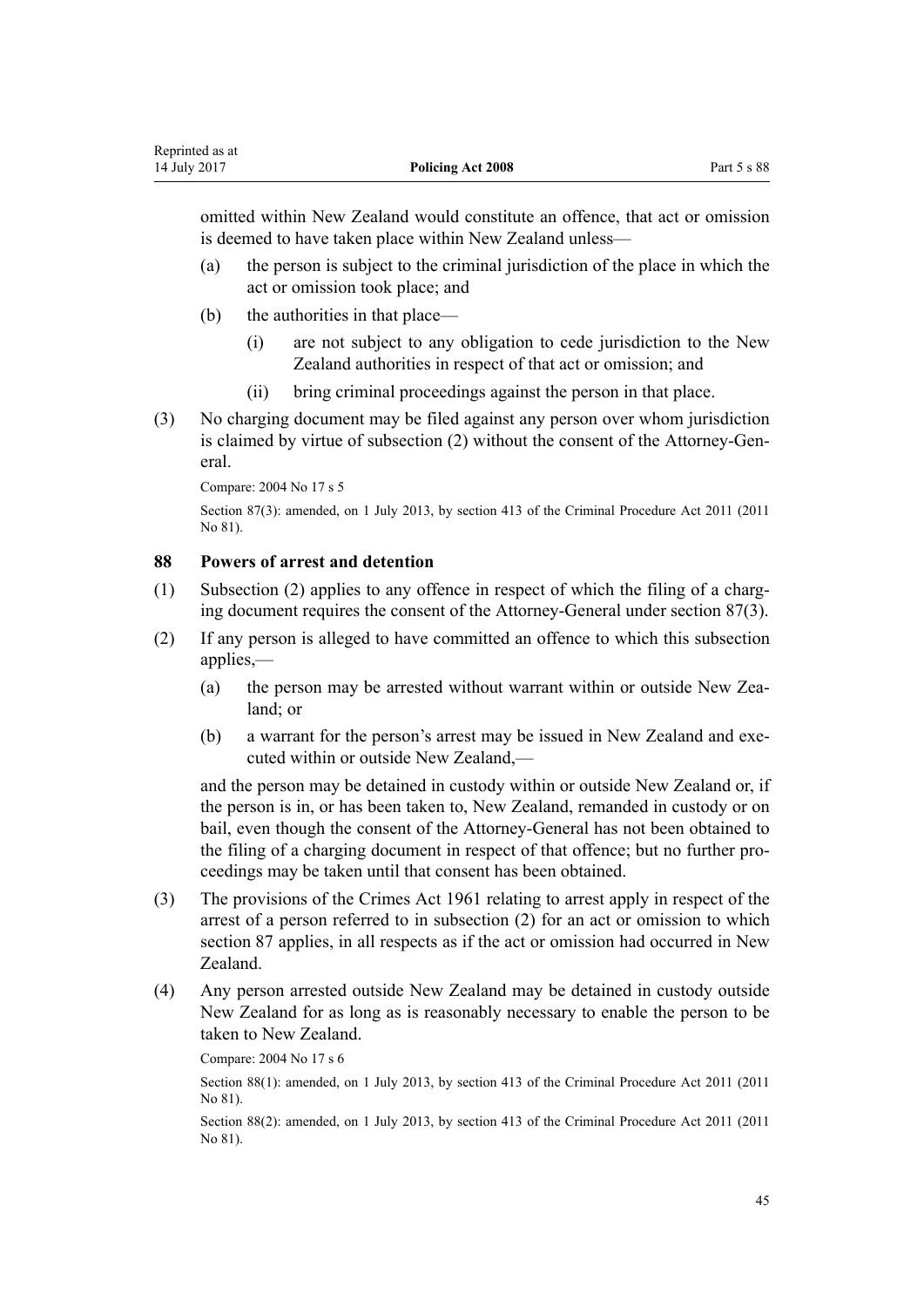omitted within New Zealand would constitute an offence, that act or omission is deemed to have taken place within New Zealand unless—

(a) the person is subject to the criminal jurisdiction of the place in which the act or omission took place; and

(b) the authorities in that place—

  (i) are not subject to any obligation to cede jurisdiction to the New Zealand authorities in respect of that act or omission; and

  (ii) bring criminal proceedings against the person in that place.

(3) No charging document may be filed against any person over whom jurisdiction is claimed by virtue of subsection (2) without the consent of the Attorney-General.

Compare: 2004 No 17 s 5

Section 87(3): amended, on 1 July 2013, by section 413 of the Criminal Procedure Act 2011 (2011 No 81).

## 88 Powers of arrest and detention

(1) Subsection (2) applies to any offence in respect of which the filing of a charging document requires the consent of the Attorney-General under section 87(3).

(2) If any person is alleged to have committed an offence to which this subsection applies,—

(a) the person may be arrested without warrant within or outside New Zealand; or

(b) a warrant for the person's arrest may be issued in New Zealand and executed within or outside New Zealand,—

and the person may be detained in custody within or outside New Zealand or, if the person is in, or has been taken to, New Zealand, remanded in custody or on bail, even though the consent of the Attorney-General has not been obtained to the filing of a charging document in respect of that offence; but no further proceedings may be taken until that consent has been obtained.

(3) The provisions of the Crimes Act 1961 relating to arrest apply in respect of the arrest of a person referred to in subsection (2) for an act or omission to which section 87 applies, in all respects as if the act or omission had occurred in New Zealand.

(4) Any person arrested outside New Zealand may be detained in custody outside New Zealand for as long as is reasonably necessary to enable the person to be taken to New Zealand.

Compare: 2004 No 17 s 6

Section 88(1): amended, on 1 July 2013, by section 413 of the Criminal Procedure Act 2011 (2011 No 81).

Section 88(2): amended, on 1 July 2013, by section 413 of the Criminal Procedure Act 2011 (2011 No 81).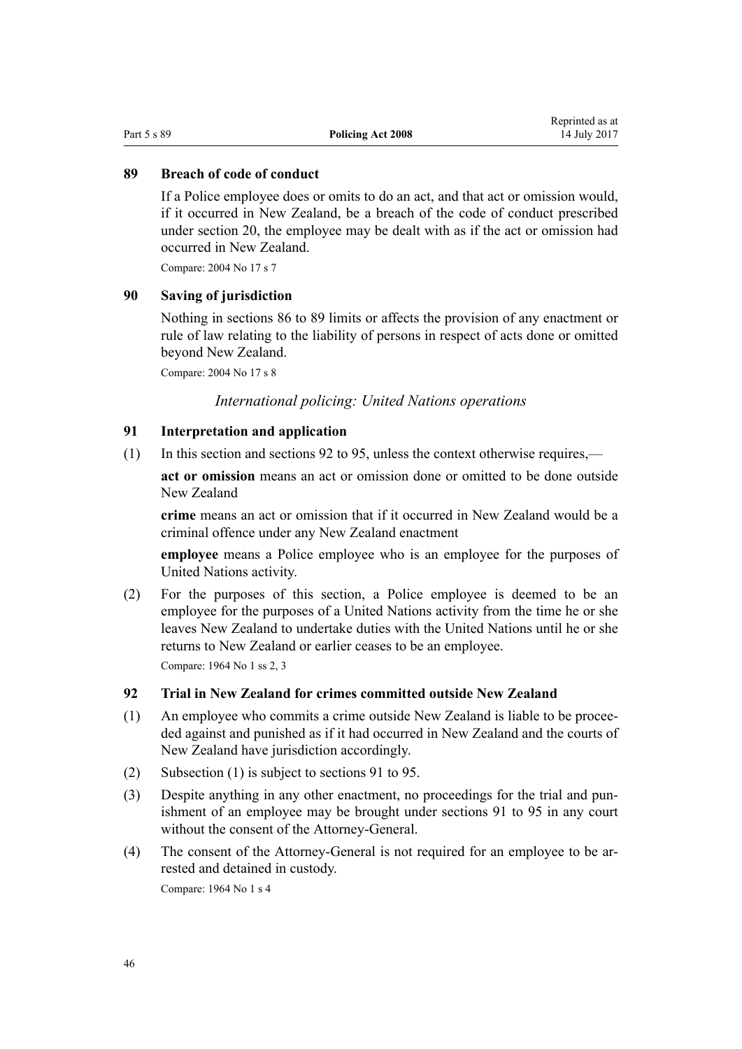### 89 Breach of code of conduct

If a Police employee does or omits to do an act, and that act or omission would, if it occurred in New Zealand, be a breach of the code of conduct prescribed under section 20, the employee may be dealt with as if the act or omission had occurred in New Zealand.

Compare: 2004 No 17 s 7

### 90 Saving of jurisdiction

Nothing in sections 86 to 89 limits or affects the provision of any enactment or rule of law relating to the liability of persons in respect of acts done or omitted beyond New Zealand.

Compare: 2004 No 17 s 8

*International policing: United Nations operations*

### 91 Interpretation and application

(1) In this section and sections 92 to 95, unless the context otherwise requires,—

**act or omission** means an act or omission done or omitted to be done outside New Zealand

**crime** means an act or omission that if it occurred in New Zealand would be a criminal offence under any New Zealand enactment

**employee** means a Police employee who is an employee for the purposes of United Nations activity.

(2) For the purposes of this section, a Police employee is deemed to be an employee for the purposes of a United Nations activity from the time he or she leaves New Zealand to undertake duties with the United Nations until he or she returns to New Zealand or earlier ceases to be an employee.

Compare: 1964 No 1 ss 2, 3

### 92 Trial in New Zealand for crimes committed outside New Zealand

(1) An employee who commits a crime outside New Zealand is liable to be proceeded against and punished as if it had occurred in New Zealand and the courts of New Zealand have jurisdiction accordingly.

(2) Subsection (1) is subject to sections 91 to 95.

(3) Despite anything in any other enactment, no proceedings for the trial and punishment of an employee may be brought under sections 91 to 95 in any court without the consent of the Attorney-General.

(4) The consent of the Attorney-General is not required for an employee to be arrested and detained in custody.

Compare: 1964 No 1 s 4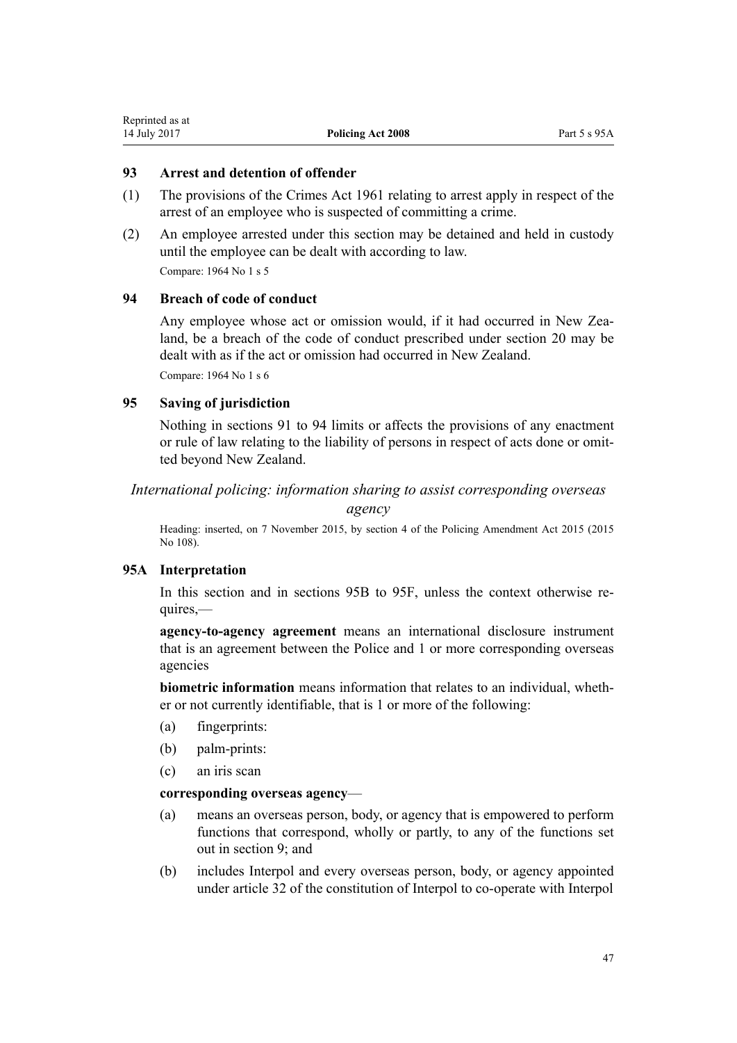### 93 Arrest and detention of offender

(1) The provisions of the Crimes Act 1961 relating to arrest apply in respect of the arrest of an employee who is suspected of committing a crime.

(2) An employee arrested under this section may be detained and held in custody until the employee can be dealt with according to law.

Compare: 1964 No 1 s 5

### 94 Breach of code of conduct

Any employee whose act or omission would, if it had occurred in New Zealand, be a breach of the code of conduct prescribed under section 20 may be dealt with as if the act or omission had occurred in New Zealand.

Compare: 1964 No 1 s 6

### 95 Saving of jurisdiction

Nothing in sections 91 to 94 limits or affects the provisions of any enactment or rule of law relating to the liability of persons in respect of acts done or omitted beyond New Zealand.

*International policing: information sharing to assist corresponding overseas agency*

Heading: inserted, on 7 November 2015, by section 4 of the Policing Amendment Act 2015 (2015 No 108).

### 95A Interpretation

In this section and in sections 95B to 95F, unless the context otherwise requires,—

**agency-to-agency agreement** means an international disclosure instrument that is an agreement between the Police and 1 or more corresponding overseas agencies

**biometric information** means information that relates to an individual, whether or not currently identifiable, that is 1 or more of the following:

(a) fingerprints:

(b) palm-prints:

(c) an iris scan

**corresponding overseas agency**—

(a) means an overseas person, body, or agency that is empowered to perform functions that correspond, wholly or partly, to any of the functions set out in section 9; and

(b) includes Interpol and every overseas person, body, or agency appointed under article 32 of the constitution of Interpol to co-operate with Interpol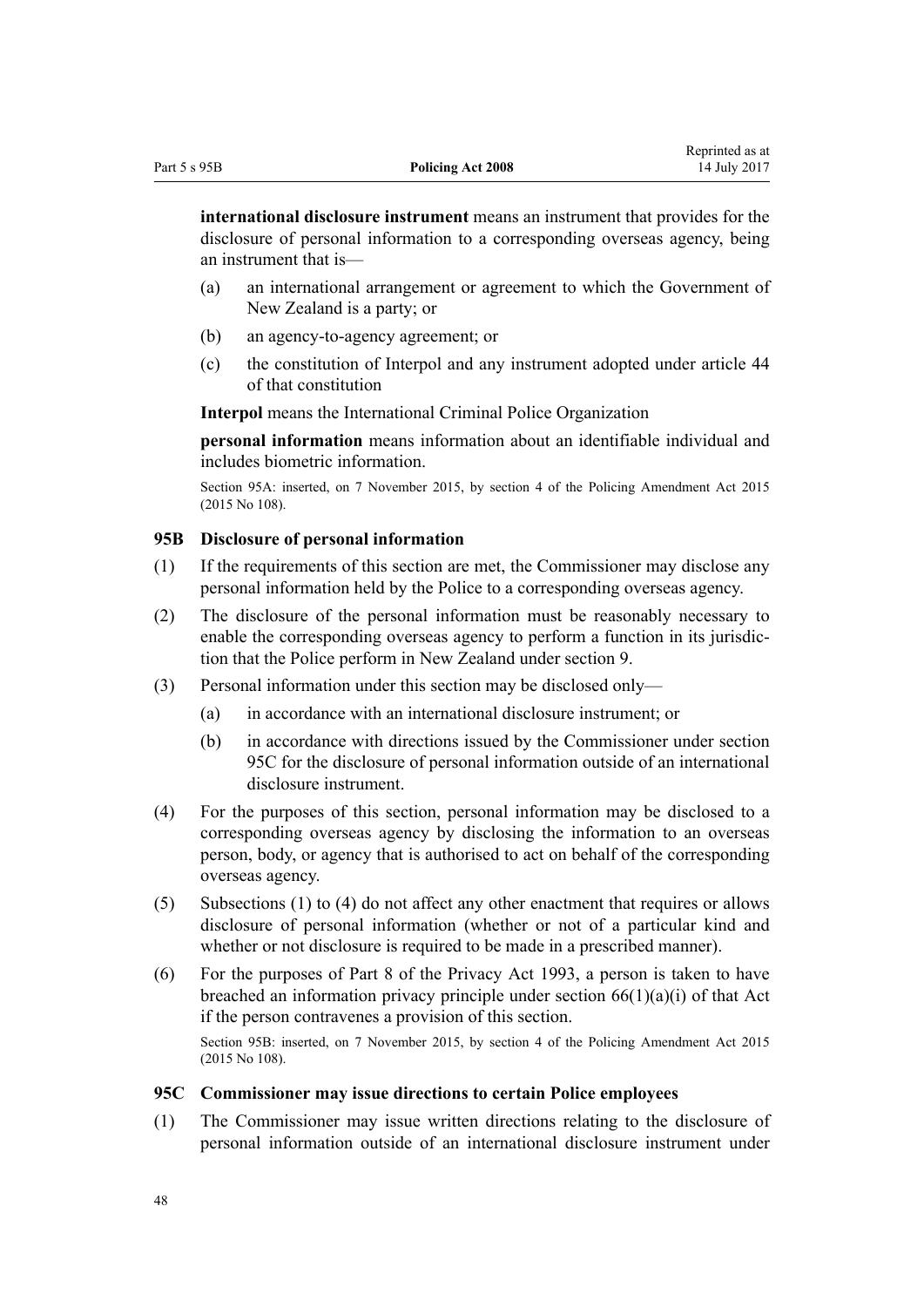**international disclosure instrument** means an instrument that provides for the disclosure of personal information to a corresponding overseas agency, being an instrument that is—

(a) an international arrangement or agreement to which the Government of New Zealand is a party; or

(b) an agency-to-agency agreement; or

(c) the constitution of Interpol and any instrument adopted under article 44 of that constitution

**Interpol** means the International Criminal Police Organization

**personal information** means information about an identifiable individual and includes biometric information.

Section 95A: inserted, on 7 November 2015, by section 4 of the Policing Amendment Act 2015 (2015 No 108).

### 95B Disclosure of personal information

(1) If the requirements of this section are met, the Commissioner may disclose any personal information held by the Police to a corresponding overseas agency.

(2) The disclosure of the personal information must be reasonably necessary to enable the corresponding overseas agency to perform a function in its jurisdiction that the Police perform in New Zealand under section 9.

(3) Personal information under this section may be disclosed only—

(a) in accordance with an international disclosure instrument; or

(b) in accordance with directions issued by the Commissioner under section 95C for the disclosure of personal information outside of an international disclosure instrument.

(4) For the purposes of this section, personal information may be disclosed to a corresponding overseas agency by disclosing the information to an overseas person, body, or agency that is authorised to act on behalf of the corresponding overseas agency.

(5) Subsections (1) to (4) do not affect any other enactment that requires or allows disclosure of personal information (whether or not of a particular kind and whether or not disclosure is required to be made in a prescribed manner).

(6) For the purposes of Part 8 of the Privacy Act 1993, a person is taken to have breached an information privacy principle under section 66(1)(a)(i) of that Act if the person contravenes a provision of this section.

Section 95B: inserted, on 7 November 2015, by section 4 of the Policing Amendment Act 2015 (2015 No 108).

### 95C Commissioner may issue directions to certain Police employees

(1) The Commissioner may issue written directions relating to the disclosure of personal information outside of an international disclosure instrument under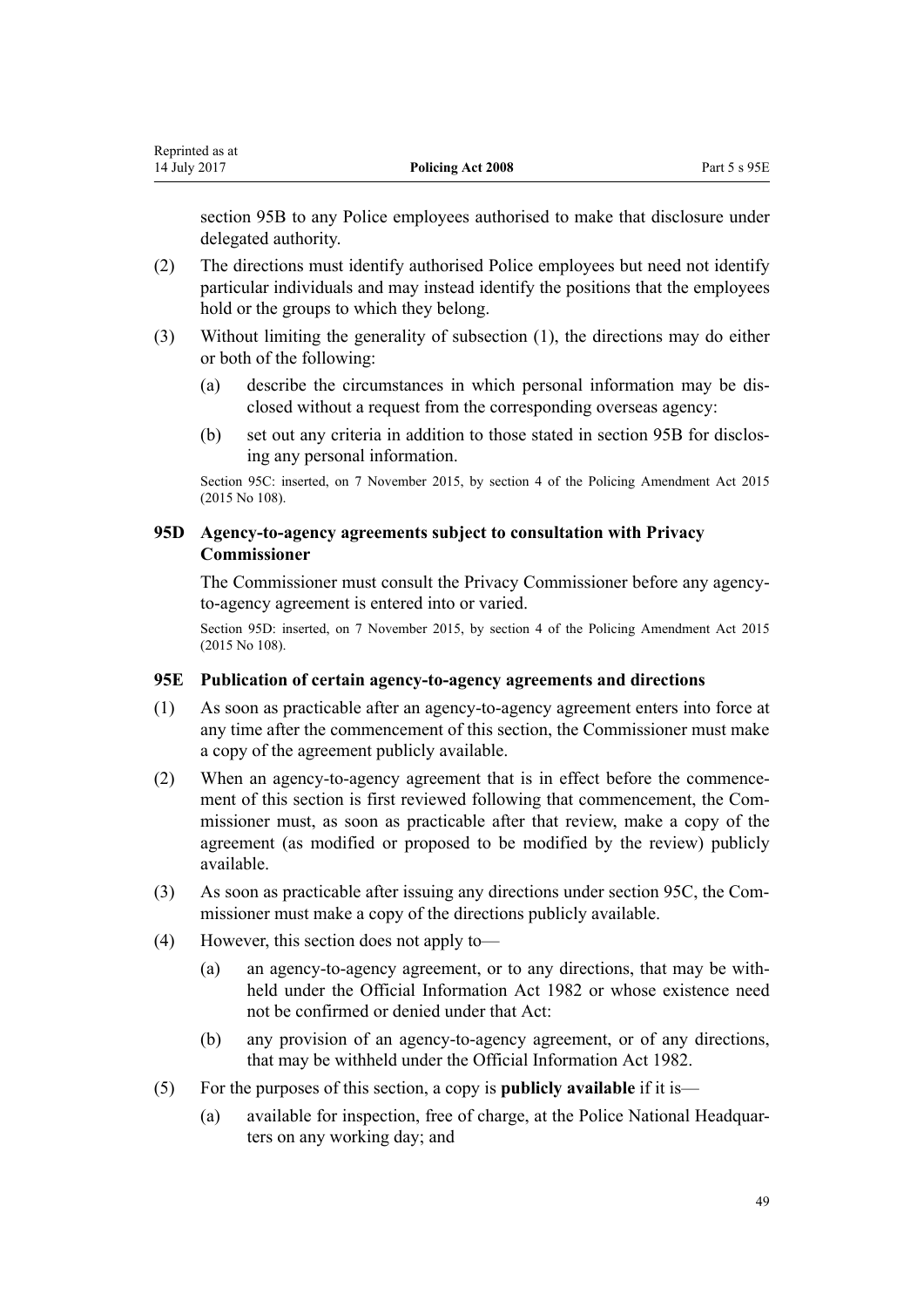section 95B to any Police employees authorised to make that disclosure under delegated authority.

(2) The directions must identify authorised Police employees but need not identify particular individuals and may instead identify the positions that the employees hold or the groups to which they belong.

(3) Without limiting the generality of subsection (1), the directions may do either or both of the following:

  (a) describe the circumstances in which personal information may be disclosed without a request from the corresponding overseas agency:

  (b) set out any criteria in addition to those stated in section 95B for disclosing any personal information.

Section 95C: inserted, on 7 November 2015, by section 4 of the Policing Amendment Act 2015 (2015 No 108).

### 95D Agency-to-agency agreements subject to consultation with Privacy Commissioner

The Commissioner must consult the Privacy Commissioner before any agency-to-agency agreement is entered into or varied.

Section 95D: inserted, on 7 November 2015, by section 4 of the Policing Amendment Act 2015 (2015 No 108).

### 95E Publication of certain agency-to-agency agreements and directions

(1) As soon as practicable after an agency-to-agency agreement enters into force at any time after the commencement of this section, the Commissioner must make a copy of the agreement publicly available.

(2) When an agency-to-agency agreement that is in effect before the commencement of this section is first reviewed following that commencement, the Commissioner must, as soon as practicable after that review, make a copy of the agreement (as modified or proposed to be modified by the review) publicly available.

(3) As soon as practicable after issuing any directions under section 95C, the Commissioner must make a copy of the directions publicly available.

(4) However, this section does not apply to—

  (a) an agency-to-agency agreement, or to any directions, that may be withheld under the Official Information Act 1982 or whose existence need not be confirmed or denied under that Act:

  (b) any provision of an agency-to-agency agreement, or of any directions, that may be withheld under the Official Information Act 1982.

(5) For the purposes of this section, a copy is **publicly available** if it is—

  (a) available for inspection, free of charge, at the Police National Headquarters on any working day; and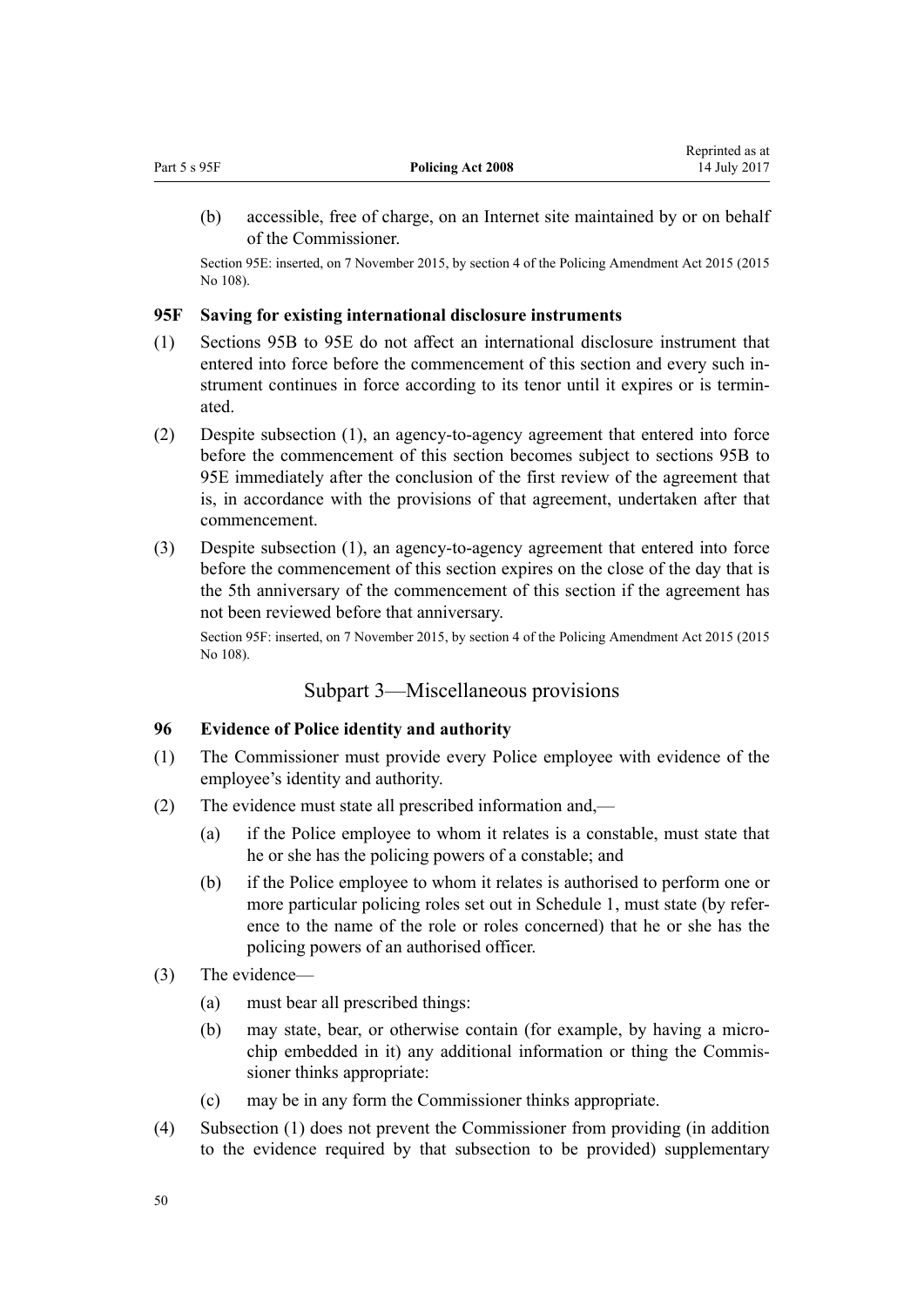(b) accessible, free of charge, on an Internet site maintained by or on behalf of the Commissioner.

Section 95E: inserted, on 7 November 2015, by section 4 of the Policing Amendment Act 2015 (2015 No 108).

### 95F Saving for existing international disclosure instruments

(1) Sections 95B to 95E do not affect an international disclosure instrument that entered into force before the commencement of this section and every such instrument continues in force according to its tenor until it expires or is terminated.

(2) Despite subsection (1), an agency-to-agency agreement that entered into force before the commencement of this section becomes subject to sections 95B to 95E immediately after the conclusion of the first review of the agreement that is, in accordance with the provisions of that agreement, undertaken after that commencement.

(3) Despite subsection (1), an agency-to-agency agreement that entered into force before the commencement of this section expires on the close of the day that is the 5th anniversary of the commencement of this section if the agreement has not been reviewed before that anniversary.

Section 95F: inserted, on 7 November 2015, by section 4 of the Policing Amendment Act 2015 (2015 No 108).

## Subpart 3—Miscellaneous provisions

### 96 Evidence of Police identity and authority

(1) The Commissioner must provide every Police employee with evidence of the employee's identity and authority.

(2) The evidence must state all prescribed information and,—

(a) if the Police employee to whom it relates is a constable, must state that he or she has the policing powers of a constable; and

(b) if the Police employee to whom it relates is authorised to perform one or more particular policing roles set out in Schedule 1, must state (by reference to the name of the role or roles concerned) that he or she has the policing powers of an authorised officer.

(3) The evidence—

(a) must bear all prescribed things:

(b) may state, bear, or otherwise contain (for example, by having a microchip embedded in it) any additional information or thing the Commissioner thinks appropriate:

(c) may be in any form the Commissioner thinks appropriate.

(4) Subsection (1) does not prevent the Commissioner from providing (in addition to the evidence required by that subsection to be provided) supplementary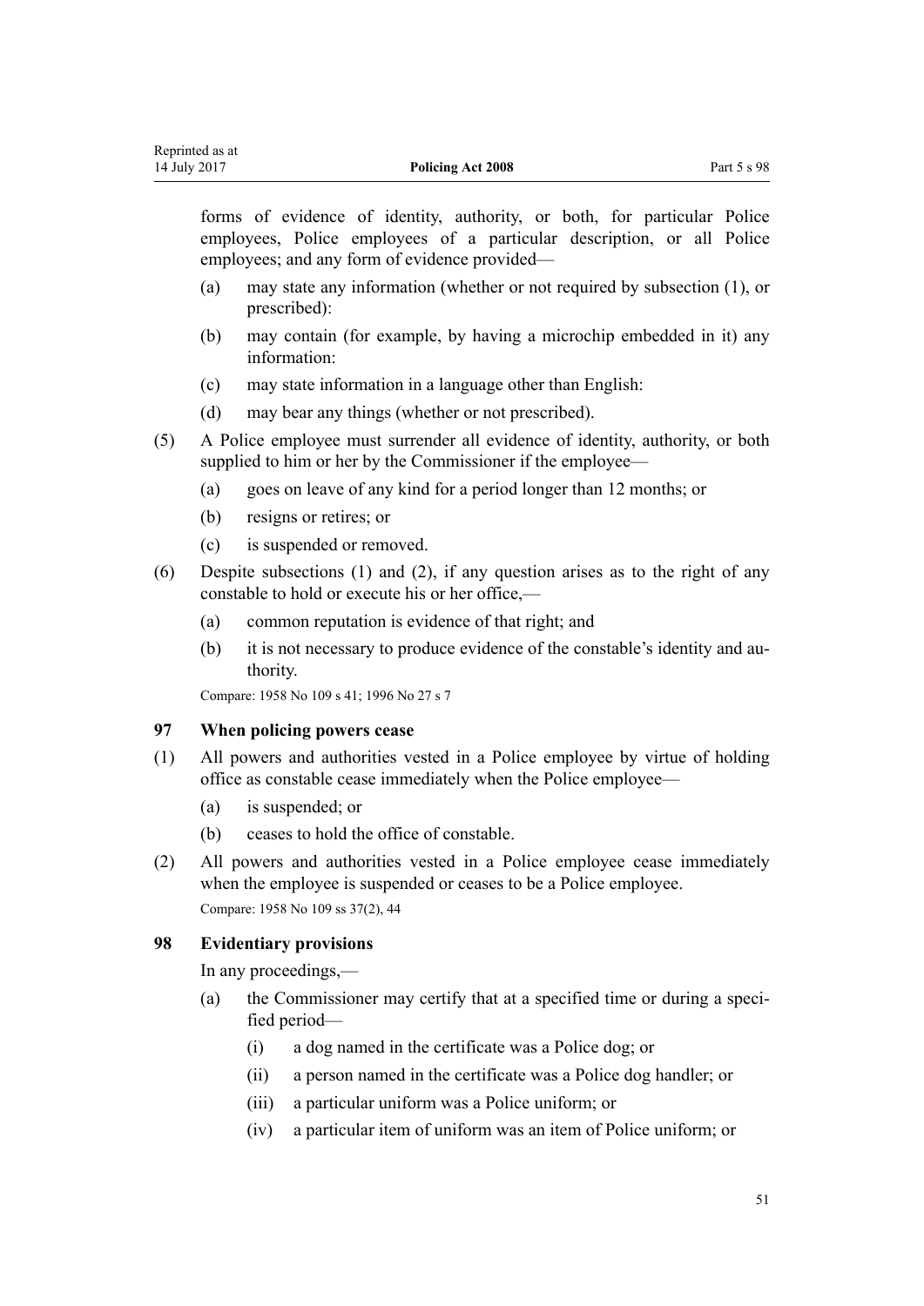forms of evidence of identity, authority, or both, for particular Police employees, Police employees of a particular description, or all Police employees; and any form of evidence provided—

(a) may state any information (whether or not required by subsection (1), or prescribed):

(b) may contain (for example, by having a microchip embedded in it) any information:

(c) may state information in a language other than English:

(d) may bear any things (whether or not prescribed).

(5) A Police employee must surrender all evidence of identity, authority, or both supplied to him or her by the Commissioner if the employee—

(a) goes on leave of any kind for a period longer than 12 months; or

(b) resigns or retires; or

(c) is suspended or removed.

(6) Despite subsections (1) and (2), if any question arises as to the right of any constable to hold or execute his or her office,—

(a) common reputation is evidence of that right; and

(b) it is not necessary to produce evidence of the constable's identity and authority.

Compare: 1958 No 109 s 41; 1996 No 27 s 7

### 97 When policing powers cease

(1) All powers and authorities vested in a Police employee by virtue of holding office as constable cease immediately when the Police employee—

(a) is suspended; or

(b) ceases to hold the office of constable.

(2) All powers and authorities vested in a Police employee cease immediately when the employee is suspended or ceases to be a Police employee.

Compare: 1958 No 109 ss 37(2), 44

### 98 Evidentiary provisions

In any proceedings,—

(a) the Commissioner may certify that at a specified time or during a specified period—

(i) a dog named in the certificate was a Police dog; or

(ii) a person named in the certificate was a Police dog handler; or

(iii) a particular uniform was a Police uniform; or

(iv) a particular item of uniform was an item of Police uniform; or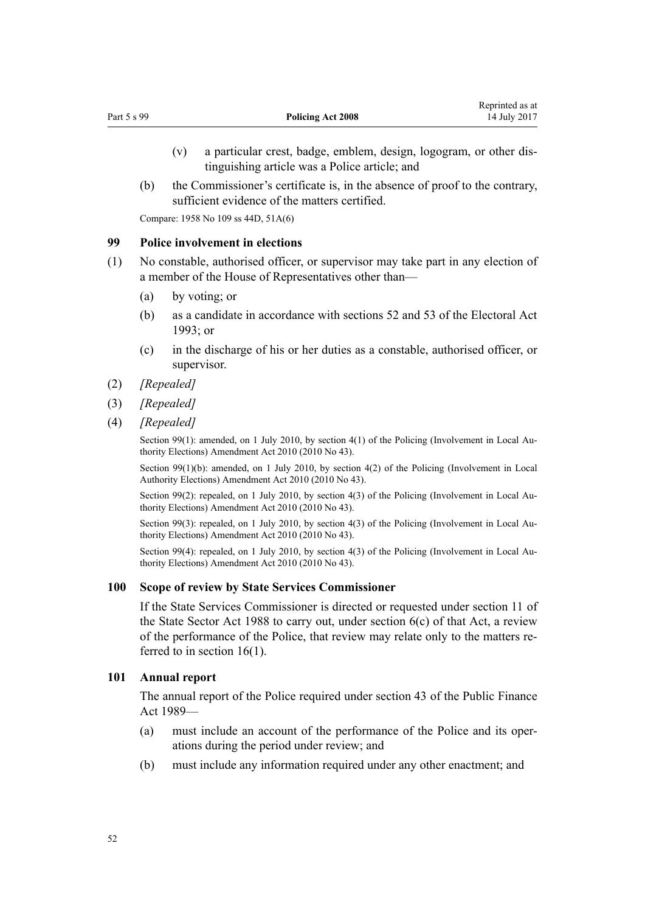(v) a particular crest, badge, emblem, design, logogram, or other distinguishing article was a Police article; and

(b) the Commissioner's certificate is, in the absence of proof to the contrary, sufficient evidence of the matters certified.

Compare: 1958 No 109 ss 44D, 51A(6)

### 99 Police involvement in elections

(1) No constable, authorised officer, or supervisor may take part in any election of a member of the House of Representatives other than—

(a) by voting; or

(b) as a candidate in accordance with sections 52 and 53 of the Electoral Act 1993; or

(c) in the discharge of his or her duties as a constable, authorised officer, or supervisor.

(2) *[Repealed]*

(3) *[Repealed]*

(4) *[Repealed]*

Section 99(1): amended, on 1 July 2010, by section 4(1) of the Policing (Involvement in Local Authority Elections) Amendment Act 2010 (2010 No 43).

Section 99(1)(b): amended, on 1 July 2010, by section 4(2) of the Policing (Involvement in Local Authority Elections) Amendment Act 2010 (2010 No 43).

Section 99(2): repealed, on 1 July 2010, by section 4(3) of the Policing (Involvement in Local Authority Elections) Amendment Act 2010 (2010 No 43).

Section 99(3): repealed, on 1 July 2010, by section 4(3) of the Policing (Involvement in Local Authority Elections) Amendment Act 2010 (2010 No 43).

Section 99(4): repealed, on 1 July 2010, by section 4(3) of the Policing (Involvement in Local Authority Elections) Amendment Act 2010 (2010 No 43).

### 100 Scope of review by State Services Commissioner

If the State Services Commissioner is directed or requested under section 11 of the State Sector Act 1988 to carry out, under section 6(c) of that Act, a review of the performance of the Police, that review may relate only to the matters referred to in section 16(1).

### 101 Annual report

The annual report of the Police required under section 43 of the Public Finance Act 1989—

(a) must include an account of the performance of the Police and its operations during the period under review; and

(b) must include any information required under any other enactment; and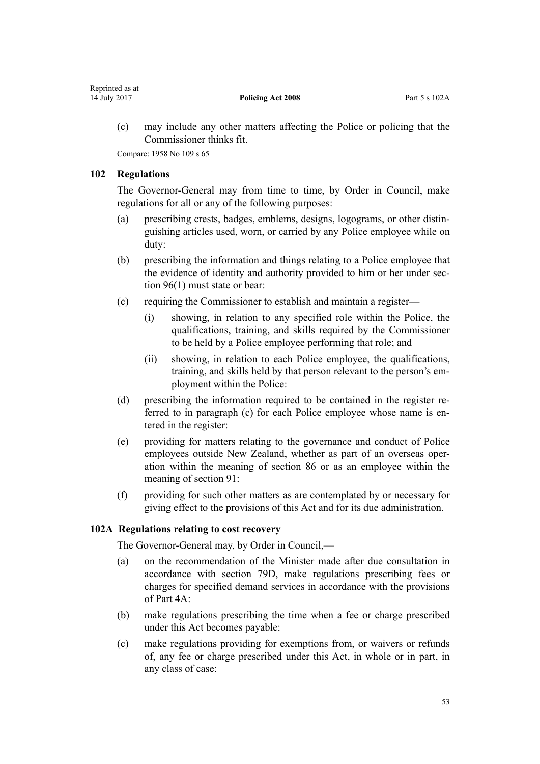(c) may include any other matters affecting the Police or policing that the Commissioner thinks fit.

Compare: 1958 No 109 s 65

### 102 Regulations

The Governor-General may from time to time, by Order in Council, make regulations for all or any of the following purposes:

(a) prescribing crests, badges, emblems, designs, logograms, or other distinguishing articles used, worn, or carried by any Police employee while on duty:

(b) prescribing the information and things relating to a Police employee that the evidence of identity and authority provided to him or her under section 96(1) must state or bear:

(c) requiring the Commissioner to establish and maintain a register—

  (i) showing, in relation to any specified role within the Police, the qualifications, training, and skills required by the Commissioner to be held by a Police employee performing that role; and

  (ii) showing, in relation to each Police employee, the qualifications, training, and skills held by that person relevant to the person's employment within the Police:

(d) prescribing the information required to be contained in the register referred to in paragraph (c) for each Police employee whose name is entered in the register:

(e) providing for matters relating to the governance and conduct of Police employees outside New Zealand, whether as part of an overseas operation within the meaning of section 86 or as an employee within the meaning of section 91:

(f) providing for such other matters as are contemplated by or necessary for giving effect to the provisions of this Act and for its due administration.

### 102A Regulations relating to cost recovery

The Governor-General may, by Order in Council,—

(a) on the recommendation of the Minister made after due consultation in accordance with section 79D, make regulations prescribing fees or charges for specified demand services in accordance with the provisions of Part 4A:

(b) make regulations prescribing the time when a fee or charge prescribed under this Act becomes payable:

(c) make regulations providing for exemptions from, or waivers or refunds of, any fee or charge prescribed under this Act, in whole or in part, in any class of case: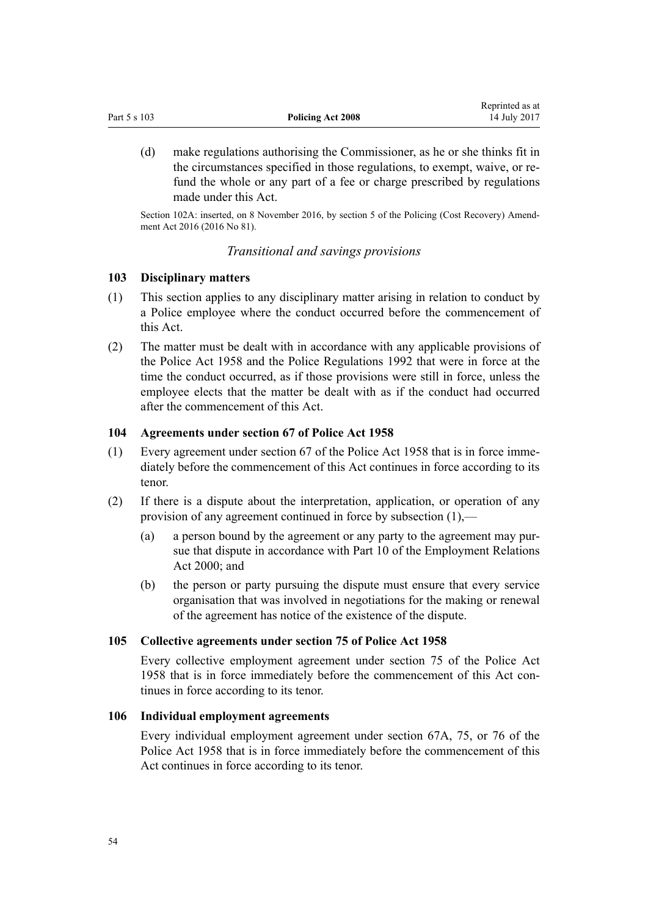(d) make regulations authorising the Commissioner, as he or she thinks fit in the circumstances specified in those regulations, to exempt, waive, or refund the whole or any part of a fee or charge prescribed by regulations made under this Act.

Section 102A: inserted, on 8 November 2016, by section 5 of the Policing (Cost Recovery) Amendment Act 2016 (2016 No 81).

*Transitional and savings provisions*

### 103 Disciplinary matters

(1) This section applies to any disciplinary matter arising in relation to conduct by a Police employee where the conduct occurred before the commencement of this Act.

(2) The matter must be dealt with in accordance with any applicable provisions of the Police Act 1958 and the Police Regulations 1992 that were in force at the time the conduct occurred, as if those provisions were still in force, unless the employee elects that the matter be dealt with as if the conduct had occurred after the commencement of this Act.

### 104 Agreements under section 67 of Police Act 1958

(1) Every agreement under section 67 of the Police Act 1958 that is in force immediately before the commencement of this Act continues in force according to its tenor.

(2) If there is a dispute about the interpretation, application, or operation of any provision of any agreement continued in force by subsection (1),—

(a) a person bound by the agreement or any party to the agreement may pursue that dispute in accordance with Part 10 of the Employment Relations Act 2000; and

(b) the person or party pursuing the dispute must ensure that every service organisation that was involved in negotiations for the making or renewal of the agreement has notice of the existence of the dispute.

### 105 Collective agreements under section 75 of Police Act 1958

Every collective employment agreement under section 75 of the Police Act 1958 that is in force immediately before the commencement of this Act continues in force according to its tenor.

### 106 Individual employment agreements

Every individual employment agreement under section 67A, 75, or 76 of the Police Act 1958 that is in force immediately before the commencement of this Act continues in force according to its tenor.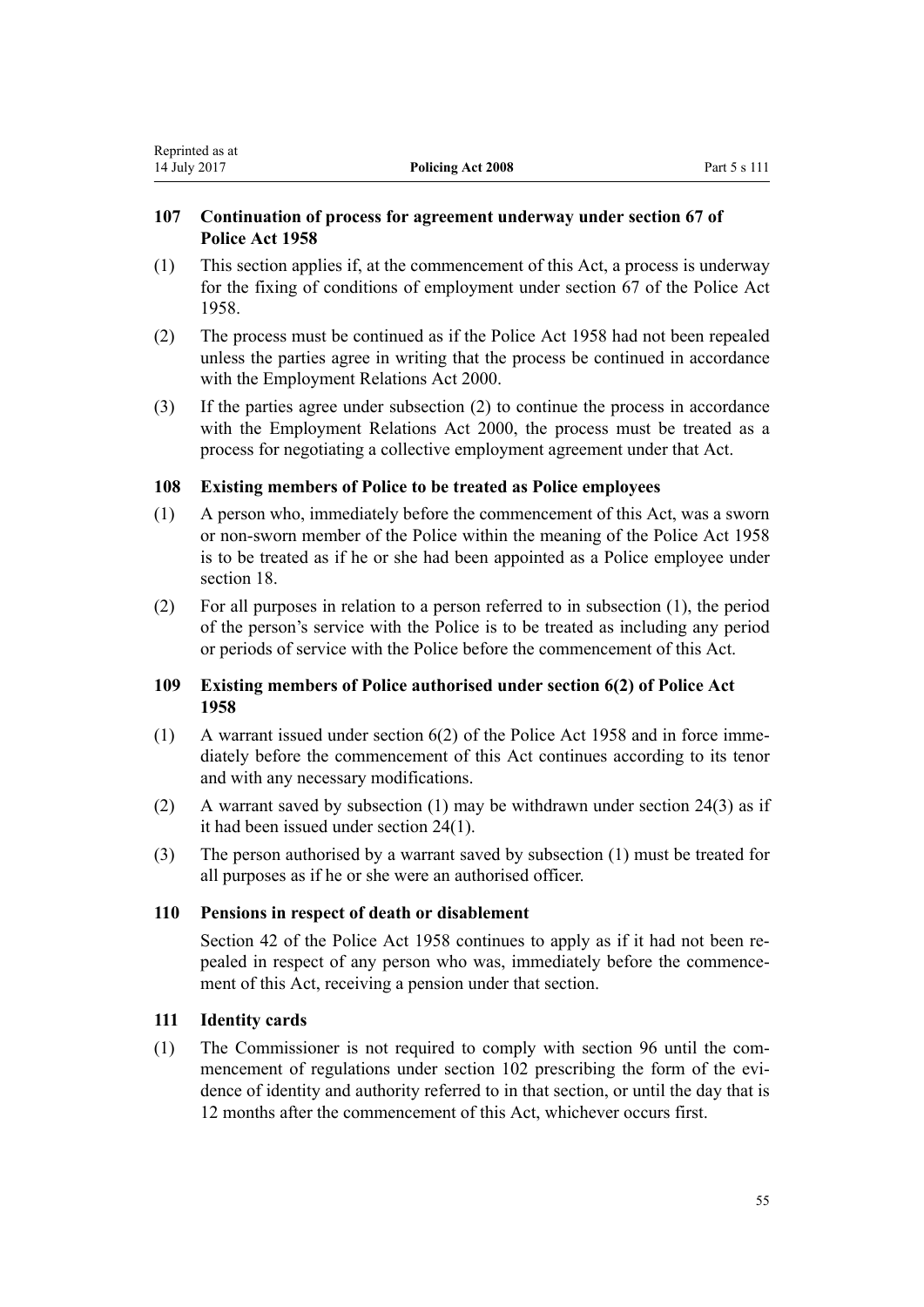### 107 Continuation of process for agreement underway under section 67 of Police Act 1958

(1) This section applies if, at the commencement of this Act, a process is underway for the fixing of conditions of employment under section 67 of the Police Act 1958.

(2) The process must be continued as if the Police Act 1958 had not been repealed unless the parties agree in writing that the process be continued in accordance with the Employment Relations Act 2000.

(3) If the parties agree under subsection (2) to continue the process in accordance with the Employment Relations Act 2000, the process must be treated as a process for negotiating a collective employment agreement under that Act.

### 108 Existing members of Police to be treated as Police employees

(1) A person who, immediately before the commencement of this Act, was a sworn or non-sworn member of the Police within the meaning of the Police Act 1958 is to be treated as if he or she had been appointed as a Police employee under section 18.

(2) For all purposes in relation to a person referred to in subsection (1), the period of the person's service with the Police is to be treated as including any period or periods of service with the Police before the commencement of this Act.

### 109 Existing members of Police authorised under section 6(2) of Police Act 1958

(1) A warrant issued under section 6(2) of the Police Act 1958 and in force immediately before the commencement of this Act continues according to its tenor and with any necessary modifications.

(2) A warrant saved by subsection (1) may be withdrawn under section 24(3) as if it had been issued under section 24(1).

(3) The person authorised by a warrant saved by subsection (1) must be treated for all purposes as if he or she were an authorised officer.

### 110 Pensions in respect of death or disablement

Section 42 of the Police Act 1958 continues to apply as if it had not been repealed in respect of any person who was, immediately before the commencement of this Act, receiving a pension under that section.

### 111 Identity cards

(1) The Commissioner is not required to comply with section 96 until the commencement of regulations under section 102 prescribing the form of the evidence of identity and authority referred to in that section, or until the day that is 12 months after the commencement of this Act, whichever occurs first.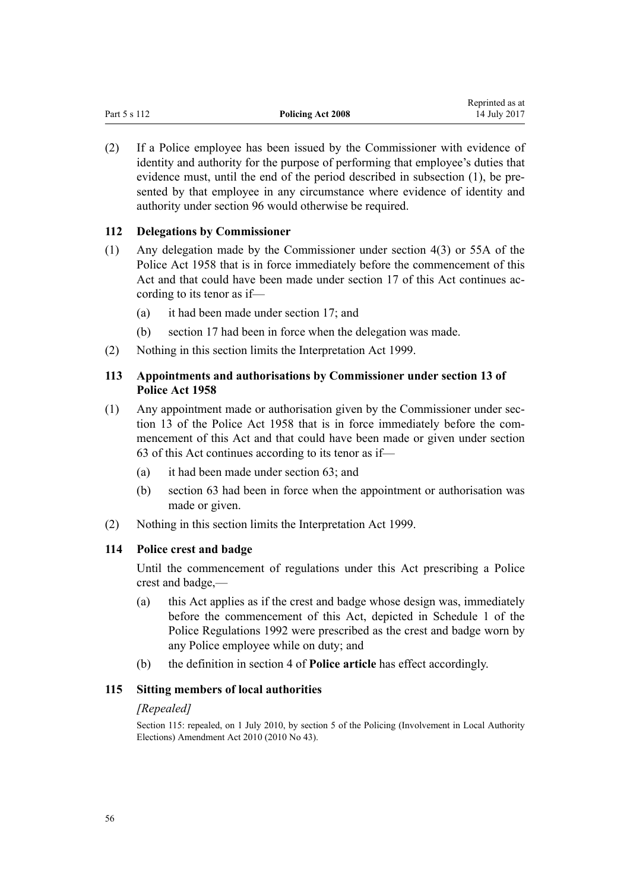(2) If a Police employee has been issued by the Commissioner with evidence of identity and authority for the purpose of performing that employee's duties that evidence must, until the end of the period described in subsection (1), be presented by that employee in any circumstance where evidence of identity and authority under section 96 would otherwise be required.

### 112 Delegations by Commissioner

(1) Any delegation made by the Commissioner under section 4(3) or 55A of the Police Act 1958 that is in force immediately before the commencement of this Act and that could have been made under section 17 of this Act continues according to its tenor as if—

(a) it had been made under section 17; and

(b) section 17 had been in force when the delegation was made.

(2) Nothing in this section limits the Interpretation Act 1999.

### 113 Appointments and authorisations by Commissioner under section 13 of Police Act 1958

(1) Any appointment made or authorisation given by the Commissioner under section 13 of the Police Act 1958 that is in force immediately before the commencement of this Act and that could have been made or given under section 63 of this Act continues according to its tenor as if—

(a) it had been made under section 63; and

(b) section 63 had been in force when the appointment or authorisation was made or given.

(2) Nothing in this section limits the Interpretation Act 1999.

### 114 Police crest and badge

Until the commencement of regulations under this Act prescribing a Police crest and badge,—

(a) this Act applies as if the crest and badge whose design was, immediately before the commencement of this Act, depicted in Schedule 1 of the Police Regulations 1992 were prescribed as the crest and badge worn by any Police employee while on duty; and

(b) the definition in section 4 of **Police article** has effect accordingly.

### 115 Sitting members of local authorities

*[Repealed]*

Section 115: repealed, on 1 July 2010, by section 5 of the Policing (Involvement in Local Authority Elections) Amendment Act 2010 (2010 No 43).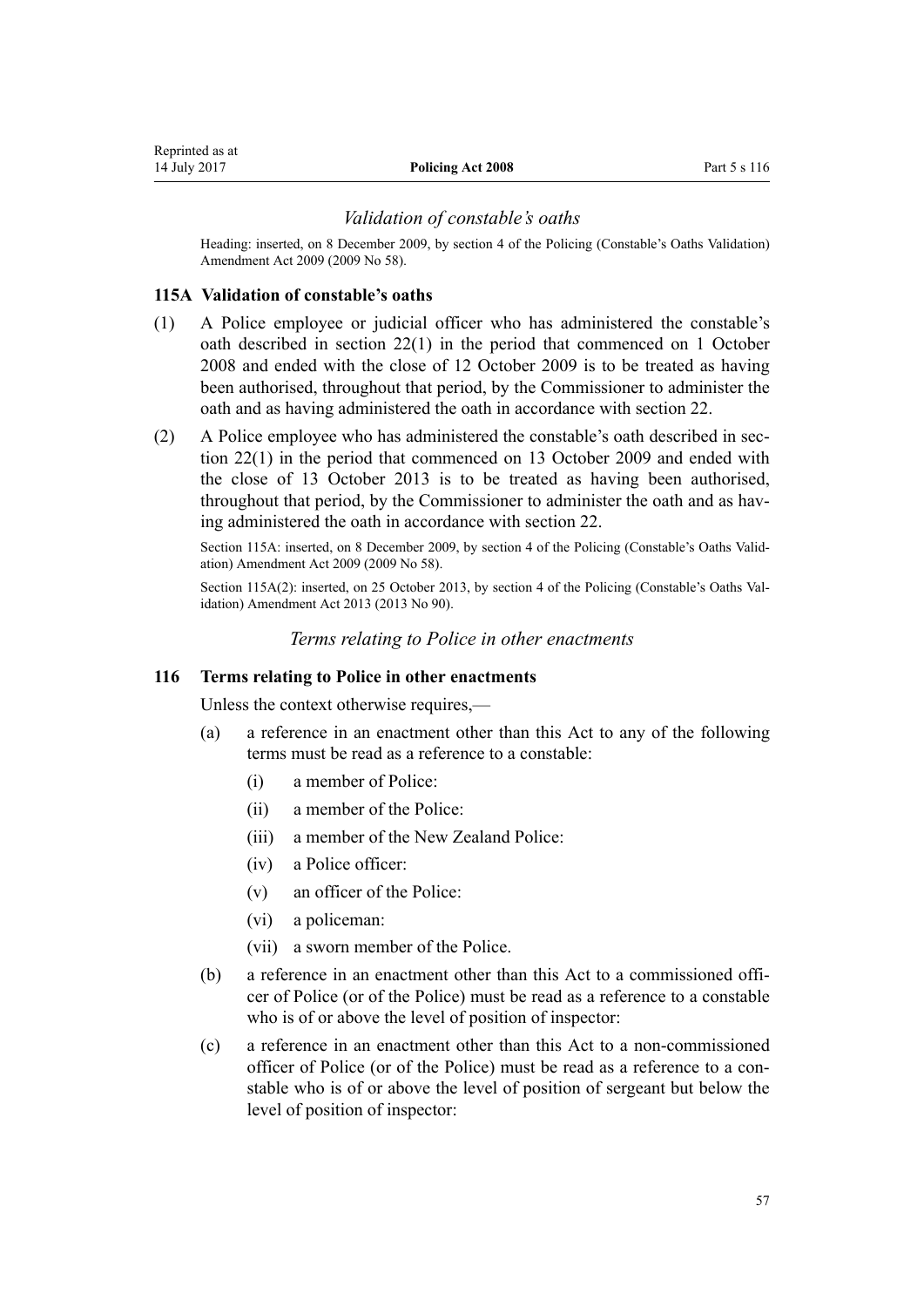### *Validation of constable's oaths*

Heading: inserted, on 8 December 2009, by section 4 of the Policing (Constable's Oaths Validation) Amendment Act 2009 (2009 No 58).

#### 115A Validation of constable's oaths

(1) A Police employee or judicial officer who has administered the constable's oath described in section 22(1) in the period that commenced on 1 October 2008 and ended with the close of 12 October 2009 is to be treated as having been authorised, throughout that period, by the Commissioner to administer the oath and as having administered the oath in accordance with section 22.

(2) A Police employee who has administered the constable's oath described in section 22(1) in the period that commenced on 13 October 2009 and ended with the close of 13 October 2013 is to be treated as having been authorised, throughout that period, by the Commissioner to administer the oath and as having administered the oath in accordance with section 22.

Section 115A: inserted, on 8 December 2009, by section 4 of the Policing (Constable's Oaths Validation) Amendment Act 2009 (2009 No 58).

Section 115A(2): inserted, on 25 October 2013, by section 4 of the Policing (Constable's Oaths Validation) Amendment Act 2013 (2013 No 90).

### *Terms relating to Police in other enactments*

#### 116 Terms relating to Police in other enactments

Unless the context otherwise requires,—

(a) a reference in an enactment other than this Act to any of the following terms must be read as a reference to a constable:

  (i) a member of Police:

  (ii) a member of the Police:

  (iii) a member of the New Zealand Police:

  (iv) a Police officer:

  (v) an officer of the Police:

  (vi) a policeman:

  (vii) a sworn member of the Police.

(b) a reference in an enactment other than this Act to a commissioned officer of Police (or of the Police) must be read as a reference to a constable who is of or above the level of position of inspector:

(c) a reference in an enactment other than this Act to a non-commissioned officer of Police (or of the Police) must be read as a reference to a constable who is of or above the level of position of sergeant but below the level of position of inspector: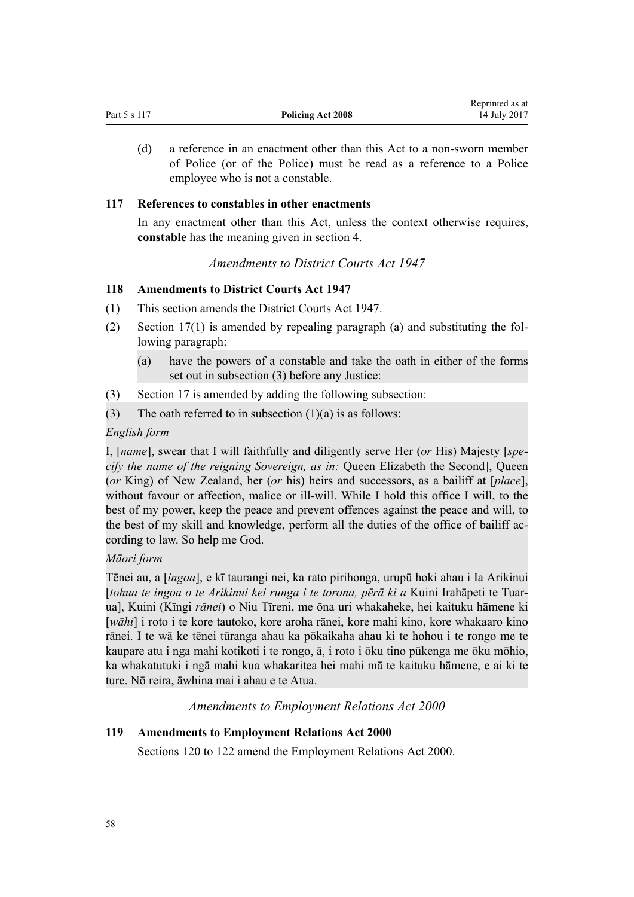(d) a reference in an enactment other than this Act to a non-sworn member of Police (or of the Police) must be read as a reference to a Police employee who is not a constable.

### 117 References to constables in other enactments

In any enactment other than this Act, unless the context otherwise requires, **constable** has the meaning given in section 4.

*Amendments to District Courts Act 1947*

### 118 Amendments to District Courts Act 1947

(1) This section amends the District Courts Act 1947.

(2) Section 17(1) is amended by repealing paragraph (a) and substituting the following paragraph:

> (a) have the powers of a constable and take the oath in either of the forms set out in subsection (3) before any Justice:

(3) Section 17 is amended by adding the following subsection:

> (3) The oath referred to in subsection (1)(a) is as follows:
>
> *English form*
>
> I, [*name*], swear that I will faithfully and diligently serve Her (*or* His) Majesty [*specify the name of the reigning Sovereign, as in:* Queen Elizabeth the Second], Queen (*or* King) of New Zealand, her (*or* his) heirs and successors, as a bailiff at [*place*], without favour or affection, malice or ill-will. While I hold this office I will, to the best of my power, keep the peace and prevent offences against the peace and will, to the best of my skill and knowledge, perform all the duties of the office of bailiff according to law. So help me God.
>
> *Māori form*
>
> Tēnei au, a [*ingoa*], e kī taurangi nei, ka rato pirihonga, urupū hoki ahau i Ia Arikinui [*tohua te ingoa o te Arikinui kei runga i te torona, pērā ki a* Kuini Irahāpeti te Tuarua], Kuini (Kīngi *rānei*) o Niu Tīreni, me ōna uri whakaheke, hei kaituku hāmene ki [*wāhi*] i roto i te kore tautoko, kore aroha rānei, kore mahi kino, kore whakaaro kino rānei. I te wā ke tēnei tūranga ahau ka pōkaikaha ahau ki te hohou i te rongo me te kaupare atu i nga mahi kotikoti i te rongo, ā, i roto i ōku tino pūkenga me ōku mōhio, ka whakatutuki i ngā mahi kua whakaritea hei mahi mā te kaituku hāmene, e ai ki te ture. Nō reira, āwhina mai i ahau e te Atua.

*Amendments to Employment Relations Act 2000*

### 119 Amendments to Employment Relations Act 2000

Sections 120 to 122 amend the Employment Relations Act 2000.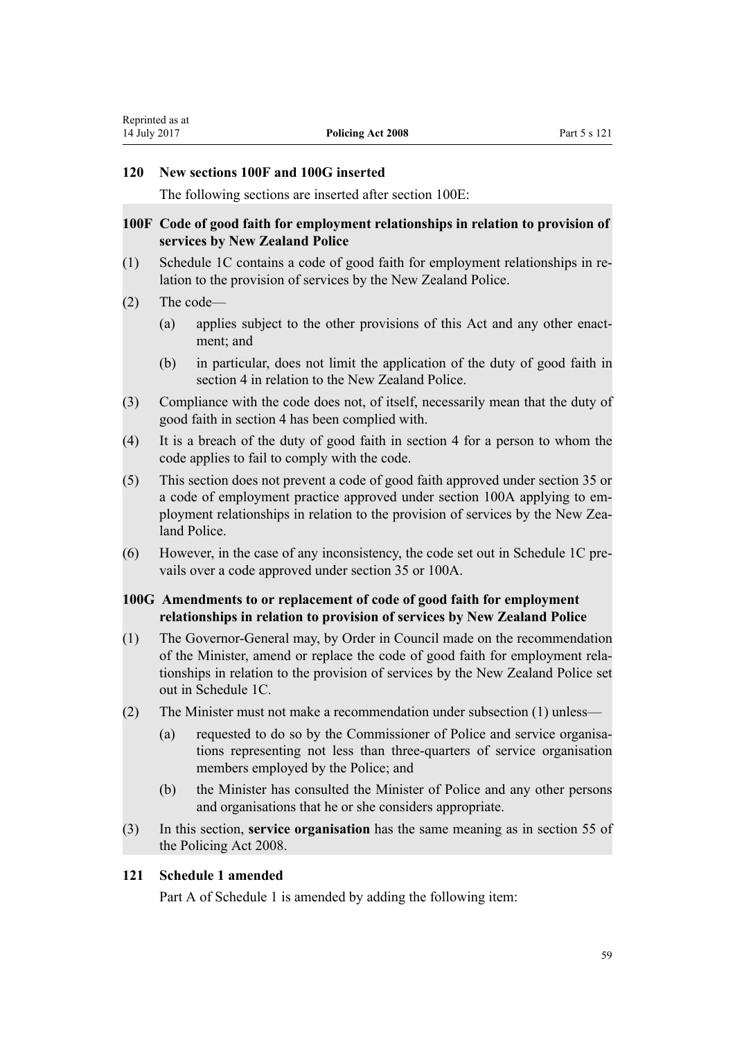### 120 New sections 100F and 100G inserted

The following sections are inserted after section 100E:

#### 100F Code of good faith for employment relationships in relation to provision of services by New Zealand Police

(1) Schedule 1C contains a code of good faith for employment relationships in relation to the provision of services by the New Zealand Police.

(2) The code—

(a) applies subject to the other provisions of this Act and any other enactment; and

(b) in particular, does not limit the application of the duty of good faith in section 4 in relation to the New Zealand Police.

(3) Compliance with the code does not, of itself, necessarily mean that the duty of good faith in section 4 has been complied with.

(4) It is a breach of the duty of good faith in section 4 for a person to whom the code applies to fail to comply with the code.

(5) This section does not prevent a code of good faith approved under section 35 or a code of employment practice approved under section 100A applying to employment relationships in relation to the provision of services by the New Zealand Police.

(6) However, in the case of any inconsistency, the code set out in Schedule 1C prevails over a code approved under section 35 or 100A.

#### 100G Amendments to or replacement of code of good faith for employment relationships in relation to provision of services by New Zealand Police

(1) The Governor-General may, by Order in Council made on the recommendation of the Minister, amend or replace the code of good faith for employment relationships in relation to the provision of services by the New Zealand Police set out in Schedule 1C.

(2) The Minister must not make a recommendation under subsection (1) unless—

(a) requested to do so by the Commissioner of Police and service organisations representing not less than three-quarters of service organisation members employed by the Police; and

(b) the Minister has consulted the Minister of Police and any other persons and organisations that he or she considers appropriate.

(3) In this section, **service organisation** has the same meaning as in section 55 of the Policing Act 2008.

### 121 Schedule 1 amended

Part A of Schedule 1 is amended by adding the following item: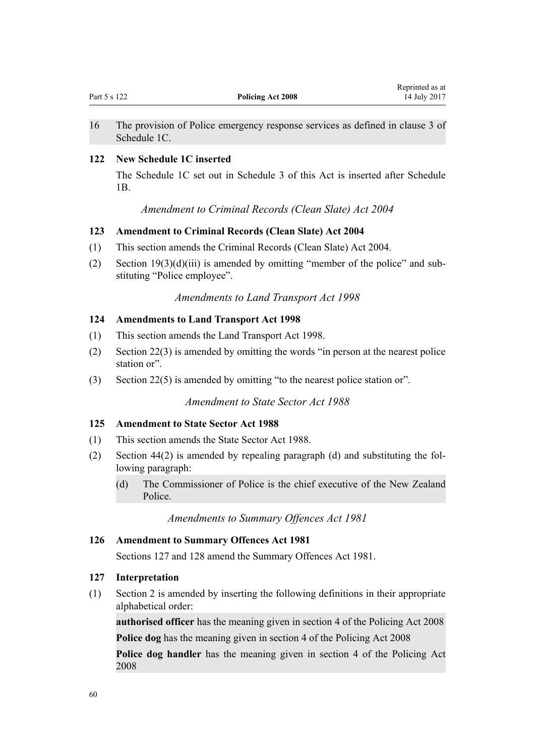16 The provision of Police emergency response services as defined in clause 3 of Schedule 1C.

### 122 New Schedule 1C inserted

The Schedule 1C set out in Schedule 3 of this Act is inserted after Schedule 1B.

*Amendment to Criminal Records (Clean Slate) Act 2004*

### 123 Amendment to Criminal Records (Clean Slate) Act 2004

(1) This section amends the Criminal Records (Clean Slate) Act 2004.

(2) Section 19(3)(d)(iii) is amended by omitting "member of the police" and substituting "Police employee".

*Amendments to Land Transport Act 1998*

### 124 Amendments to Land Transport Act 1998

(1) This section amends the Land Transport Act 1998.

(2) Section 22(3) is amended by omitting the words "in person at the nearest police station or".

(3) Section 22(5) is amended by omitting "to the nearest police station or".

*Amendment to State Sector Act 1988*

### 125 Amendment to State Sector Act 1988

(1) This section amends the State Sector Act 1988.

(2) Section 44(2) is amended by repealing paragraph (d) and substituting the following paragraph:

(d) The Commissioner of Police is the chief executive of the New Zealand Police.

*Amendments to Summary Offences Act 1981*

### 126 Amendment to Summary Offences Act 1981

Sections 127 and 128 amend the Summary Offences Act 1981.

### 127 Interpretation

(1) Section 2 is amended by inserting the following definitions in their appropriate alphabetical order:

**authorised officer** has the meaning given in section 4 of the Policing Act 2008

**Police dog** has the meaning given in section 4 of the Policing Act 2008

**Police dog handler** has the meaning given in section 4 of the Policing Act 2008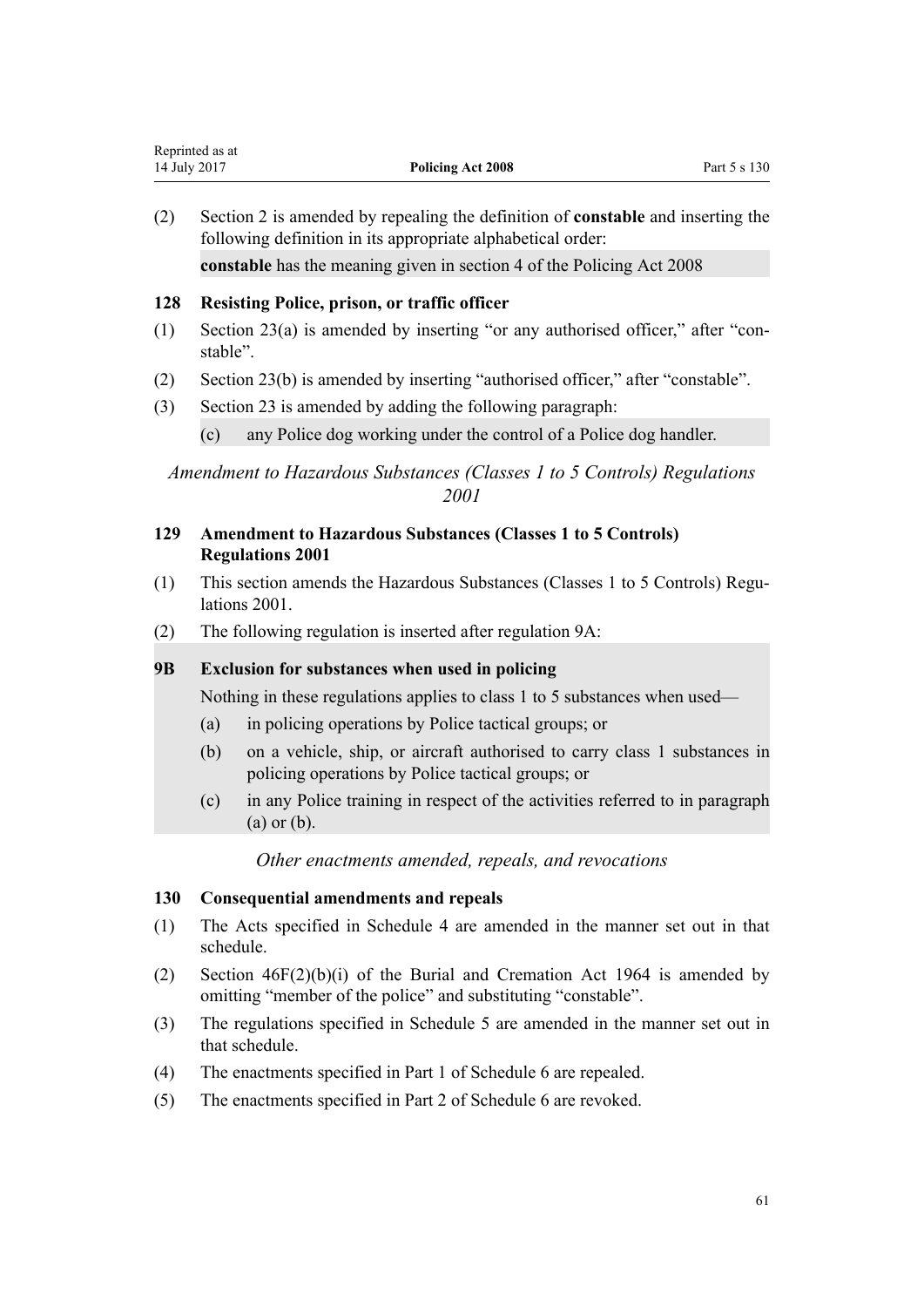(2) Section 2 is amended by repealing the definition of **constable** and inserting the following definition in its appropriate alphabetical order:

> **constable** has the meaning given in section 4 of the Policing Act 2008

### 128 Resisting Police, prison, or traffic officer

(1) Section 23(a) is amended by inserting "or any authorised officer," after "constable".

(2) Section 23(b) is amended by inserting "authorised officer," after "constable".

(3) Section 23 is amended by adding the following paragraph:

> (c) any Police dog working under the control of a Police dog handler.

*Amendment to Hazardous Substances (Classes 1 to 5 Controls) Regulations 2001*

### 129 Amendment to Hazardous Substances (Classes 1 to 5 Controls) Regulations 2001

(1) This section amends the Hazardous Substances (Classes 1 to 5 Controls) Regulations 2001.

(2) The following regulation is inserted after regulation 9A:

> **9B Exclusion for substances when used in policing**
>
> Nothing in these regulations applies to class 1 to 5 substances when used—
>
> (a) in policing operations by Police tactical groups; or
>
> (b) on a vehicle, ship, or aircraft authorised to carry class 1 substances in policing operations by Police tactical groups; or
>
> (c) in any Police training in respect of the activities referred to in paragraph (a) or (b).

*Other enactments amended, repeals, and revocations*

### 130 Consequential amendments and repeals

(1) The Acts specified in Schedule 4 are amended in the manner set out in that schedule.

(2) Section 46F(2)(b)(i) of the Burial and Cremation Act 1964 is amended by omitting "member of the police" and substituting "constable".

(3) The regulations specified in Schedule 5 are amended in the manner set out in that schedule.

(4) The enactments specified in Part 1 of Schedule 6 are repealed.

(5) The enactments specified in Part 2 of Schedule 6 are revoked.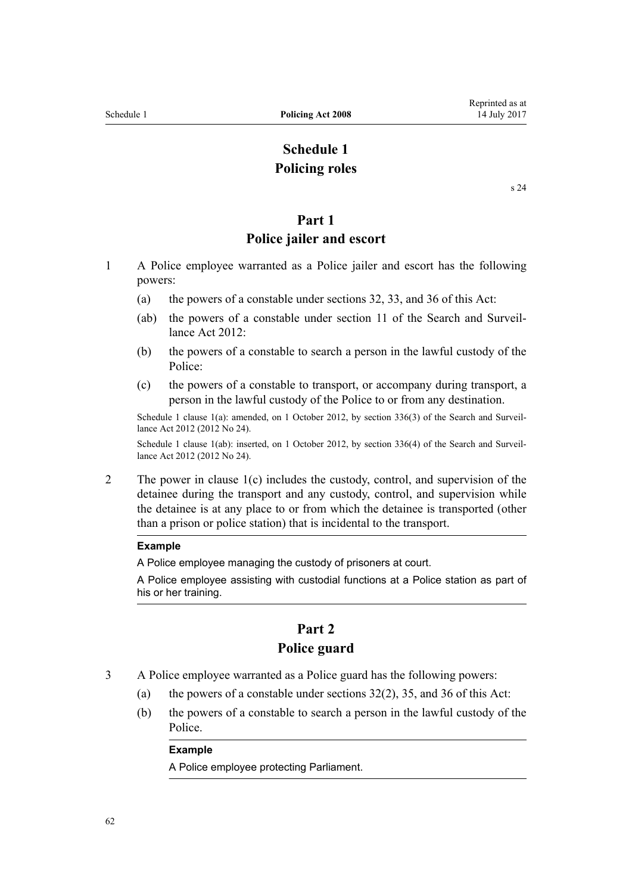# Schedule 1
# Policing roles

s 24

## Part 1
## Police jailer and escort

1 A Police employee warranted as a Police jailer and escort has the following powers:

  (a) the powers of a constable under sections 32, 33, and 36 of this Act:

  (ab) the powers of a constable under section 11 of the Search and Surveillance Act 2012:

  (b) the powers of a constable to search a person in the lawful custody of the Police:

  (c) the powers of a constable to transport, or accompany during transport, a person in the lawful custody of the Police to or from any destination.

Schedule 1 clause 1(a): amended, on 1 October 2012, by section 336(3) of the Search and Surveillance Act 2012 (2012 No 24).

Schedule 1 clause 1(ab): inserted, on 1 October 2012, by section 336(4) of the Search and Surveillance Act 2012 (2012 No 24).

2 The power in clause 1(c) includes the custody, control, and supervision of the detainee during the transport and any custody, control, and supervision while the detainee is at any place to or from which the detainee is transported (other than a prison or police station) that is incidental to the transport.

**Example**

A Police employee managing the custody of prisoners at court.

A Police employee assisting with custodial functions at a Police station as part of his or her training.

## Part 2
## Police guard

3 A Police employee warranted as a Police guard has the following powers:

  (a) the powers of a constable under sections 32(2), 35, and 36 of this Act:

  (b) the powers of a constable to search a person in the lawful custody of the Police.

**Example**

A Police employee protecting Parliament.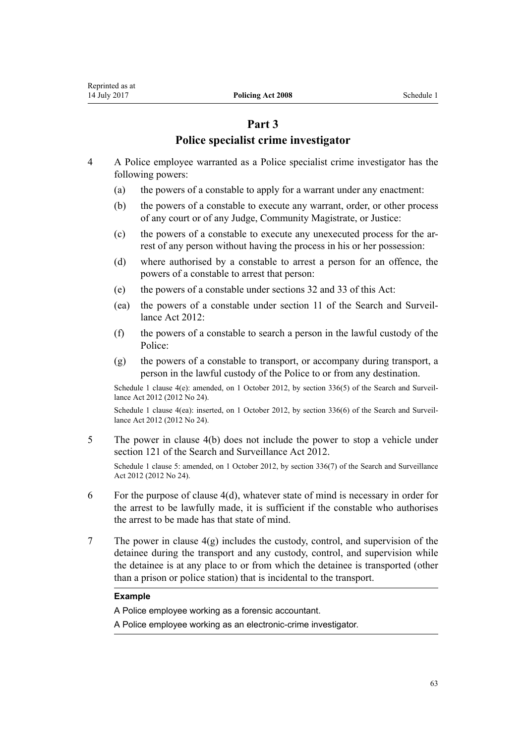# Part 3
## Police specialist crime investigator

4 A Police employee warranted as a Police specialist crime investigator has the following powers:

  (a) the powers of a constable to apply for a warrant under any enactment:

  (b) the powers of a constable to execute any warrant, order, or other process of any court or of any Judge, Community Magistrate, or Justice:

  (c) the powers of a constable to execute any unexecuted process for the arrest of any person without having the process in his or her possession:

  (d) where authorised by a constable to arrest a person for an offence, the powers of a constable to arrest that person:

  (e) the powers of a constable under sections 32 and 33 of this Act:

  (ea) the powers of a constable under section 11 of the Search and Surveillance Act 2012:

  (f) the powers of a constable to search a person in the lawful custody of the Police:

  (g) the powers of a constable to transport, or accompany during transport, a person in the lawful custody of the Police to or from any destination.

Schedule 1 clause 4(e): amended, on 1 October 2012, by section 336(5) of the Search and Surveillance Act 2012 (2012 No 24).

Schedule 1 clause 4(ea): inserted, on 1 October 2012, by section 336(6) of the Search and Surveillance Act 2012 (2012 No 24).

5 The power in clause 4(b) does not include the power to stop a vehicle under section 121 of the Search and Surveillance Act 2012.

Schedule 1 clause 5: amended, on 1 October 2012, by section 336(7) of the Search and Surveillance Act 2012 (2012 No 24).

6 For the purpose of clause 4(d), whatever state of mind is necessary in order for the arrest to be lawfully made, it is sufficient if the constable who authorises the arrest to be made has that state of mind.

7 The power in clause 4(g) includes the custody, control, and supervision of the detainee during the transport and any custody, control, and supervision while the detainee is at any place to or from which the detainee is transported (other than a prison or police station) that is incidental to the transport.

**Example**

A Police employee working as a forensic accountant.

A Police employee working as an electronic-crime investigator.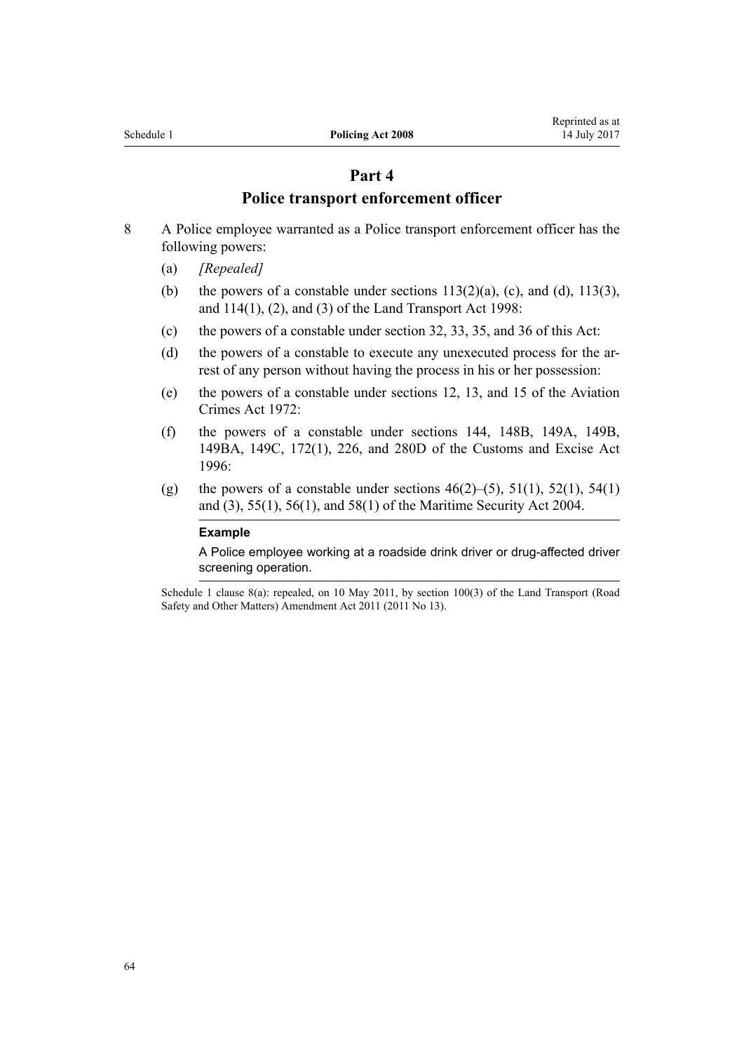## Part 4

## Police transport enforcement officer

8 A Police employee warranted as a Police transport enforcement officer has the following powers:

(a) *[Repealed]*

(b) the powers of a constable under sections 113(2)(a), (c), and (d), 113(3), and 114(1), (2), and (3) of the Land Transport Act 1998:

(c) the powers of a constable under section 32, 33, 35, and 36 of this Act:

(d) the powers of a constable to execute any unexecuted process for the arrest of any person without having the process in his or her possession:

(e) the powers of a constable under sections 12, 13, and 15 of the Aviation Crimes Act 1972:

(f) the powers of a constable under sections 144, 148B, 149A, 149B, 149BA, 149C, 172(1), 226, and 280D of the Customs and Excise Act 1996:

(g) the powers of a constable under sections 46(2)–(5), 51(1), 52(1), 54(1) and (3), 55(1), 56(1), and 58(1) of the Maritime Security Act 2004.

**Example**

A Police employee working at a roadside drink driver or drug-affected driver screening operation.

Schedule 1 clause 8(a): repealed, on 10 May 2011, by section 100(3) of the Land Transport (Road Safety and Other Matters) Amendment Act 2011 (2011 No 13).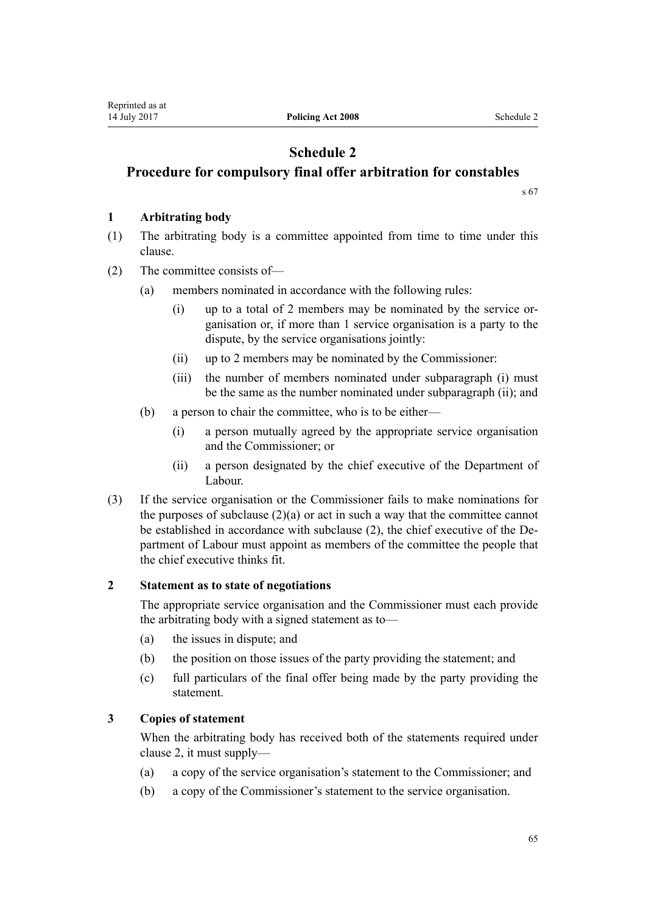# Schedule 2

## Procedure for compulsory final offer arbitration for constables

s 67

### 1 Arbitrating body

(1) The arbitrating body is a committee appointed from time to time under this clause.

(2) The committee consists of—

  (a) members nominated in accordance with the following rules:

    (i) up to a total of 2 members may be nominated by the service organisation or, if more than 1 service organisation is a party to the dispute, by the service organisations jointly:

    (ii) up to 2 members may be nominated by the Commissioner:

    (iii) the number of members nominated under subparagraph (i) must be the same as the number nominated under subparagraph (ii); and

  (b) a person to chair the committee, who is to be either—

    (i) a person mutually agreed by the appropriate service organisation and the Commissioner; or

    (ii) a person designated by the chief executive of the Department of Labour.

(3) If the service organisation or the Commissioner fails to make nominations for the purposes of subclause (2)(a) or act in such a way that the committee cannot be established in accordance with subclause (2), the chief executive of the Department of Labour must appoint as members of the committee the people that the chief executive thinks fit.

### 2 Statement as to state of negotiations

The appropriate service organisation and the Commissioner must each provide the arbitrating body with a signed statement as to—

  (a) the issues in dispute; and

  (b) the position on those issues of the party providing the statement; and

  (c) full particulars of the final offer being made by the party providing the statement.

### 3 Copies of statement

When the arbitrating body has received both of the statements required under clause 2, it must supply—

  (a) a copy of the service organisation's statement to the Commissioner; and

  (b) a copy of the Commissioner's statement to the service organisation.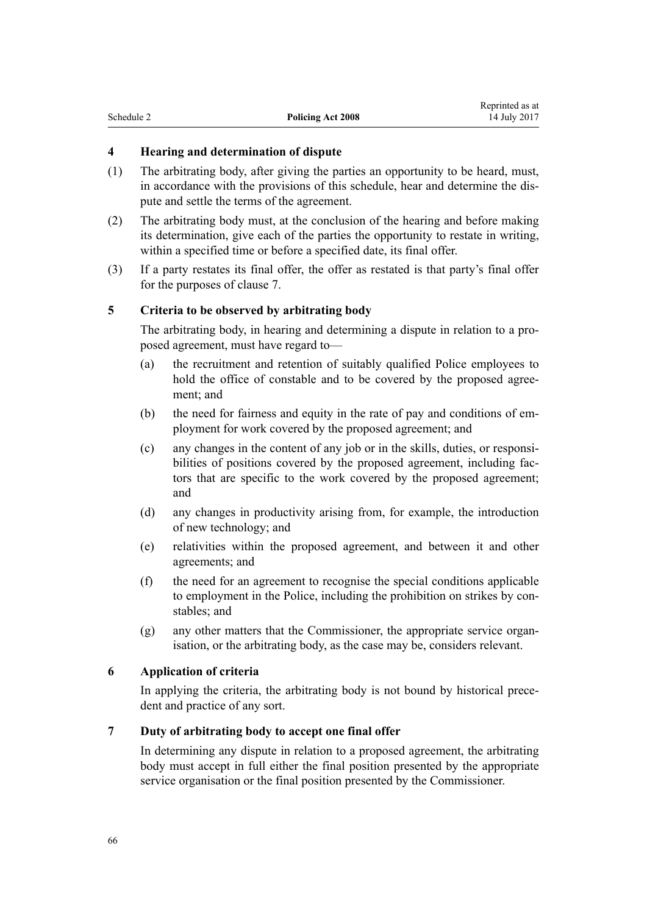### 4 Hearing and determination of dispute

(1) The arbitrating body, after giving the parties an opportunity to be heard, must, in accordance with the provisions of this schedule, hear and determine the dispute and settle the terms of the agreement.

(2) The arbitrating body must, at the conclusion of the hearing and before making its determination, give each of the parties the opportunity to restate in writing, within a specified time or before a specified date, its final offer.

(3) If a party restates its final offer, the offer as restated is that party's final offer for the purposes of clause 7.

### 5 Criteria to be observed by arbitrating body

The arbitrating body, in hearing and determining a dispute in relation to a proposed agreement, must have regard to—

(a) the recruitment and retention of suitably qualified Police employees to hold the office of constable and to be covered by the proposed agreement; and

(b) the need for fairness and equity in the rate of pay and conditions of employment for work covered by the proposed agreement; and

(c) any changes in the content of any job or in the skills, duties, or responsibilities of positions covered by the proposed agreement, including factors that are specific to the work covered by the proposed agreement; and

(d) any changes in productivity arising from, for example, the introduction of new technology; and

(e) relativities within the proposed agreement, and between it and other agreements; and

(f) the need for an agreement to recognise the special conditions applicable to employment in the Police, including the prohibition on strikes by constables; and

(g) any other matters that the Commissioner, the appropriate service organisation, or the arbitrating body, as the case may be, considers relevant.

### 6 Application of criteria

In applying the criteria, the arbitrating body is not bound by historical precedent and practice of any sort.

### 7 Duty of arbitrating body to accept one final offer

In determining any dispute in relation to a proposed agreement, the arbitrating body must accept in full either the final position presented by the appropriate service organisation or the final position presented by the Commissioner.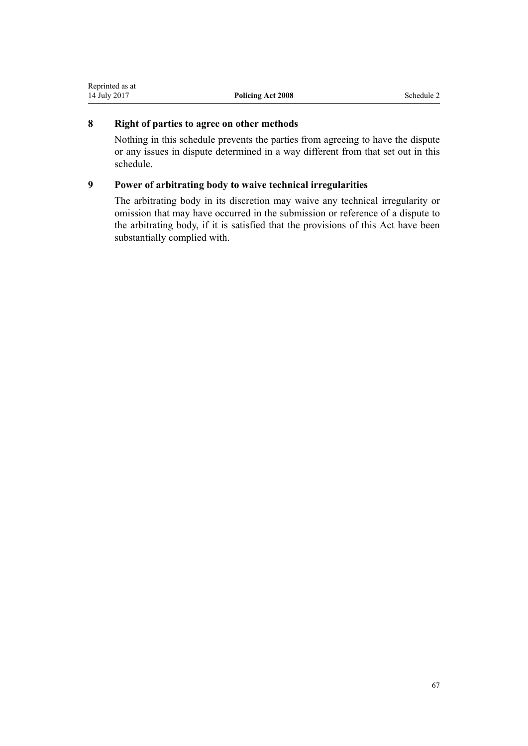### 8 Right of parties to agree on other methods

Nothing in this schedule prevents the parties from agreeing to have the dispute or any issues in dispute determined in a way different from that set out in this schedule.

### 9 Power of arbitrating body to waive technical irregularities

The arbitrating body in its discretion may waive any technical irregularity or omission that may have occurred in the submission or reference of a dispute to the arbitrating body, if it is satisfied that the provisions of this Act have been substantially complied with.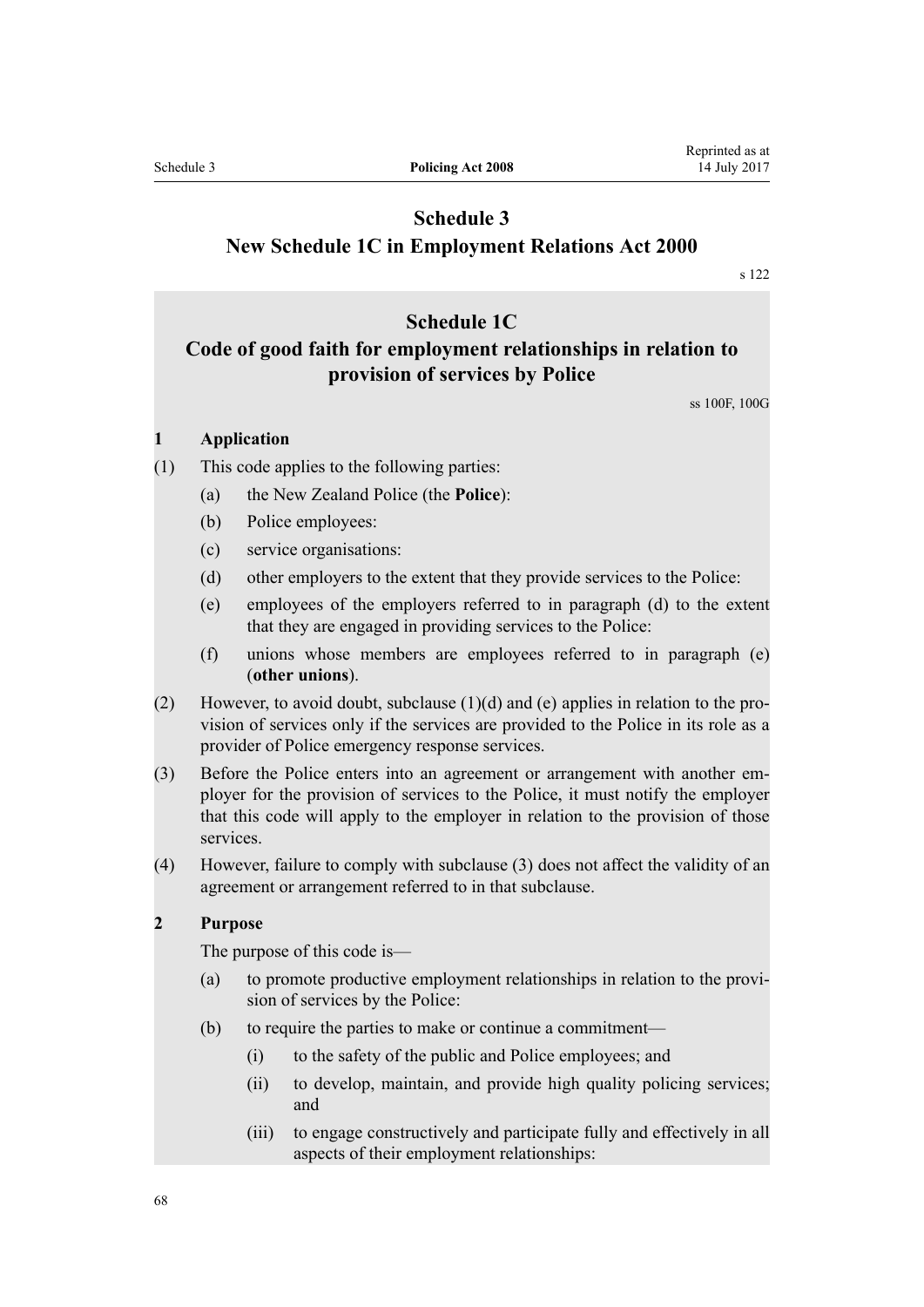# Schedule 3
# New Schedule 1C in Employment Relations Act 2000

s 122

## Schedule 1C
## Code of good faith for employment relationships in relation to provision of services by Police

ss 100F, 100G

### 1 Application

(1) This code applies to the following parties:

- (a) the New Zealand Police (the **Police**):
- (b) Police employees:
- (c) service organisations:
- (d) other employers to the extent that they provide services to the Police:
- (e) employees of the employers referred to in paragraph (d) to the extent that they are engaged in providing services to the Police:
- (f) unions whose members are employees referred to in paragraph (e) (**other unions**).

(2) However, to avoid doubt, subclause (1)(d) and (e) applies in relation to the provision of services only if the services are provided to the Police in its role as a provider of Police emergency response services.

(3) Before the Police enters into an agreement or arrangement with another employer for the provision of services to the Police, it must notify the employer that this code will apply to the employer in relation to the provision of those services.

(4) However, failure to comply with subclause (3) does not affect the validity of an agreement or arrangement referred to in that subclause.

### 2 Purpose

The purpose of this code is—

- (a) to promote productive employment relationships in relation to the provision of services by the Police:
- (b) to require the parties to make or continue a commitment—
  - (i) to the safety of the public and Police employees; and
  - (ii) to develop, maintain, and provide high quality policing services; and
  - (iii) to engage constructively and participate fully and effectively in all aspects of their employment relationships: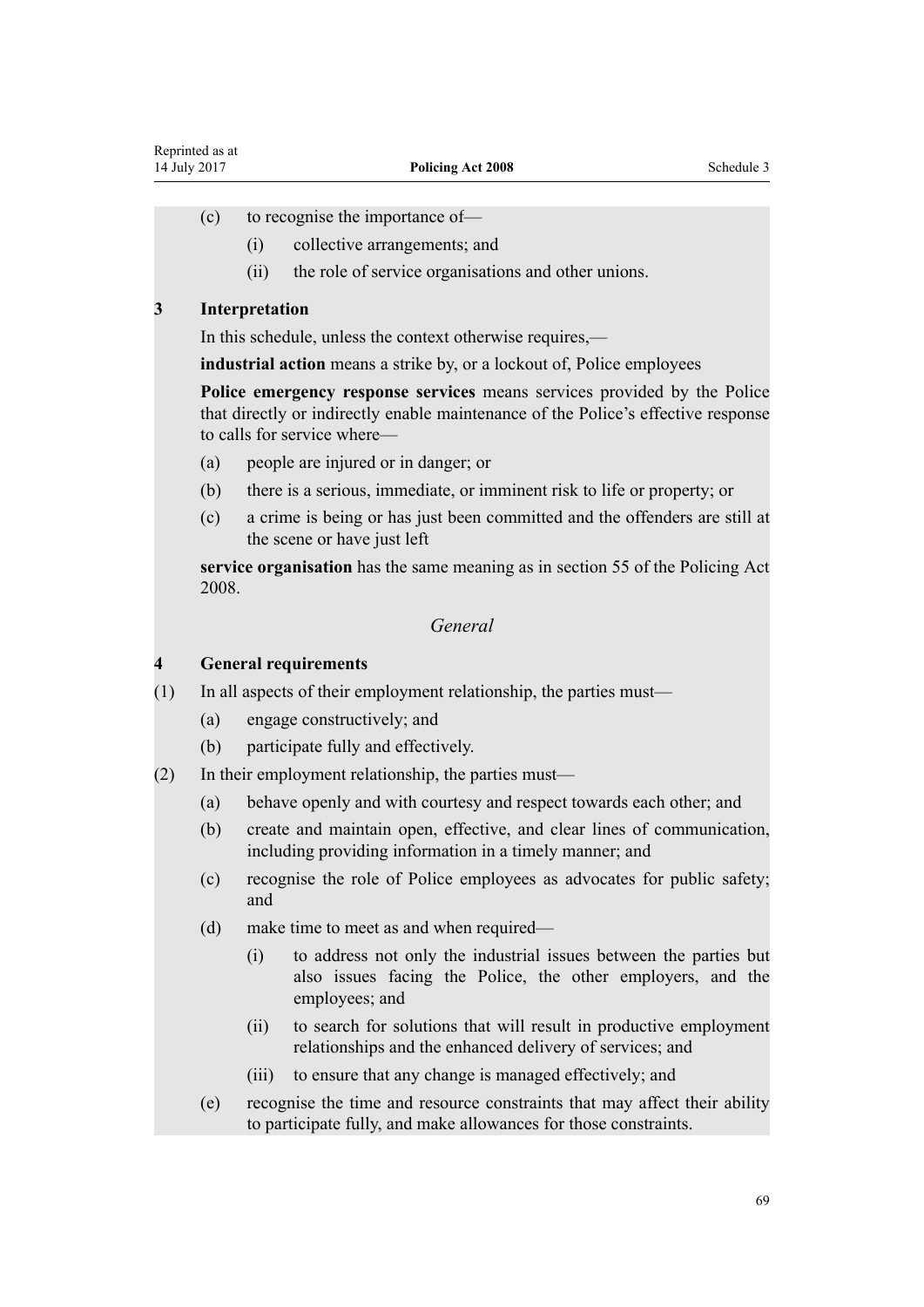(c) to recognise the importance of—

   (i) collective arrangements; and

   (ii) the role of service organisations and other unions.

### 3 Interpretation

In this schedule, unless the context otherwise requires,—

**industrial action** means a strike by, or a lockout of, Police employees

**Police emergency response services** means services provided by the Police that directly or indirectly enable maintenance of the Police's effective response to calls for service where—

(a) people are injured or in danger; or

(b) there is a serious, immediate, or imminent risk to life or property; or

(c) a crime is being or has just been committed and the offenders are still at the scene or have just left

**service organisation** has the same meaning as in section 55 of the Policing Act 2008.

## *General*

### 4 General requirements

(1) In all aspects of their employment relationship, the parties must—

   (a) engage constructively; and

   (b) participate fully and effectively.

(2) In their employment relationship, the parties must—

   (a) behave openly and with courtesy and respect towards each other; and

   (b) create and maintain open, effective, and clear lines of communication, including providing information in a timely manner; and

   (c) recognise the role of Police employees as advocates for public safety; and

   (d) make time to meet as and when required—

      (i) to address not only the industrial issues between the parties but also issues facing the Police, the other employers, and the employees; and

      (ii) to search for solutions that will result in productive employment relationships and the enhanced delivery of services; and

      (iii) to ensure that any change is managed effectively; and

   (e) recognise the time and resource constraints that may affect their ability to participate fully, and make allowances for those constraints.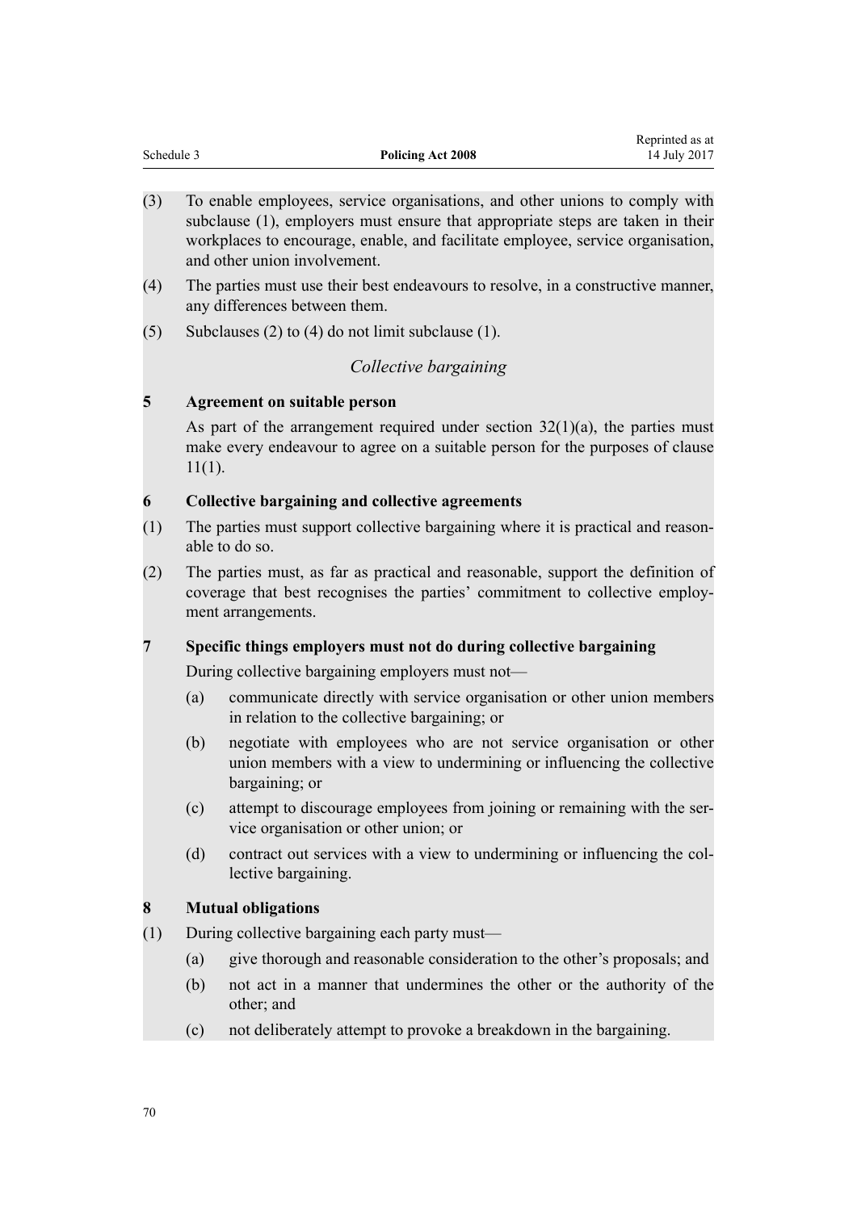(3) To enable employees, service organisations, and other unions to comply with subclause (1), employers must ensure that appropriate steps are taken in their workplaces to encourage, enable, and facilitate employee, service organisation, and other union involvement.

(4) The parties must use their best endeavours to resolve, in a constructive manner, any differences between them.

(5) Subclauses (2) to (4) do not limit subclause (1).

*Collective bargaining*

**5 Agreement on suitable person**

As part of the arrangement required under section 32(1)(a), the parties must make every endeavour to agree on a suitable person for the purposes of clause 11(1).

**6 Collective bargaining and collective agreements**

(1) The parties must support collective bargaining where it is practical and reasonable to do so.

(2) The parties must, as far as practical and reasonable, support the definition of coverage that best recognises the parties' commitment to collective employment arrangements.

**7 Specific things employers must not do during collective bargaining**

During collective bargaining employers must not—

(a) communicate directly with service organisation or other union members in relation to the collective bargaining; or

(b) negotiate with employees who are not service organisation or other union members with a view to undermining or influencing the collective bargaining; or

(c) attempt to discourage employees from joining or remaining with the service organisation or other union; or

(d) contract out services with a view to undermining or influencing the collective bargaining.

**8 Mutual obligations**

(1) During collective bargaining each party must—

(a) give thorough and reasonable consideration to the other's proposals; and

(b) not act in a manner that undermines the other or the authority of the other; and

(c) not deliberately attempt to provoke a breakdown in the bargaining.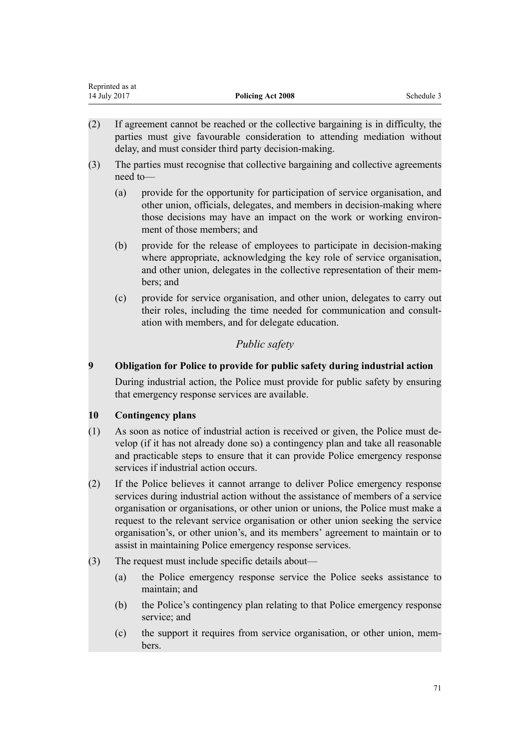(2) If agreement cannot be reached or the collective bargaining is in difficulty, the parties must give favourable consideration to attending mediation without delay, and must consider third party decision-making.

(3) The parties must recognise that collective bargaining and collective agreements need to—

(a) provide for the opportunity for participation of service organisation, and other union, officials, delegates, and members in decision-making where those decisions may have an impact on the work or working environment of those members; and

(b) provide for the release of employees to participate in decision-making where appropriate, acknowledging the key role of service organisation, and other union, delegates in the collective representation of their members; and

(c) provide for service organisation, and other union, delegates to carry out their roles, including the time needed for communication and consultation with members, and for delegate education.

*Public safety*

**9 Obligation for Police to provide for public safety during industrial action**

During industrial action, the Police must provide for public safety by ensuring that emergency response services are available.

**10 Contingency plans**

(1) As soon as notice of industrial action is received or given, the Police must develop (if it has not already done so) a contingency plan and take all reasonable and practicable steps to ensure that it can provide Police emergency response services if industrial action occurs.

(2) If the Police believes it cannot arrange to deliver Police emergency response services during industrial action without the assistance of members of a service organisation or organisations, or other union or unions, the Police must make a request to the relevant service organisation or other union seeking the service organisation's, or other union's, and its members' agreement to maintain or to assist in maintaining Police emergency response services.

(3) The request must include specific details about—

(a) the Police emergency response service the Police seeks assistance to maintain; and

(b) the Police's contingency plan relating to that Police emergency response service; and

(c) the support it requires from service organisation, or other union, members.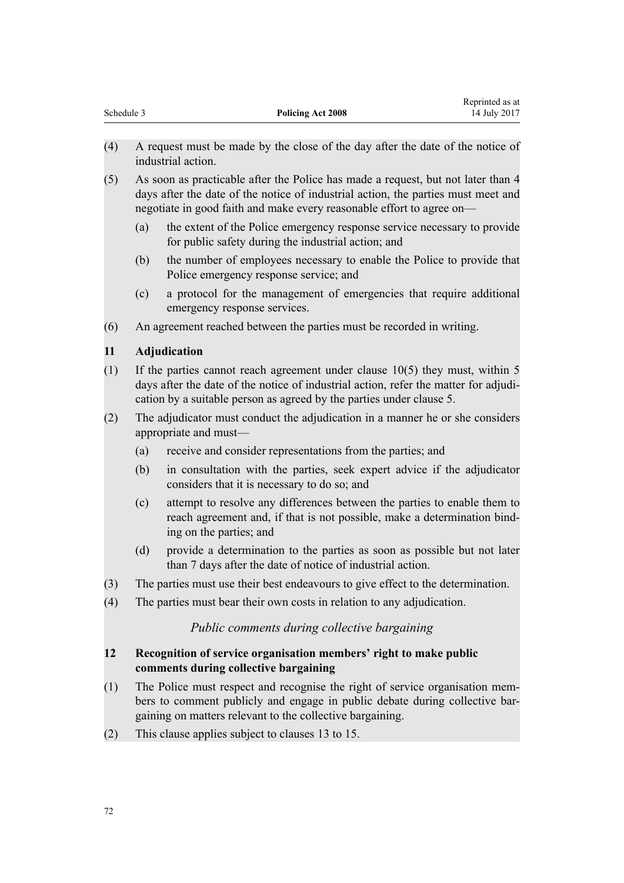(4) A request must be made by the close of the day after the date of the notice of industrial action.

(5) As soon as practicable after the Police has made a request, but not later than 4 days after the date of the notice of industrial action, the parties must meet and negotiate in good faith and make every reasonable effort to agree on—

  (a) the extent of the Police emergency response service necessary to provide for public safety during the industrial action; and

  (b) the number of employees necessary to enable the Police to provide that Police emergency response service; and

  (c) a protocol for the management of emergencies that require additional emergency response services.

(6) An agreement reached between the parties must be recorded in writing.

### 11 Adjudication

(1) If the parties cannot reach agreement under clause 10(5) they must, within 5 days after the date of the notice of industrial action, refer the matter for adjudication by a suitable person as agreed by the parties under clause 5.

(2) The adjudicator must conduct the adjudication in a manner he or she considers appropriate and must—

  (a) receive and consider representations from the parties; and

  (b) in consultation with the parties, seek expert advice if the adjudicator considers that it is necessary to do so; and

  (c) attempt to resolve any differences between the parties to enable them to reach agreement and, if that is not possible, make a determination binding on the parties; and

  (d) provide a determination to the parties as soon as possible but not later than 7 days after the date of notice of industrial action.

(3) The parties must use their best endeavours to give effect to the determination.

(4) The parties must bear their own costs in relation to any adjudication.

*Public comments during collective bargaining*

### 12 Recognition of service organisation members' right to make public comments during collective bargaining

(1) The Police must respect and recognise the right of service organisation members to comment publicly and engage in public debate during collective bargaining on matters relevant to the collective bargaining.

(2) This clause applies subject to clauses 13 to 15.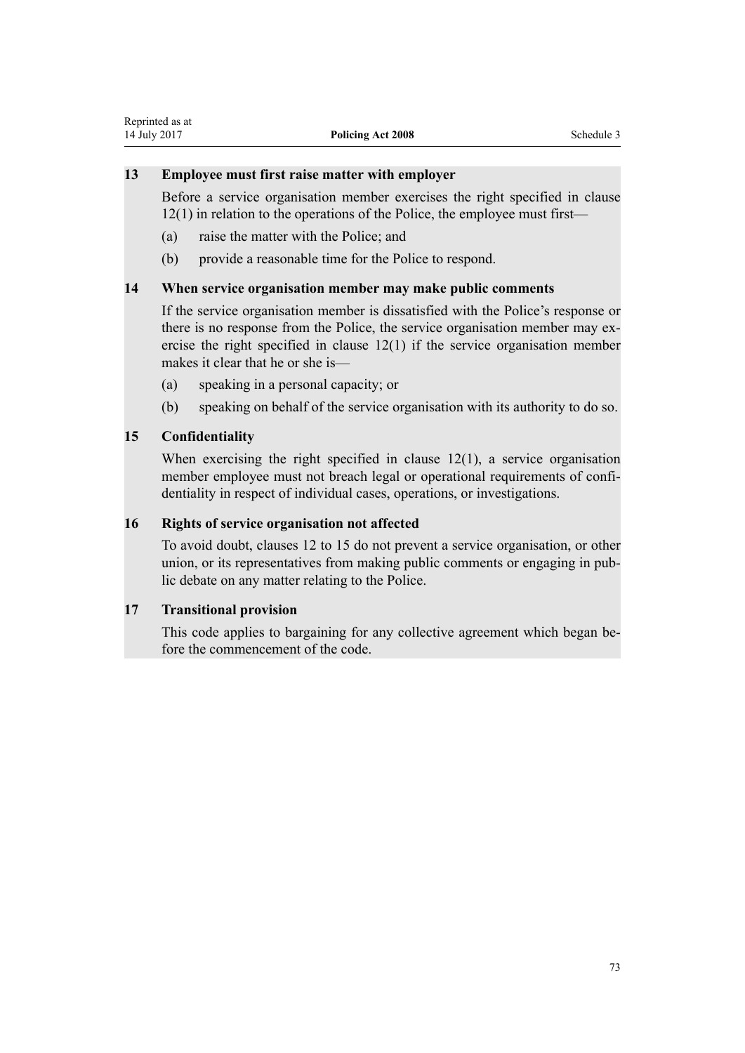### 13 Employee must first raise matter with employer

Before a service organisation member exercises the right specified in clause 12(1) in relation to the operations of the Police, the employee must first—

(a) raise the matter with the Police; and

(b) provide a reasonable time for the Police to respond.

### 14 When service organisation member may make public comments

If the service organisation member is dissatisfied with the Police's response or there is no response from the Police, the service organisation member may exercise the right specified in clause 12(1) if the service organisation member makes it clear that he or she is—

(a) speaking in a personal capacity; or

(b) speaking on behalf of the service organisation with its authority to do so.

### 15 Confidentiality

When exercising the right specified in clause 12(1), a service organisation member employee must not breach legal or operational requirements of confidentiality in respect of individual cases, operations, or investigations.

### 16 Rights of service organisation not affected

To avoid doubt, clauses 12 to 15 do not prevent a service organisation, or other union, or its representatives from making public comments or engaging in public debate on any matter relating to the Police.

### 17 Transitional provision

This code applies to bargaining for any collective agreement which began before the commencement of the code.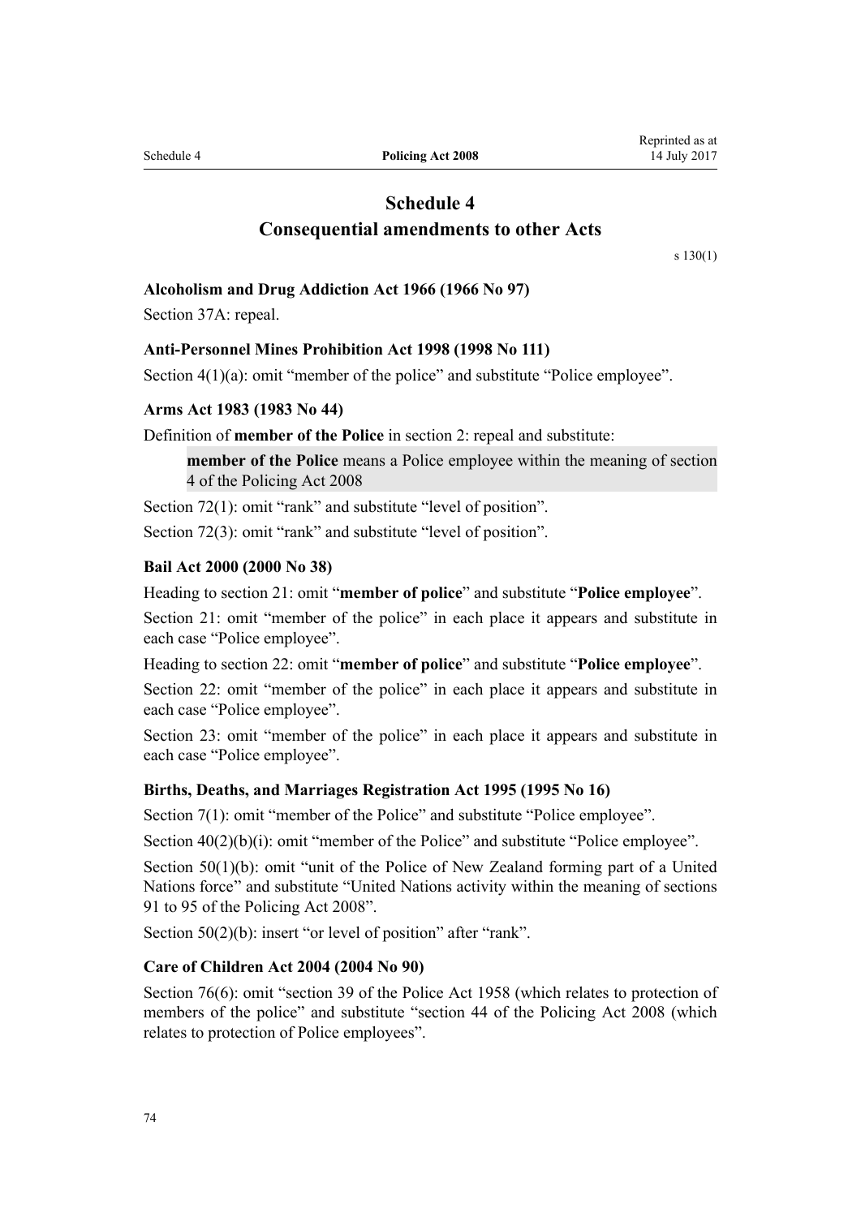# Schedule 4
## Consequential amendments to other Acts

s 130(1)

### Alcoholism and Drug Addiction Act 1966 (1966 No 97)

Section 37A: repeal.

### Anti-Personnel Mines Prohibition Act 1998 (1998 No 111)

Section 4(1)(a): omit “member of the police” and substitute “Police employee”.

### Arms Act 1983 (1983 No 44)

Definition of **member of the Police** in section 2: repeal and substitute:

> **member of the Police** means a Police employee within the meaning of section 4 of the Policing Act 2008

Section 72(1): omit “rank” and substitute “level of position”.

Section 72(3): omit “rank” and substitute “level of position”.

### Bail Act 2000 (2000 No 38)

Heading to section 21: omit “**member of police**” and substitute “**Police employee**”.

Section 21: omit “member of the police” in each place it appears and substitute in each case “Police employee”.

Heading to section 22: omit “**member of police**” and substitute “**Police employee**”.

Section 22: omit “member of the police” in each place it appears and substitute in each case “Police employee”.

Section 23: omit “member of the police” in each place it appears and substitute in each case “Police employee”.

### Births, Deaths, and Marriages Registration Act 1995 (1995 No 16)

Section 7(1): omit “member of the Police” and substitute “Police employee”.

Section 40(2)(b)(i): omit “member of the Police” and substitute “Police employee”.

Section 50(1)(b): omit “unit of the Police of New Zealand forming part of a United Nations force” and substitute “United Nations activity within the meaning of sections 91 to 95 of the Policing Act 2008”.

Section 50(2)(b): insert “or level of position” after “rank”.

### Care of Children Act 2004 (2004 No 90)

Section 76(6): omit “section 39 of the Police Act 1958 (which relates to protection of members of the police” and substitute “section 44 of the Policing Act 2008 (which relates to protection of Police employees”.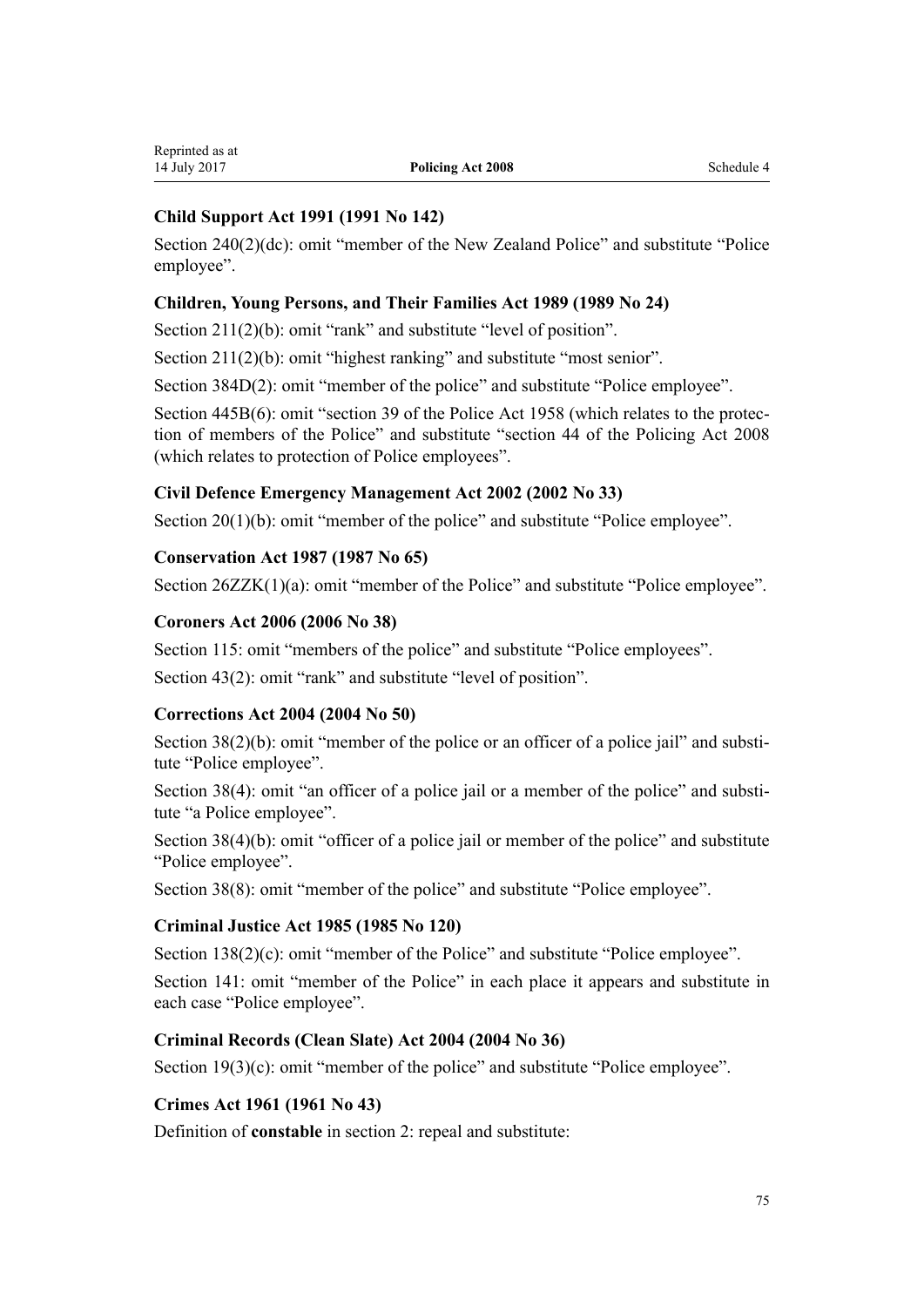### Child Support Act 1991 (1991 No 142)

Section 240(2)(dc): omit "member of the New Zealand Police" and substitute "Police employee".

### Children, Young Persons, and Their Families Act 1989 (1989 No 24)

Section 211(2)(b): omit "rank" and substitute "level of position".

Section 211(2)(b): omit "highest ranking" and substitute "most senior".

Section 384D(2): omit "member of the police" and substitute "Police employee".

Section 445B(6): omit "section 39 of the Police Act 1958 (which relates to the protection of members of the Police" and substitute "section 44 of the Policing Act 2008 (which relates to protection of Police employees".

### Civil Defence Emergency Management Act 2002 (2002 No 33)

Section 20(1)(b): omit "member of the police" and substitute "Police employee".

### Conservation Act 1987 (1987 No 65)

Section 26ZZK(1)(a): omit "member of the Police" and substitute "Police employee".

### Coroners Act 2006 (2006 No 38)

Section 115: omit "members of the police" and substitute "Police employees".

Section 43(2): omit "rank" and substitute "level of position".

### Corrections Act 2004 (2004 No 50)

Section 38(2)(b): omit "member of the police or an officer of a police jail" and substitute "Police employee".

Section 38(4): omit "an officer of a police jail or a member of the police" and substitute "a Police employee".

Section 38(4)(b): omit "officer of a police jail or member of the police" and substitute "Police employee".

Section 38(8): omit "member of the police" and substitute "Police employee".

### Criminal Justice Act 1985 (1985 No 120)

Section 138(2)(c): omit "member of the Police" and substitute "Police employee".

Section 141: omit "member of the Police" in each place it appears and substitute in each case "Police employee".

### Criminal Records (Clean Slate) Act 2004 (2004 No 36)

Section 19(3)(c): omit "member of the police" and substitute "Police employee".

### Crimes Act 1961 (1961 No 43)

Definition of **constable** in section 2: repeal and substitute: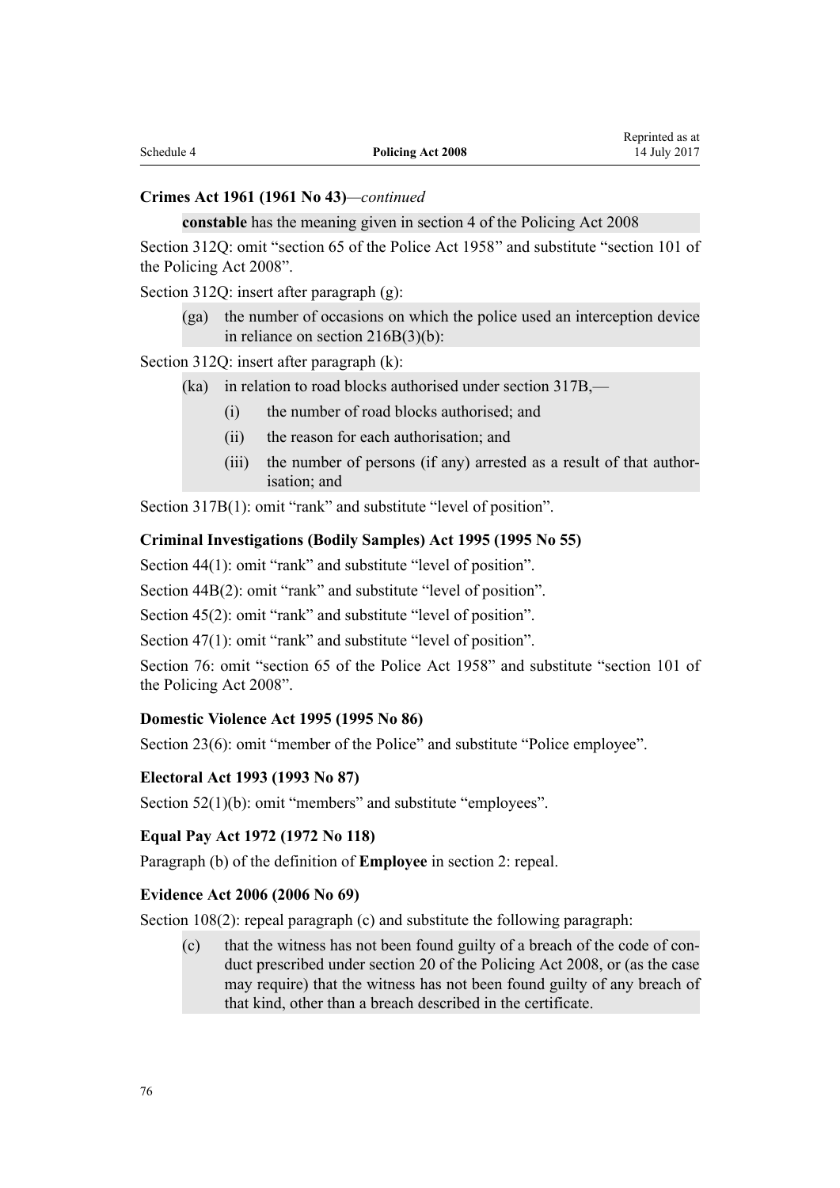**Crimes Act 1961 (1961 No 43)**—*continued*

> **constable** has the meaning given in section 4 of the Policing Act 2008

Section 312Q: omit "section 65 of the Police Act 1958" and substitute "section 101 of the Policing Act 2008".

Section 312Q: insert after paragraph (g):

> (ga) the number of occasions on which the police used an interception device in reliance on section 216B(3)(b):

Section 312Q: insert after paragraph (k):

> (ka) in relation to road blocks authorised under section 317B,—
>
> (i) the number of road blocks authorised; and
>
> (ii) the reason for each authorisation; and
>
> (iii) the number of persons (if any) arrested as a result of that authorisation; and

Section 317B(1): omit "rank" and substitute "level of position".

**Criminal Investigations (Bodily Samples) Act 1995 (1995 No 55)**

Section 44(1): omit "rank" and substitute "level of position".

Section 44B(2): omit "rank" and substitute "level of position".

Section 45(2): omit "rank" and substitute "level of position".

Section 47(1): omit "rank" and substitute "level of position".

Section 76: omit "section 65 of the Police Act 1958" and substitute "section 101 of the Policing Act 2008".

**Domestic Violence Act 1995 (1995 No 86)**

Section 23(6): omit "member of the Police" and substitute "Police employee".

**Electoral Act 1993 (1993 No 87)**

Section 52(1)(b): omit "members" and substitute "employees".

**Equal Pay Act 1972 (1972 No 118)**

Paragraph (b) of the definition of **Employee** in section 2: repeal.

**Evidence Act 2006 (2006 No 69)**

Section 108(2): repeal paragraph (c) and substitute the following paragraph:

> (c) that the witness has not been found guilty of a breach of the code of conduct prescribed under section 20 of the Policing Act 2008, or (as the case may require) that the witness has not been found guilty of any breach of that kind, other than a breach described in the certificate.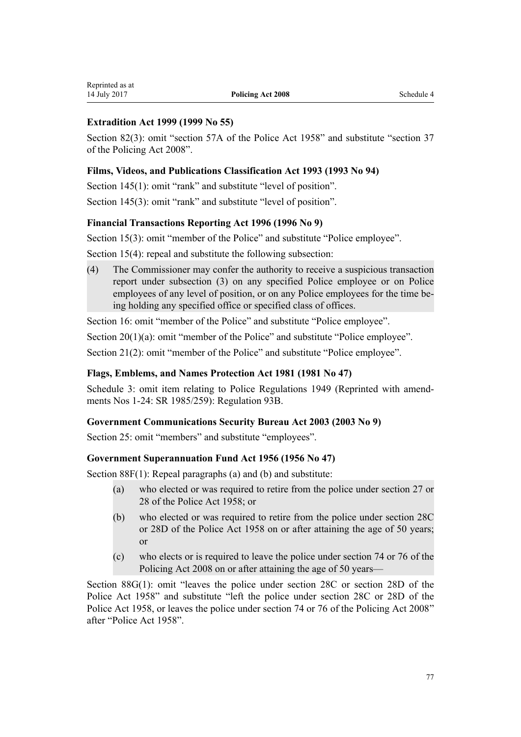**Extradition Act 1999 (1999 No 55)**

Section 82(3): omit "section 57A of the Police Act 1958" and substitute "section 37 of the Policing Act 2008".

**Films, Videos, and Publications Classification Act 1993 (1993 No 94)**

Section 145(1): omit "rank" and substitute "level of position".

Section 145(3): omit "rank" and substitute "level of position".

**Financial Transactions Reporting Act 1996 (1996 No 9)**

Section 15(3): omit "member of the Police" and substitute "Police employee".

Section 15(4): repeal and substitute the following subsection:

(4) The Commissioner may confer the authority to receive a suspicious transaction report under subsection (3) on any specified Police employee or on Police employees of any level of position, or on any Police employees for the time being holding any specified office or specified class of offices.

Section 16: omit "member of the Police" and substitute "Police employee".

Section 20(1)(a): omit "member of the Police" and substitute "Police employee".

Section 21(2): omit "member of the Police" and substitute "Police employee".

**Flags, Emblems, and Names Protection Act 1981 (1981 No 47)**

Schedule 3: omit item relating to Police Regulations 1949 (Reprinted with amendments Nos 1-24: SR 1985/259): Regulation 93B.

**Government Communications Security Bureau Act 2003 (2003 No 9)**

Section 25: omit "members" and substitute "employees".

**Government Superannuation Fund Act 1956 (1956 No 47)**

Section 88F(1): Repeal paragraphs (a) and (b) and substitute:

(a) who elected or was required to retire from the police under section 27 or 28 of the Police Act 1958; or

(b) who elected or was required to retire from the police under section 28C or 28D of the Police Act 1958 on or after attaining the age of 50 years; or

(c) who elects or is required to leave the police under section 74 or 76 of the Policing Act 2008 on or after attaining the age of 50 years—

Section 88G(1): omit "leaves the police under section 28C or section 28D of the Police Act 1958" and substitute "left the police under section 28C or 28D of the Police Act 1958, or leaves the police under section 74 or 76 of the Policing Act 2008" after "Police Act 1958".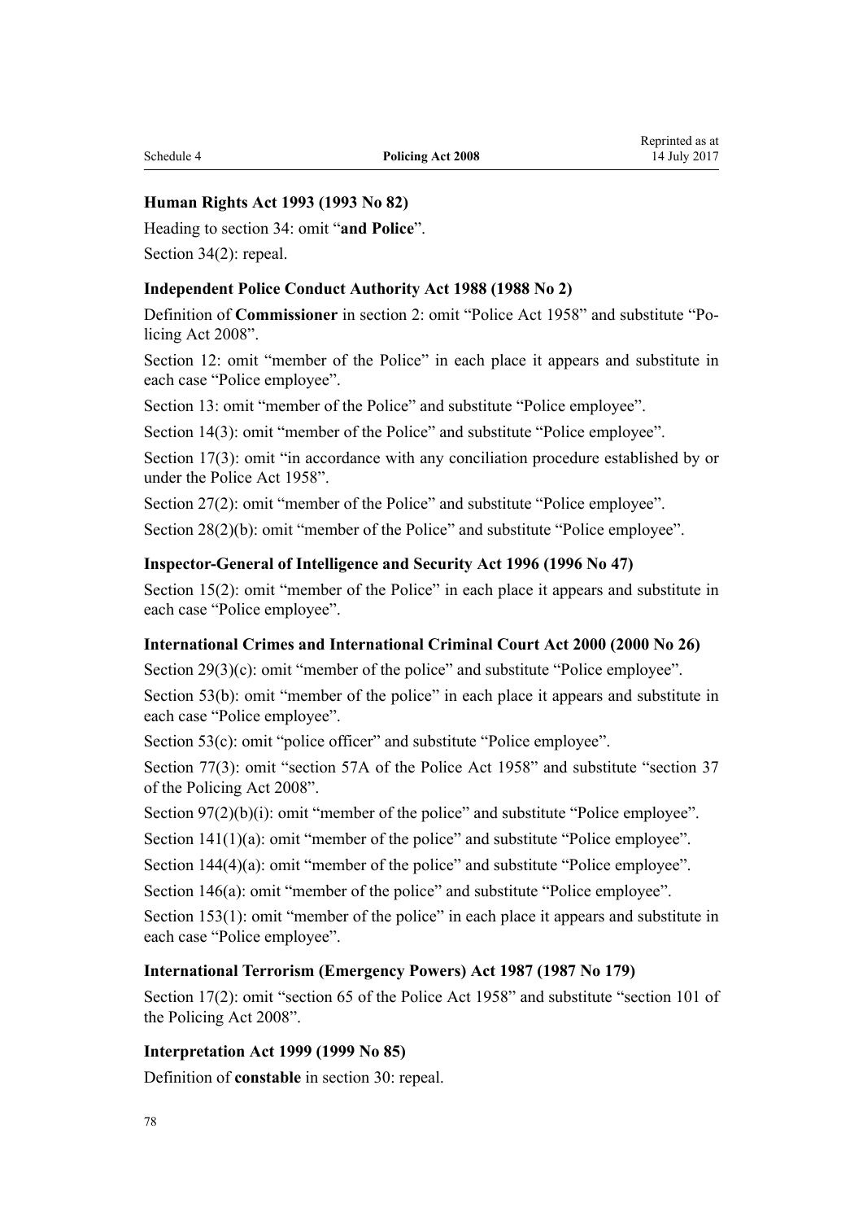**Human Rights Act 1993 (1993 No 82)**

Heading to section 34: omit "**and Police**".

Section 34(2): repeal.

**Independent Police Conduct Authority Act 1988 (1988 No 2)**

Definition of **Commissioner** in section 2: omit "Police Act 1958" and substitute "Policing Act 2008".

Section 12: omit "member of the Police" in each place it appears and substitute in each case "Police employee".

Section 13: omit "member of the Police" and substitute "Police employee".

Section 14(3): omit "member of the Police" and substitute "Police employee".

Section 17(3): omit "in accordance with any conciliation procedure established by or under the Police Act 1958".

Section 27(2): omit "member of the Police" and substitute "Police employee".

Section 28(2)(b): omit "member of the Police" and substitute "Police employee".

**Inspector-General of Intelligence and Security Act 1996 (1996 No 47)**

Section 15(2): omit "member of the Police" in each place it appears and substitute in each case "Police employee".

**International Crimes and International Criminal Court Act 2000 (2000 No 26)**

Section 29(3)(c): omit "member of the police" and substitute "Police employee".

Section 53(b): omit "member of the police" in each place it appears and substitute in each case "Police employee".

Section 53(c): omit "police officer" and substitute "Police employee".

Section 77(3): omit "section 57A of the Police Act 1958" and substitute "section 37 of the Policing Act 2008".

Section 97(2)(b)(i): omit "member of the police" and substitute "Police employee".

Section 141(1)(a): omit "member of the police" and substitute "Police employee".

Section 144(4)(a): omit "member of the police" and substitute "Police employee".

Section 146(a): omit "member of the police" and substitute "Police employee".

Section 153(1): omit "member of the police" in each place it appears and substitute in each case "Police employee".

**International Terrorism (Emergency Powers) Act 1987 (1987 No 179)**

Section 17(2): omit "section 65 of the Police Act 1958" and substitute "section 101 of the Policing Act 2008".

**Interpretation Act 1999 (1999 No 85)**

Definition of **constable** in section 30: repeal.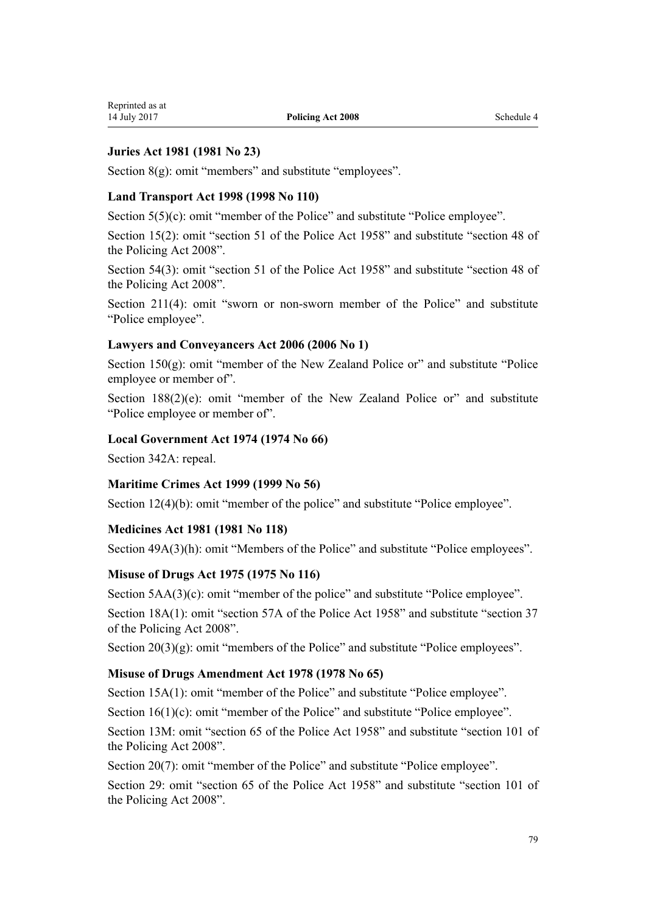### Juries Act 1981 (1981 No 23)

Section 8(g): omit "members" and substitute "employees".

### Land Transport Act 1998 (1998 No 110)

Section 5(5)(c): omit "member of the Police" and substitute "Police employee".

Section 15(2): omit "section 51 of the Police Act 1958" and substitute "section 48 of the Policing Act 2008".

Section 54(3): omit "section 51 of the Police Act 1958" and substitute "section 48 of the Policing Act 2008".

Section 211(4): omit "sworn or non-sworn member of the Police" and substitute "Police employee".

### Lawyers and Conveyancers Act 2006 (2006 No 1)

Section 150(g): omit "member of the New Zealand Police or" and substitute "Police employee or member of".

Section 188(2)(e): omit "member of the New Zealand Police or" and substitute "Police employee or member of".

### Local Government Act 1974 (1974 No 66)

Section 342A: repeal.

### Maritime Crimes Act 1999 (1999 No 56)

Section 12(4)(b): omit "member of the police" and substitute "Police employee".

### Medicines Act 1981 (1981 No 118)

Section 49A(3)(h): omit "Members of the Police" and substitute "Police employees".

### Misuse of Drugs Act 1975 (1975 No 116)

Section 5AA(3)(c): omit "member of the police" and substitute "Police employee".

Section 18A(1): omit "section 57A of the Police Act 1958" and substitute "section 37 of the Policing Act 2008".

Section 20(3)(g): omit "members of the Police" and substitute "Police employees".

### Misuse of Drugs Amendment Act 1978 (1978 No 65)

Section 15A(1): omit "member of the Police" and substitute "Police employee".

Section 16(1)(c): omit "member of the Police" and substitute "Police employee".

Section 13M: omit "section 65 of the Police Act 1958" and substitute "section 101 of the Policing Act 2008".

Section 20(7): omit "member of the Police" and substitute "Police employee".

Section 29: omit "section 65 of the Police Act 1958" and substitute "section 101 of the Policing Act 2008".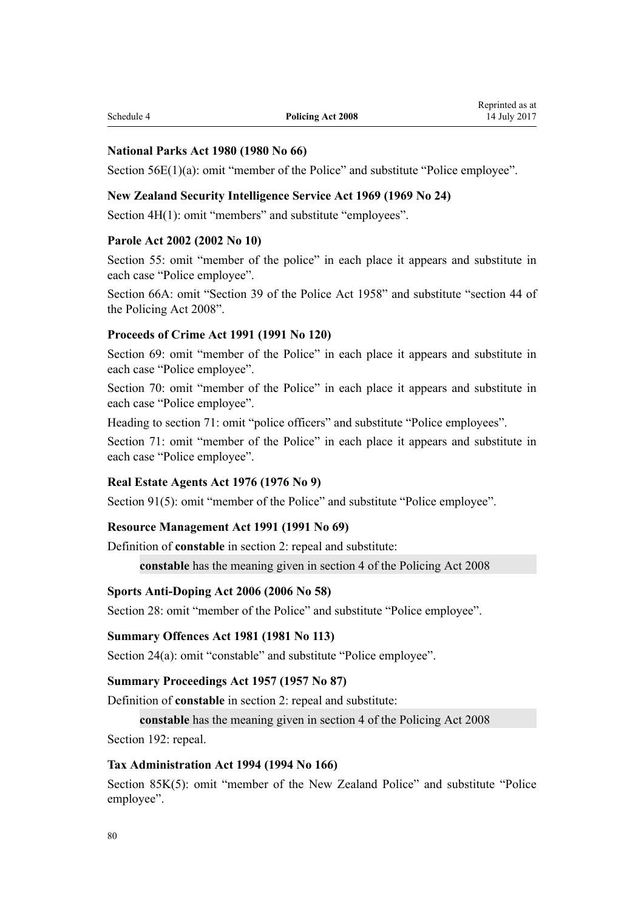**National Parks Act 1980 (1980 No 66)**

Section 56E(1)(a): omit "member of the Police" and substitute "Police employee".

**New Zealand Security Intelligence Service Act 1969 (1969 No 24)**

Section 4H(1): omit "members" and substitute "employees".

**Parole Act 2002 (2002 No 10)**

Section 55: omit "member of the police" in each place it appears and substitute in each case "Police employee".

Section 66A: omit "Section 39 of the Police Act 1958" and substitute "section 44 of the Policing Act 2008".

**Proceeds of Crime Act 1991 (1991 No 120)**

Section 69: omit "member of the Police" in each place it appears and substitute in each case "Police employee".

Section 70: omit "member of the Police" in each place it appears and substitute in each case "Police employee".

Heading to section 71: omit "police officers" and substitute "Police employees".

Section 71: omit "member of the Police" in each place it appears and substitute in each case "Police employee".

**Real Estate Agents Act 1976 (1976 No 9)**

Section 91(5): omit "member of the Police" and substitute "Police employee".

**Resource Management Act 1991 (1991 No 69)**

Definition of **constable** in section 2: repeal and substitute:

> **constable** has the meaning given in section 4 of the Policing Act 2008

**Sports Anti-Doping Act 2006 (2006 No 58)**

Section 28: omit "member of the Police" and substitute "Police employee".

**Summary Offences Act 1981 (1981 No 113)**

Section 24(a): omit "constable" and substitute "Police employee".

**Summary Proceedings Act 1957 (1957 No 87)**

Definition of **constable** in section 2: repeal and substitute:

> **constable** has the meaning given in section 4 of the Policing Act 2008

Section 192: repeal.

**Tax Administration Act 1994 (1994 No 166)**

Section 85K(5): omit "member of the New Zealand Police" and substitute "Police employee".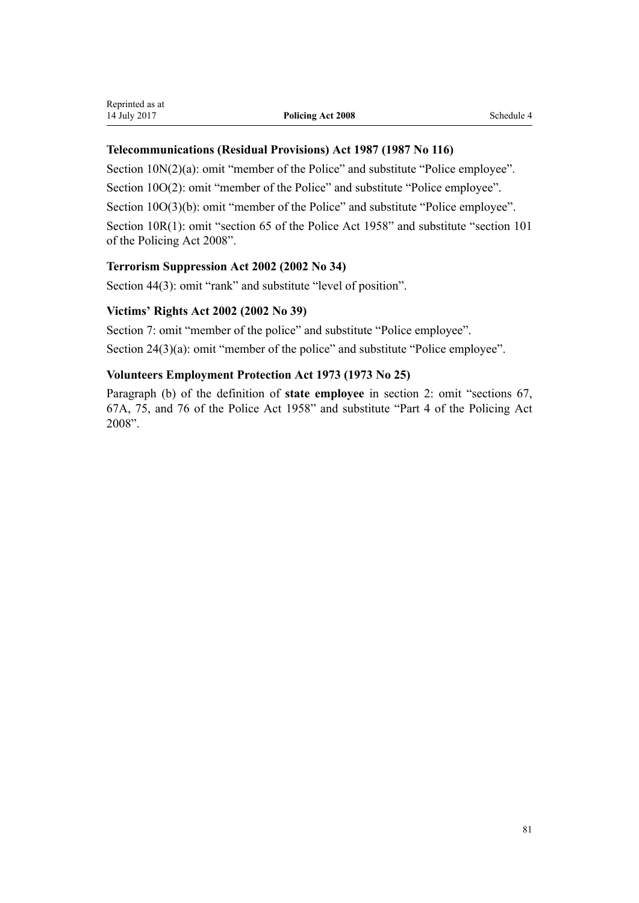### Telecommunications (Residual Provisions) Act 1987 (1987 No 116)

Section 10N(2)(a): omit "member of the Police" and substitute "Police employee".

Section 10O(2): omit "member of the Police" and substitute "Police employee".

Section 10O(3)(b): omit "member of the Police" and substitute "Police employee".

Section 10R(1): omit "section 65 of the Police Act 1958" and substitute "section 101 of the Policing Act 2008".

### Terrorism Suppression Act 2002 (2002 No 34)

Section 44(3): omit "rank" and substitute "level of position".

### Victims' Rights Act 2002 (2002 No 39)

Section 7: omit "member of the police" and substitute "Police employee".

Section 24(3)(a): omit "member of the police" and substitute "Police employee".

### Volunteers Employment Protection Act 1973 (1973 No 25)

Paragraph (b) of the definition of **state employee** in section 2: omit "sections 67, 67A, 75, and 76 of the Police Act 1958" and substitute "Part 4 of the Policing Act 2008".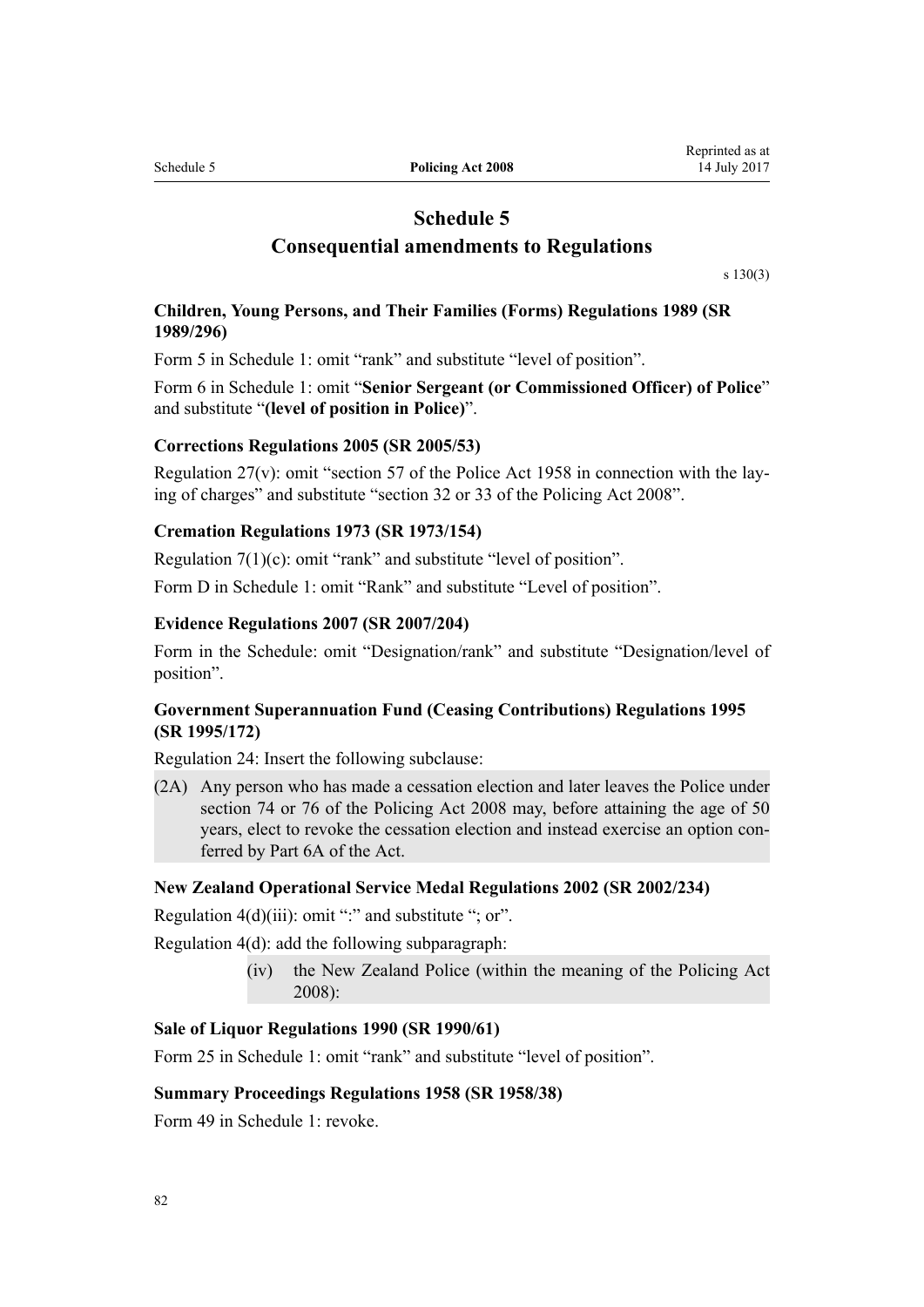# Schedule 5
## Consequential amendments to Regulations

s 130(3)

### Children, Young Persons, and Their Families (Forms) Regulations 1989 (SR 1989/296)

Form 5 in Schedule 1: omit "rank" and substitute "level of position".

Form 6 in Schedule 1: omit "**Senior Sergeant (or Commissioned Officer) of Police**" and substitute "**(level of position in Police)**".

### Corrections Regulations 2005 (SR 2005/53)

Regulation 27(v): omit "section 57 of the Police Act 1958 in connection with the laying of charges" and substitute "section 32 or 33 of the Policing Act 2008".

### Cremation Regulations 1973 (SR 1973/154)

Regulation 7(1)(c): omit "rank" and substitute "level of position".

Form D in Schedule 1: omit "Rank" and substitute "Level of position".

### Evidence Regulations 2007 (SR 2007/204)

Form in the Schedule: omit "Designation/rank" and substitute "Designation/level of position".

### Government Superannuation Fund (Ceasing Contributions) Regulations 1995 (SR 1995/172)

Regulation 24: Insert the following subclause:

(2A) Any person who has made a cessation election and later leaves the Police under section 74 or 76 of the Policing Act 2008 may, before attaining the age of 50 years, elect to revoke the cessation election and instead exercise an option conferred by Part 6A of the Act.

### New Zealand Operational Service Medal Regulations 2002 (SR 2002/234)

Regulation 4(d)(iii): omit ":" and substitute "; or".

Regulation 4(d): add the following subparagraph:

(iv) the New Zealand Police (within the meaning of the Policing Act 2008):

### Sale of Liquor Regulations 1990 (SR 1990/61)

Form 25 in Schedule 1: omit "rank" and substitute "level of position".

### Summary Proceedings Regulations 1958 (SR 1958/38)

Form 49 in Schedule 1: revoke.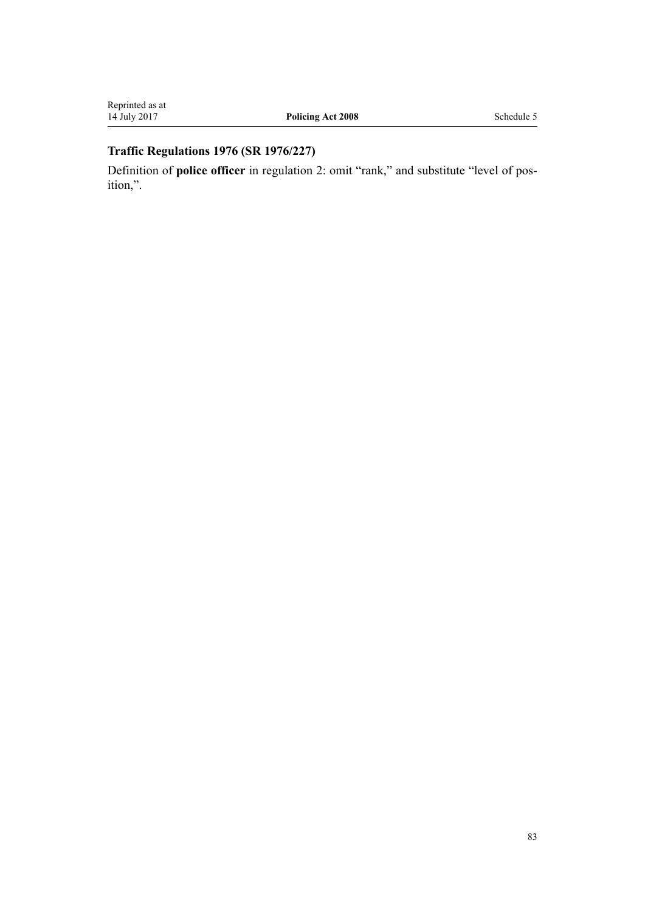### Traffic Regulations 1976 (SR 1976/227)

Definition of **police officer** in regulation 2: omit "rank," and substitute "level of position,".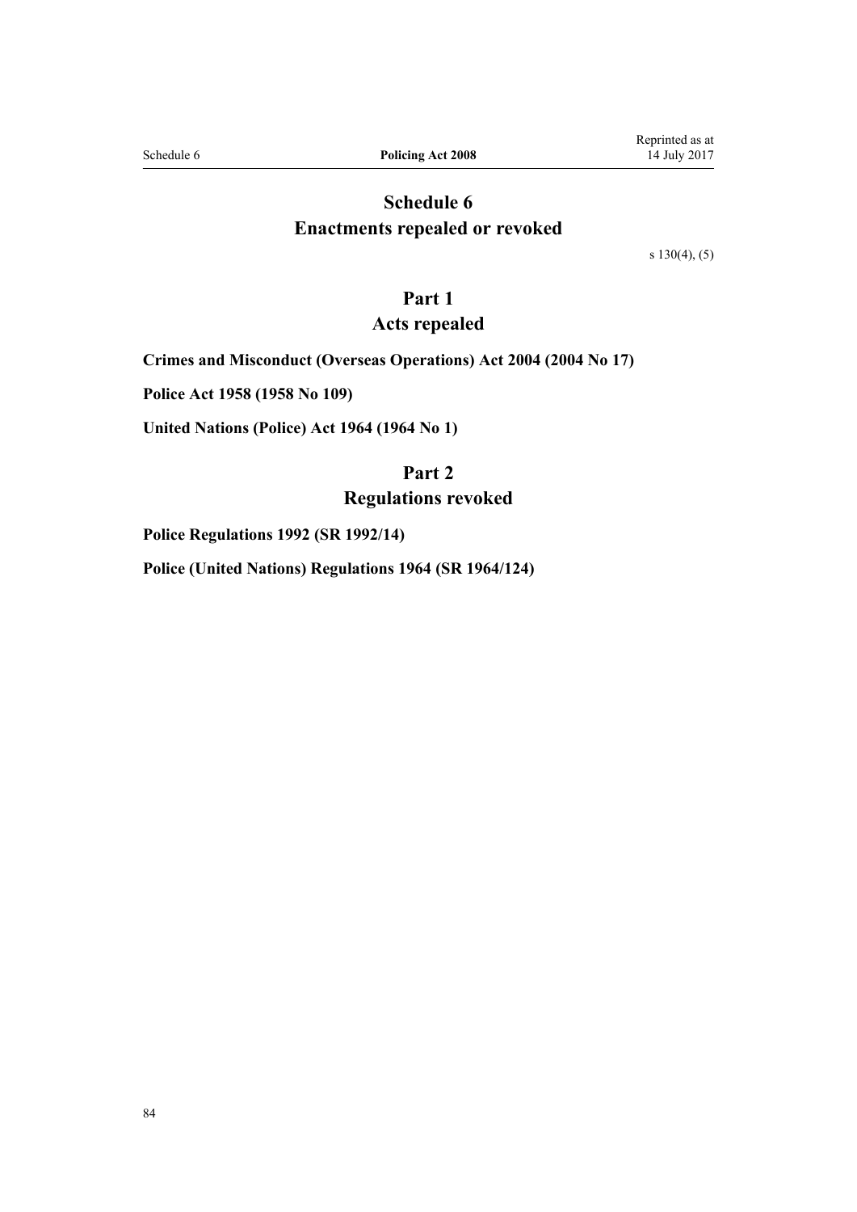# Schedule 6
# Enactments repealed or revoked

s 130(4), (5)

## Part 1
## Acts repealed

**Crimes and Misconduct (Overseas Operations) Act 2004 (2004 No 17)**

**Police Act 1958 (1958 No 109)**

**United Nations (Police) Act 1964 (1964 No 1)**

## Part 2
## Regulations revoked

**Police Regulations 1992 (SR 1992/14)**

**Police (United Nations) Regulations 1964 (SR 1964/124)**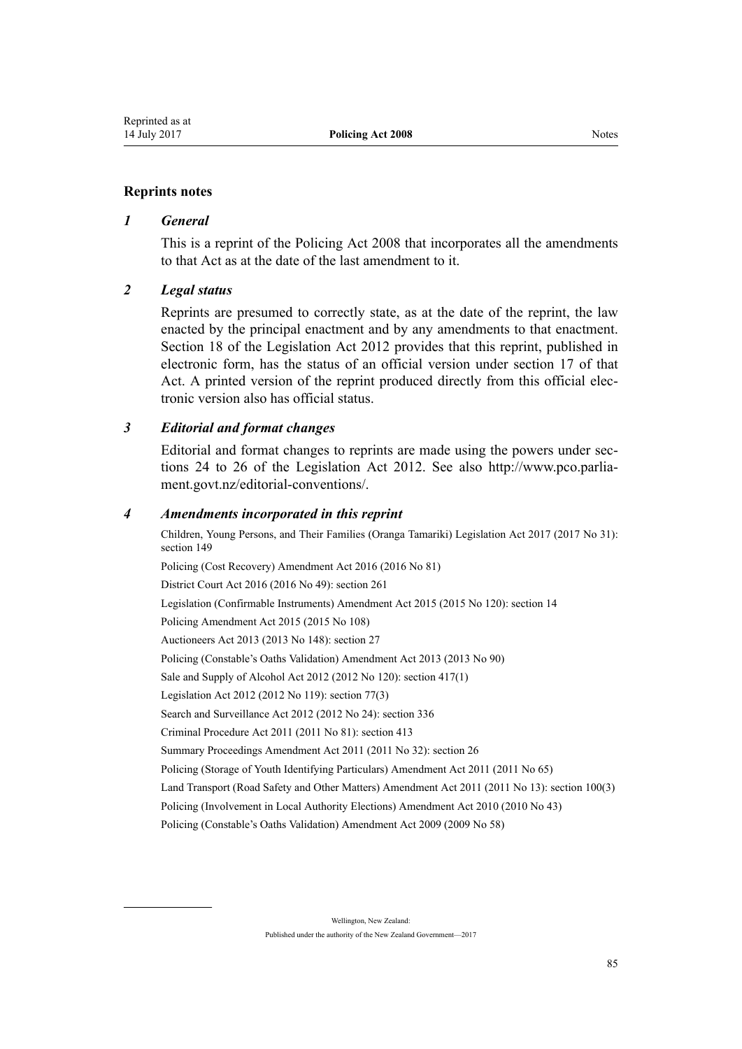## Reprints notes

### *1 General*

This is a reprint of the Policing Act 2008 that incorporates all the amendments to that Act as at the date of the last amendment to it.

### *2 Legal status*

Reprints are presumed to correctly state, as at the date of the reprint, the law enacted by the principal enactment and by any amendments to that enactment. Section 18 of the Legislation Act 2012 provides that this reprint, published in electronic form, has the status of an official version under section 17 of that Act. A printed version of the reprint produced directly from this official electronic version also has official status.

### *3 Editorial and format changes*

Editorial and format changes to reprints are made using the powers under sections 24 to 26 of the Legislation Act 2012. See also http://www.pco.parliament.govt.nz/editorial-conventions/.

### *4 Amendments incorporated in this reprint*

Children, Young Persons, and Their Families (Oranga Tamariki) Legislation Act 2017 (2017 No 31): section 149

Policing (Cost Recovery) Amendment Act 2016 (2016 No 81)

District Court Act 2016 (2016 No 49): section 261

Legislation (Confirmable Instruments) Amendment Act 2015 (2015 No 120): section 14

Policing Amendment Act 2015 (2015 No 108)

Auctioneers Act 2013 (2013 No 148): section 27

Policing (Constable's Oaths Validation) Amendment Act 2013 (2013 No 90)

Sale and Supply of Alcohol Act 2012 (2012 No 120): section 417(1)

Legislation Act 2012 (2012 No 119): section 77(3)

Search and Surveillance Act 2012 (2012 No 24): section 336

Criminal Procedure Act 2011 (2011 No 81): section 413

Summary Proceedings Amendment Act 2011 (2011 No 32): section 26

Policing (Storage of Youth Identifying Particulars) Amendment Act 2011 (2011 No 65)

Land Transport (Road Safety and Other Matters) Amendment Act 2011 (2011 No 13): section 100(3)

Policing (Involvement in Local Authority Elections) Amendment Act 2010 (2010 No 43)

Policing (Constable's Oaths Validation) Amendment Act 2009 (2009 No 58)

Wellington, New Zealand:

Published under the authority of the New Zealand Government—2017